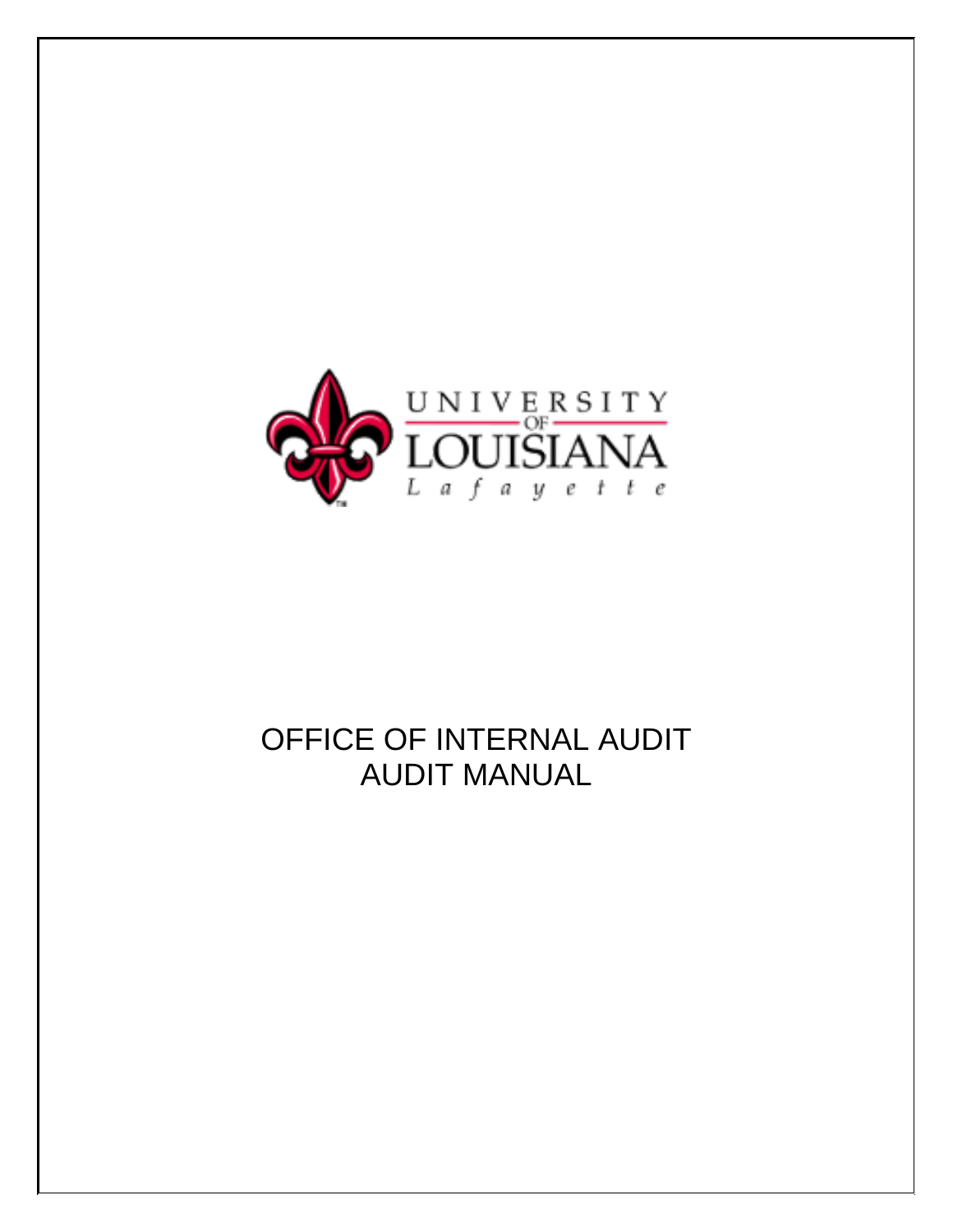UNIVERSITY OF LOUISIANA

Lafayette

# OFFICE OF INTERNAL AUDIT
# AUDIT MANUAL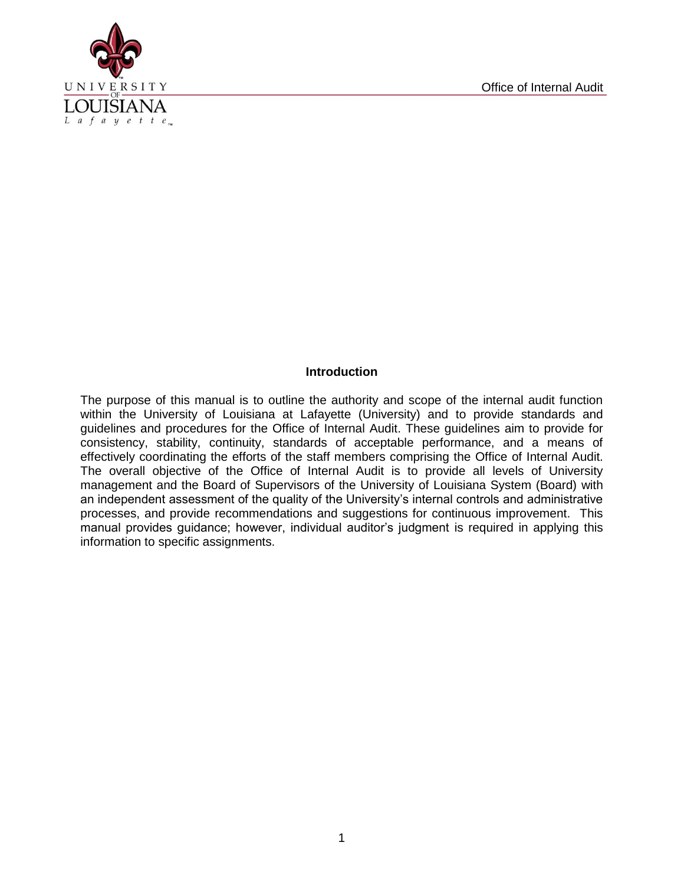## Introduction

The purpose of this manual is to outline the authority and scope of the internal audit function within the University of Louisiana at Lafayette (University) and to provide standards and guidelines and procedures for the Office of Internal Audit. These guidelines aim to provide for consistency, stability, continuity, standards of acceptable performance, and a means of effectively coordinating the efforts of the staff members comprising the Office of Internal Audit. The overall objective of the Office of Internal Audit is to provide all levels of University management and the Board of Supervisors of the University of Louisiana System (Board) with an independent assessment of the quality of the University's internal controls and administrative processes, and provide recommendations and suggestions for continuous improvement. This manual provides guidance; however, individual auditor's judgment is required in applying this information to specific assignments.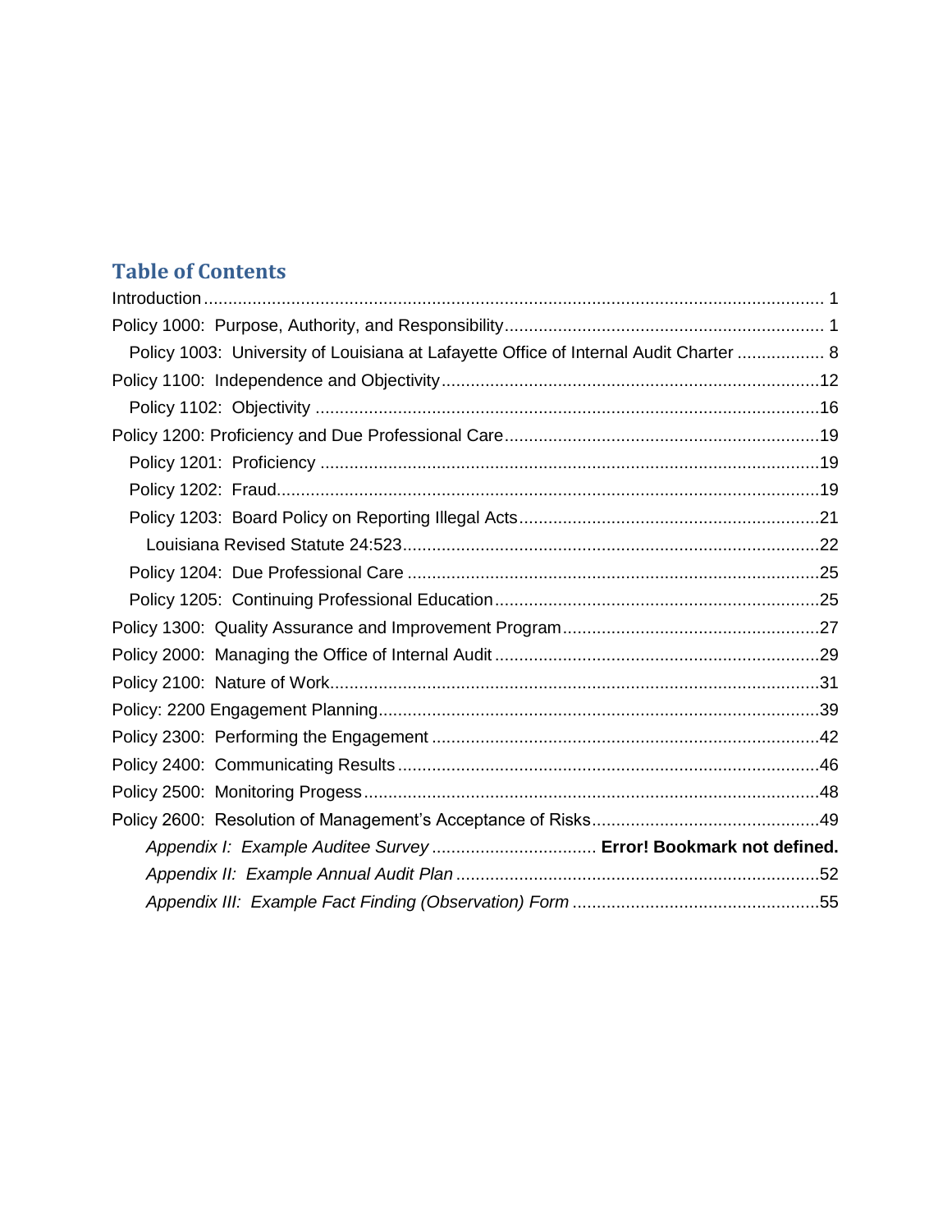## Table of Contents

Introduction ........................................................................................................................ 1

Policy 1000: Purpose, Authority, and Responsibility ................................................................. 1

- Policy 1003: University of Louisiana at Lafayette Office of Internal Audit Charter .................. 8

Policy 1100: Independence and Objectivity ............................................................................ 12

- Policy 1102: Objectivity ...................................................................................................... 16

Policy 1200: Proficiency and Due Professional Care ............................................................... 19

- Policy 1201: Proficiency ...................................................................................................... 19
- Policy 1202: Fraud ................................................................................................................ 19
- Policy 1203: Board Policy on Reporting Illegal Acts ............................................................. 21
  - Louisiana Revised Statute 24:523 ..................................................................................... 22
- Policy 1204: Due Professional Care .................................................................................... 25
- Policy 1205: Continuing Professional Education .................................................................. 25

Policy 1300: Quality Assurance and Improvement Program .................................................... 27

Policy 2000: Managing the Office of Internal Audit ................................................................. 29

Policy 2100: Nature of Work .................................................................................................... 31

Policy: 2200 Engagement Planning .......................................................................................... 39

Policy 2300: Performing the Engagement ............................................................................... 42

Policy 2400: Communicating Results ...................................................................................... 46

Policy 2500: Monitoring Progess ............................................................................................. 48

Policy 2600: Resolution of Management's Acceptance of Risks .............................................. 49

- *Appendix I: Example Auditee Survey* ................................. **Error! Bookmark not defined.**
- *Appendix II: Example Annual Audit Plan* .......................................................................... 52
- *Appendix III: Example Fact Finding (Observation) Form* .................................................. 55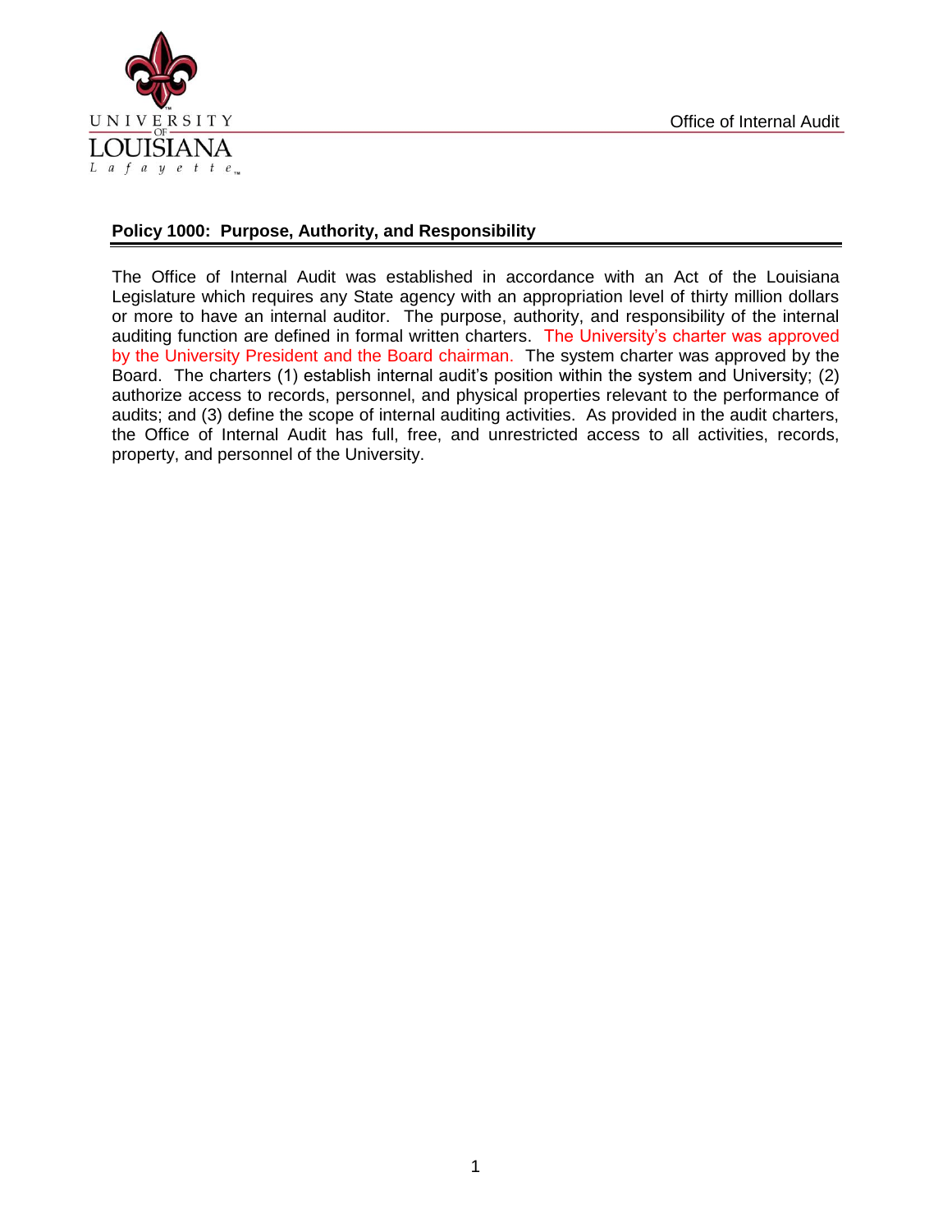## Policy 1000: Purpose, Authority, and Responsibility

The Office of Internal Audit was established in accordance with an Act of the Louisiana Legislature which requires any State agency with an appropriation level of thirty million dollars or more to have an internal auditor. The purpose, authority, and responsibility of the internal auditing function are defined in formal written charters. The University's charter was approved by the University President and the Board chairman. The system charter was approved by the Board. The charters (1) establish internal audit's position within the system and University; (2) authorize access to records, personnel, and physical properties relevant to the performance of audits; and (3) define the scope of internal auditing activities. As provided in the audit charters, the Office of Internal Audit has full, free, and unrestricted access to all activities, records, property, and personnel of the University.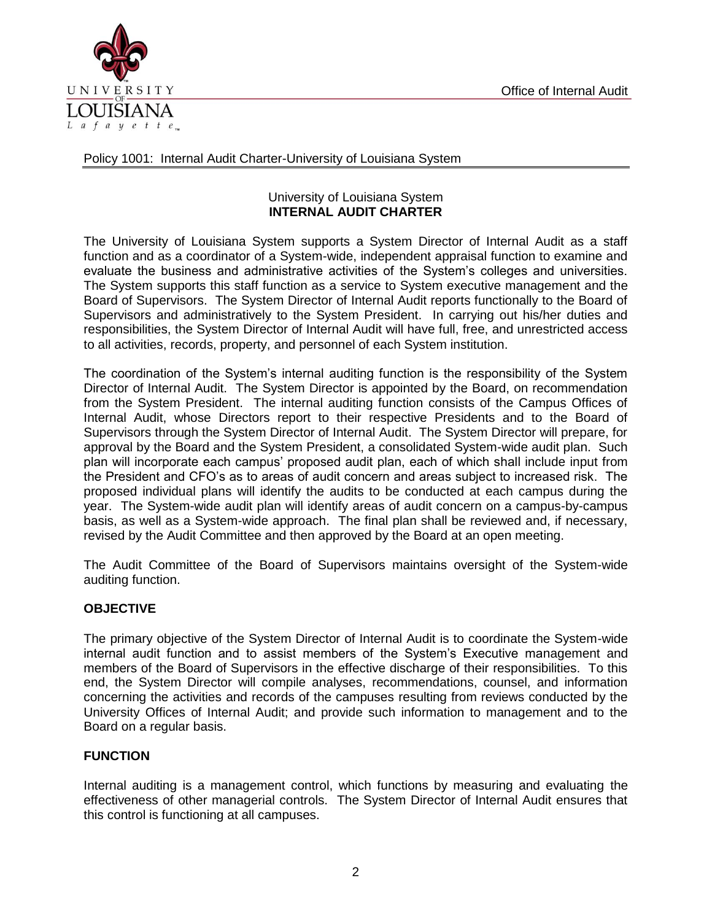Policy 1001: Internal Audit Charter-University of Louisiana System

University of Louisiana System
**INTERNAL AUDIT CHARTER**

The University of Louisiana System supports a System Director of Internal Audit as a staff function and as a coordinator of a System-wide, independent appraisal function to examine and evaluate the business and administrative activities of the System's colleges and universities. The System supports this staff function as a service to System executive management and the Board of Supervisors. The System Director of Internal Audit reports functionally to the Board of Supervisors and administratively to the System President. In carrying out his/her duties and responsibilities, the System Director of Internal Audit will have full, free, and unrestricted access to all activities, records, property, and personnel of each System institution.

The coordination of the System's internal auditing function is the responsibility of the System Director of Internal Audit. The System Director is appointed by the Board, on recommendation from the System President. The internal auditing function consists of the Campus Offices of Internal Audit, whose Directors report to their respective Presidents and to the Board of Supervisors through the System Director of Internal Audit. The System Director will prepare, for approval by the Board and the System President, a consolidated System-wide audit plan. Such plan will incorporate each campus' proposed audit plan, each of which shall include input from the President and CFO's as to areas of audit concern and areas subject to increased risk. The proposed individual plans will identify the audits to be conducted at each campus during the year. The System-wide audit plan will identify areas of audit concern on a campus-by-campus basis, as well as a System-wide approach. The final plan shall be reviewed and, if necessary, revised by the Audit Committee and then approved by the Board at an open meeting.

The Audit Committee of the Board of Supervisors maintains oversight of the System-wide auditing function.

## OBJECTIVE

The primary objective of the System Director of Internal Audit is to coordinate the System-wide internal audit function and to assist members of the System's Executive management and members of the Board of Supervisors in the effective discharge of their responsibilities. To this end, the System Director will compile analyses, recommendations, counsel, and information concerning the activities and records of the campuses resulting from reviews conducted by the University Offices of Internal Audit; and provide such information to management and to the Board on a regular basis.

## FUNCTION

Internal auditing is a management control, which functions by measuring and evaluating the effectiveness of other managerial controls. The System Director of Internal Audit ensures that this control is functioning at all campuses.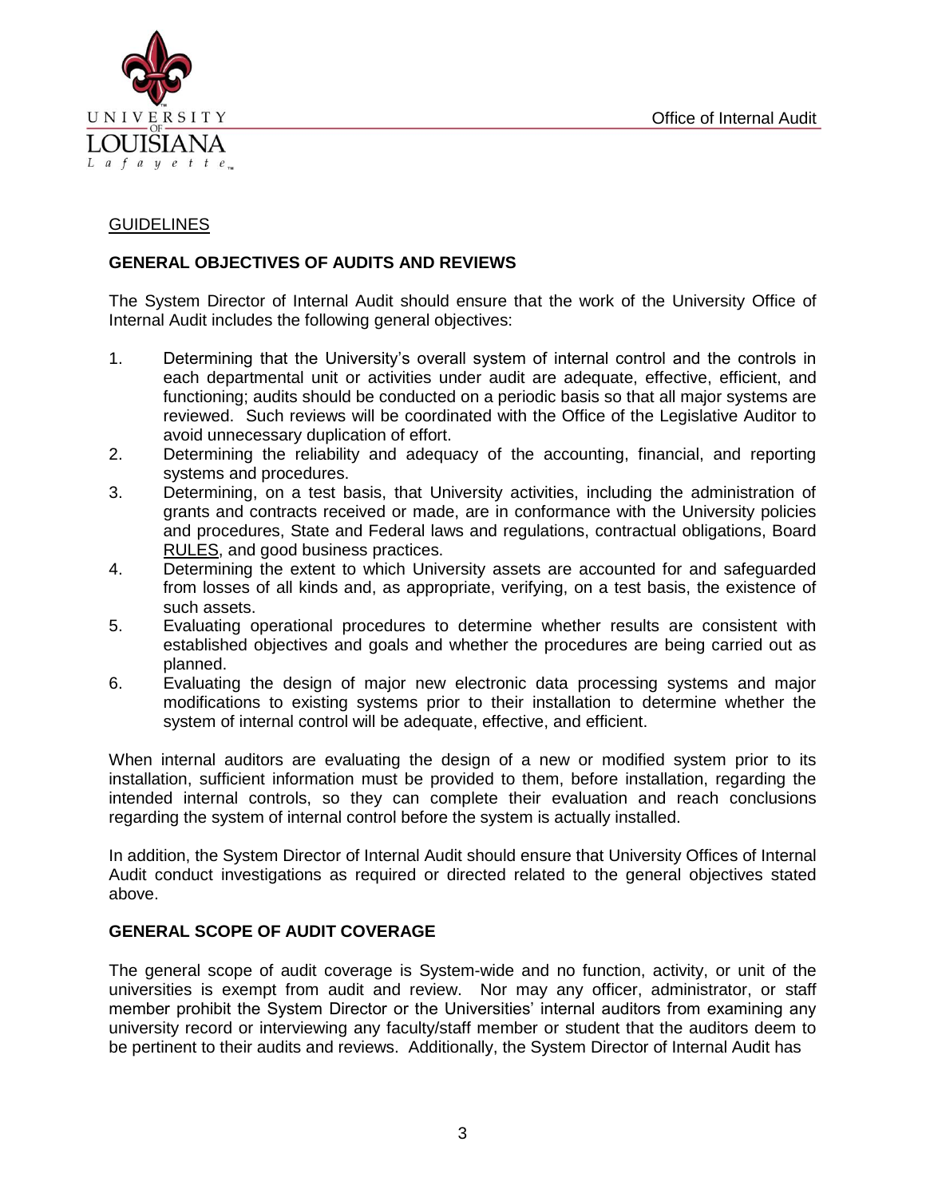## GUIDELINES

### GENERAL OBJECTIVES OF AUDITS AND REVIEWS

The System Director of Internal Audit should ensure that the work of the University Office of Internal Audit includes the following general objectives:

1. Determining that the University's overall system of internal control and the controls in each departmental unit or activities under audit are adequate, effective, efficient, and functioning; audits should be conducted on a periodic basis so that all major systems are reviewed. Such reviews will be coordinated with the Office of the Legislative Auditor to avoid unnecessary duplication of effort.
2. Determining the reliability and adequacy of the accounting, financial, and reporting systems and procedures.
3. Determining, on a test basis, that University activities, including the administration of grants and contracts received or made, are in conformance with the University policies and procedures, State and Federal laws and regulations, contractual obligations, Board RULES, and good business practices.
4. Determining the extent to which University assets are accounted for and safeguarded from losses of all kinds and, as appropriate, verifying, on a test basis, the existence of such assets.
5. Evaluating operational procedures to determine whether results are consistent with established objectives and goals and whether the procedures are being carried out as planned.
6. Evaluating the design of major new electronic data processing systems and major modifications to existing systems prior to their installation to determine whether the system of internal control will be adequate, effective, and efficient.

When internal auditors are evaluating the design of a new or modified system prior to its installation, sufficient information must be provided to them, before installation, regarding the intended internal controls, so they can complete their evaluation and reach conclusions regarding the system of internal control before the system is actually installed.

In addition, the System Director of Internal Audit should ensure that University Offices of Internal Audit conduct investigations as required or directed related to the general objectives stated above.

### GENERAL SCOPE OF AUDIT COVERAGE

The general scope of audit coverage is System-wide and no function, activity, or unit of the universities is exempt from audit and review. Nor may any officer, administrator, or staff member prohibit the System Director or the Universities' internal auditors from examining any university record or interviewing any faculty/staff member or student that the auditors deem to be pertinent to their audits and reviews. Additionally, the System Director of Internal Audit has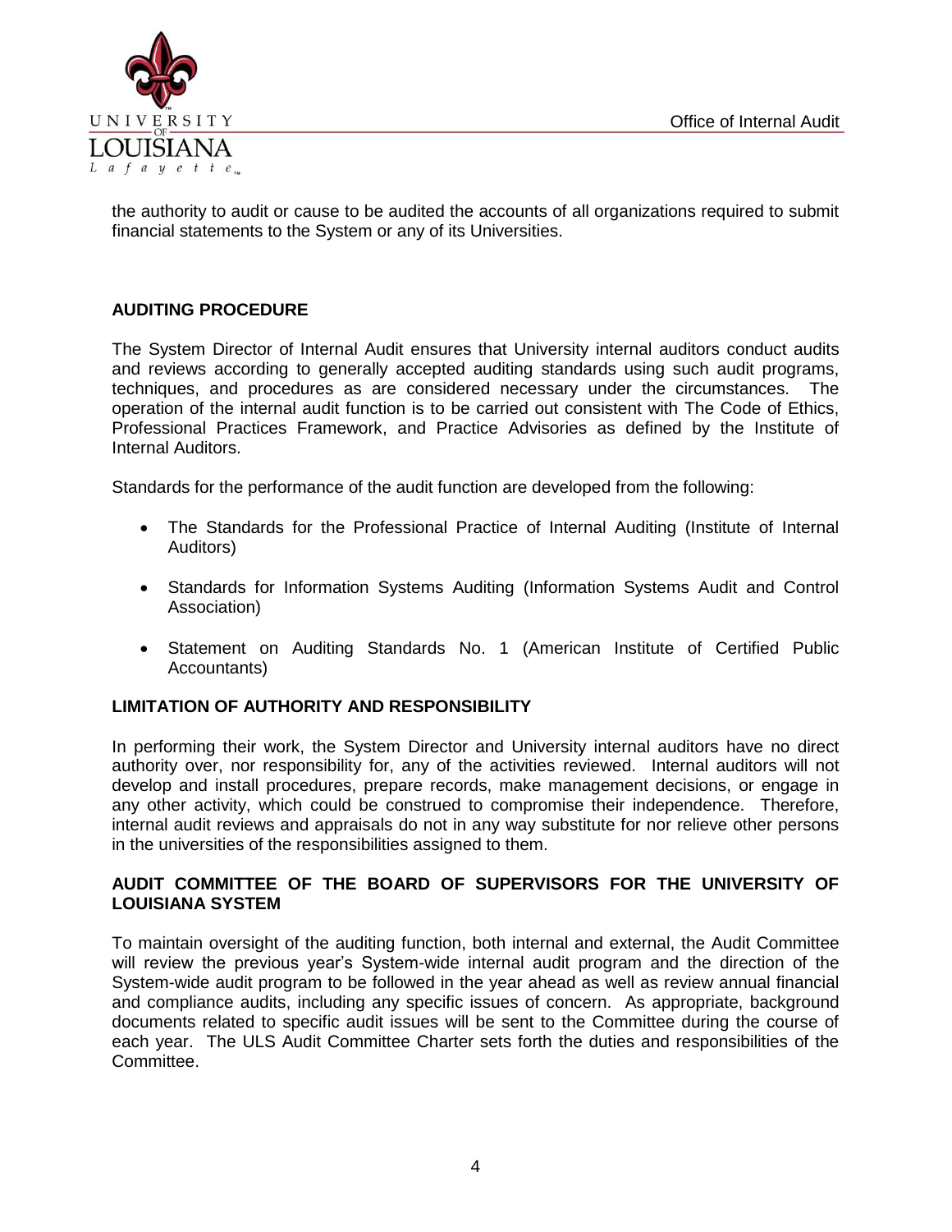the authority to audit or cause to be audited the accounts of all organizations required to submit financial statements to the System or any of its Universities.

## AUDITING PROCEDURE

The System Director of Internal Audit ensures that University internal auditors conduct audits and reviews according to generally accepted auditing standards using such audit programs, techniques, and procedures as are considered necessary under the circumstances. The operation of the internal audit function is to be carried out consistent with The Code of Ethics, Professional Practices Framework, and Practice Advisories as defined by the Institute of Internal Auditors.

Standards for the performance of the audit function are developed from the following:

- The Standards for the Professional Practice of Internal Auditing (Institute of Internal Auditors)
- Standards for Information Systems Auditing (Information Systems Audit and Control Association)
- Statement on Auditing Standards No. 1 (American Institute of Certified Public Accountants)

## LIMITATION OF AUTHORITY AND RESPONSIBILITY

In performing their work, the System Director and University internal auditors have no direct authority over, nor responsibility for, any of the activities reviewed. Internal auditors will not develop and install procedures, prepare records, make management decisions, or engage in any other activity, which could be construed to compromise their independence. Therefore, internal audit reviews and appraisals do not in any way substitute for nor relieve other persons in the universities of the responsibilities assigned to them.

## AUDIT COMMITTEE OF THE BOARD OF SUPERVISORS FOR THE UNIVERSITY OF LOUISIANA SYSTEM

To maintain oversight of the auditing function, both internal and external, the Audit Committee will review the previous year's System-wide internal audit program and the direction of the System-wide audit program to be followed in the year ahead as well as review annual financial and compliance audits, including any specific issues of concern. As appropriate, background documents related to specific audit issues will be sent to the Committee during the course of each year. The ULS Audit Committee Charter sets forth the duties and responsibilities of the Committee.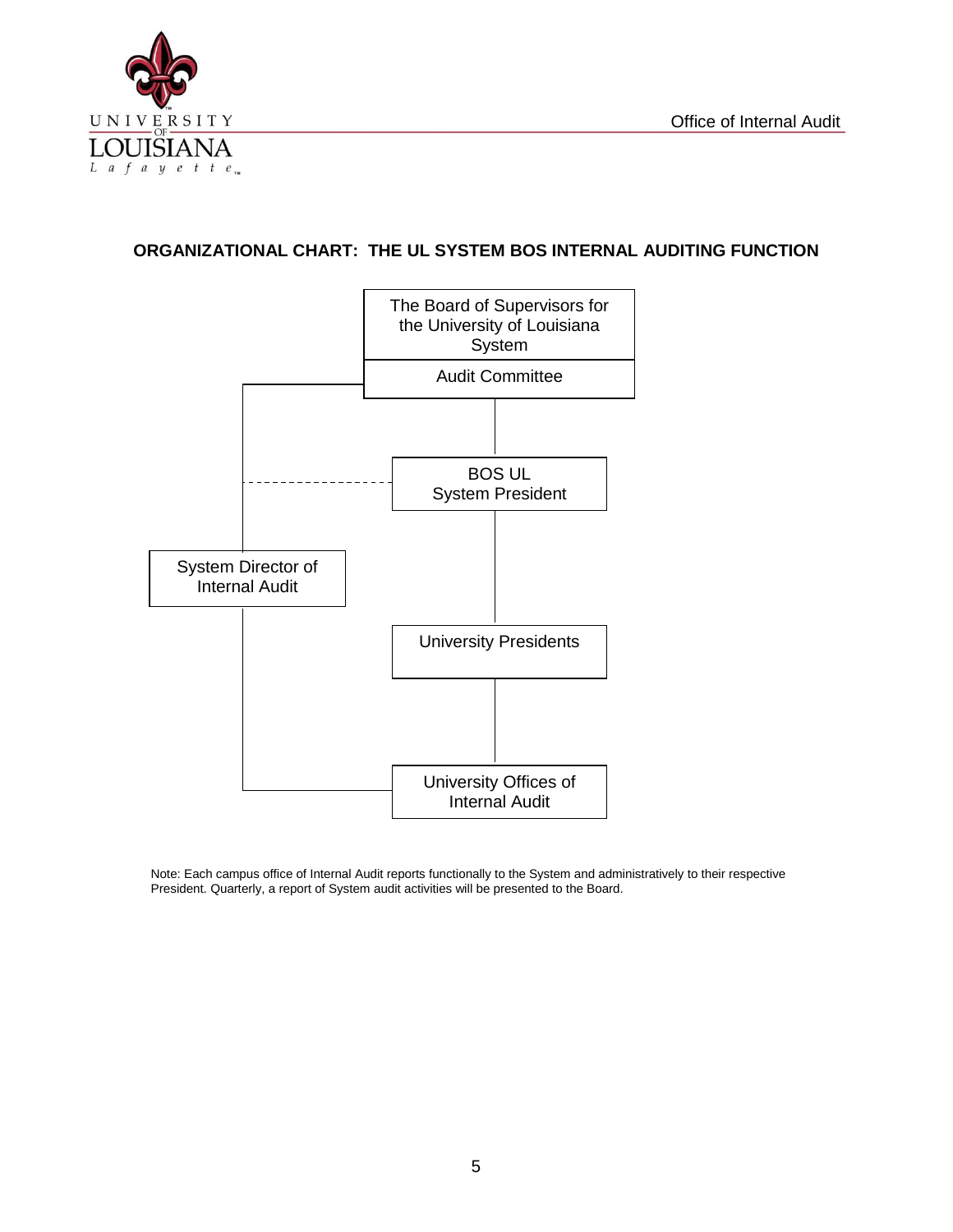## ORGANIZATIONAL CHART: THE UL SYSTEM BOS INTERNAL AUDITING FUNCTION

The Board of Supervisors for the University of Louisiana System

Audit Committee

BOS UL System President

System Director of Internal Audit

University Presidents

University Offices of Internal Audit

Note: Each campus office of Internal Audit reports functionally to the System and administratively to their respective President. Quarterly, a report of System audit activities will be presented to the Board.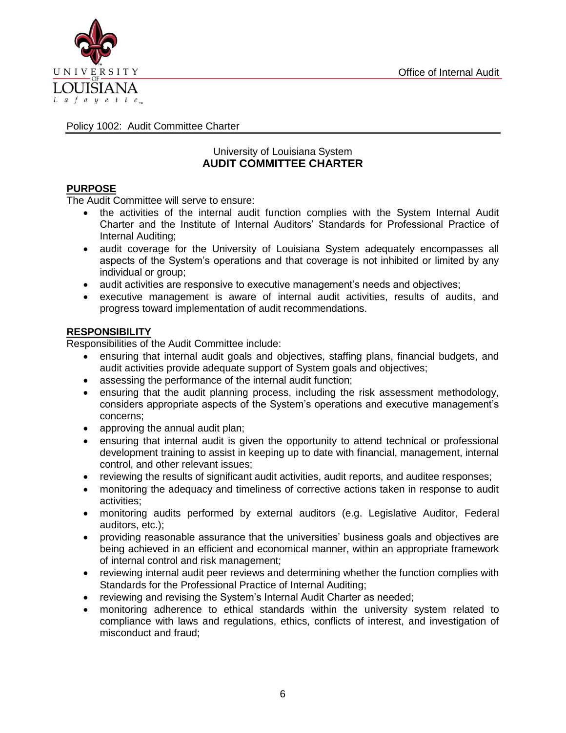Policy 1002: Audit Committee Charter

University of Louisiana System

## AUDIT COMMITTEE CHARTER

**PURPOSE**

The Audit Committee will serve to ensure:

- the activities of the internal audit function complies with the System Internal Audit Charter and the Institute of Internal Auditors' Standards for Professional Practice of Internal Auditing;
- audit coverage for the University of Louisiana System adequately encompasses all aspects of the System's operations and that coverage is not inhibited or limited by any individual or group;
- audit activities are responsive to executive management's needs and objectives;
- executive management is aware of internal audit activities, results of audits, and progress toward implementation of audit recommendations.

**RESPONSIBILITY**

Responsibilities of the Audit Committee include:

- ensuring that internal audit goals and objectives, staffing plans, financial budgets, and audit activities provide adequate support of System goals and objectives;
- assessing the performance of the internal audit function;
- ensuring that the audit planning process, including the risk assessment methodology, considers appropriate aspects of the System's operations and executive management's concerns;
- approving the annual audit plan;
- ensuring that internal audit is given the opportunity to attend technical or professional development training to assist in keeping up to date with financial, management, internal control, and other relevant issues;
- reviewing the results of significant audit activities, audit reports, and auditee responses;
- monitoring the adequacy and timeliness of corrective actions taken in response to audit activities;
- monitoring audits performed by external auditors (e.g. Legislative Auditor, Federal auditors, etc.);
- providing reasonable assurance that the universities' business goals and objectives are being achieved in an efficient and economical manner, within an appropriate framework of internal control and risk management;
- reviewing internal audit peer reviews and determining whether the function complies with Standards for the Professional Practice of Internal Auditing;
- reviewing and revising the System's Internal Audit Charter as needed;
- monitoring adherence to ethical standards within the university system related to compliance with laws and regulations, ethics, conflicts of interest, and investigation of misconduct and fraud;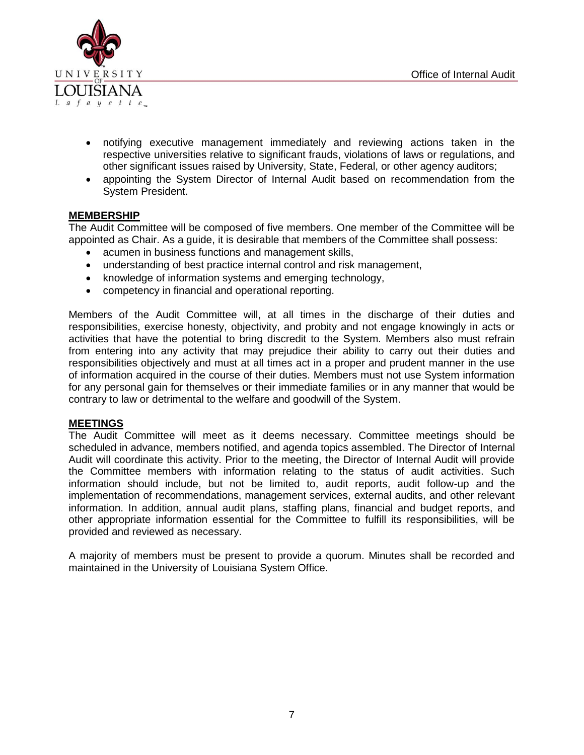- notifying executive management immediately and reviewing actions taken in the respective universities relative to significant frauds, violations of laws or regulations, and other significant issues raised by University, State, Federal, or other agency auditors;
- appointing the System Director of Internal Audit based on recommendation from the System President.

**MEMBERSHIP**

The Audit Committee will be composed of five members. One member of the Committee will be appointed as Chair. As a guide, it is desirable that members of the Committee shall possess:

- acumen in business functions and management skills,
- understanding of best practice internal control and risk management,
- knowledge of information systems and emerging technology,
- competency in financial and operational reporting.

Members of the Audit Committee will, at all times in the discharge of their duties and responsibilities, exercise honesty, objectivity, and probity and not engage knowingly in acts or activities that have the potential to bring discredit to the System. Members also must refrain from entering into any activity that may prejudice their ability to carry out their duties and responsibilities objectively and must at all times act in a proper and prudent manner in the use of information acquired in the course of their duties. Members must not use System information for any personal gain for themselves or their immediate families or in any manner that would be contrary to law or detrimental to the welfare and goodwill of the System.

**MEETINGS**

The Audit Committee will meet as it deems necessary. Committee meetings should be scheduled in advance, members notified, and agenda topics assembled. The Director of Internal Audit will coordinate this activity. Prior to the meeting, the Director of Internal Audit will provide the Committee members with information relating to the status of audit activities. Such information should include, but not be limited to, audit reports, audit follow-up and the implementation of recommendations, management services, external audits, and other relevant information. In addition, annual audit plans, staffing plans, financial and budget reports, and other appropriate information essential for the Committee to fulfill its responsibilities, will be provided and reviewed as necessary.

A majority of members must be present to provide a quorum. Minutes shall be recorded and maintained in the University of Louisiana System Office.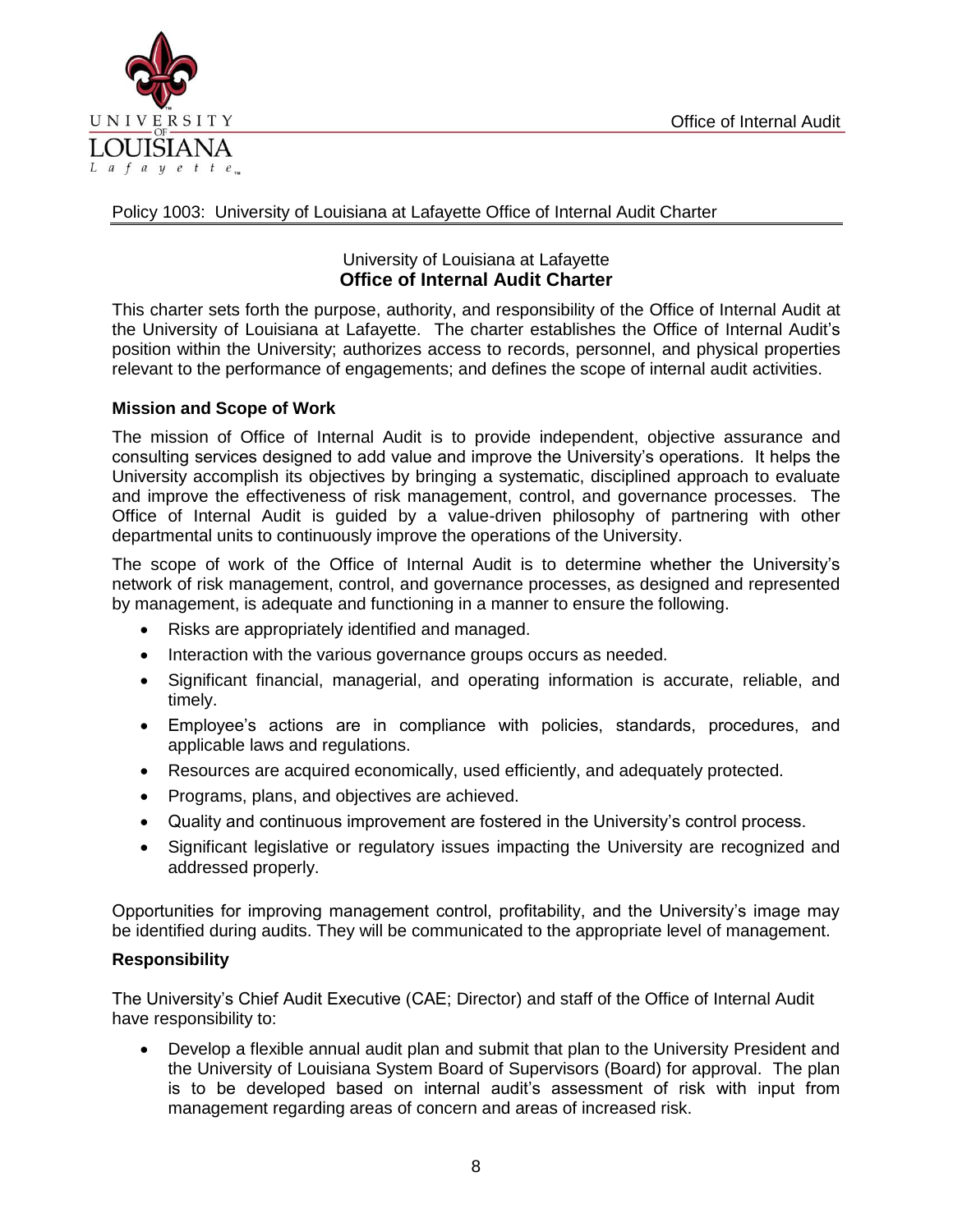Policy 1003: University of Louisiana at Lafayette Office of Internal Audit Charter

University of Louisiana at Lafayette
**Office of Internal Audit Charter**

This charter sets forth the purpose, authority, and responsibility of the Office of Internal Audit at the University of Louisiana at Lafayette. The charter establishes the Office of Internal Audit's position within the University; authorizes access to records, personnel, and physical properties relevant to the performance of engagements; and defines the scope of internal audit activities.

**Mission and Scope of Work**

The mission of Office of Internal Audit is to provide independent, objective assurance and consulting services designed to add value and improve the University's operations. It helps the University accomplish its objectives by bringing a systematic, disciplined approach to evaluate and improve the effectiveness of risk management, control, and governance processes. The Office of Internal Audit is guided by a value-driven philosophy of partnering with other departmental units to continuously improve the operations of the University.

The scope of work of the Office of Internal Audit is to determine whether the University's network of risk management, control, and governance processes, as designed and represented by management, is adequate and functioning in a manner to ensure the following.

- Risks are appropriately identified and managed.
- Interaction with the various governance groups occurs as needed.
- Significant financial, managerial, and operating information is accurate, reliable, and timely.
- Employee's actions are in compliance with policies, standards, procedures, and applicable laws and regulations.
- Resources are acquired economically, used efficiently, and adequately protected.
- Programs, plans, and objectives are achieved.
- Quality and continuous improvement are fostered in the University's control process.
- Significant legislative or regulatory issues impacting the University are recognized and addressed properly.

Opportunities for improving management control, profitability, and the University's image may be identified during audits. They will be communicated to the appropriate level of management.

**Responsibility**

The University's Chief Audit Executive (CAE; Director) and staff of the Office of Internal Audit have responsibility to:

- Develop a flexible annual audit plan and submit that plan to the University President and the University of Louisiana System Board of Supervisors (Board) for approval. The plan is to be developed based on internal audit's assessment of risk with input from management regarding areas of concern and areas of increased risk.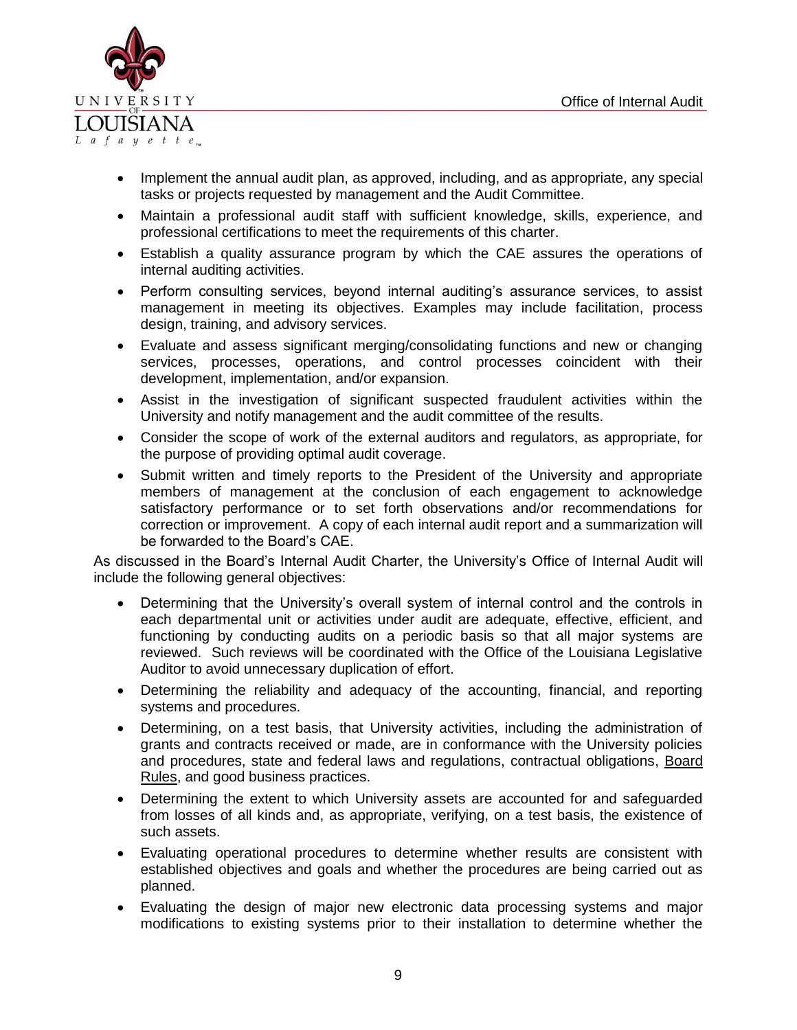- Implement the annual audit plan, as approved, including, and as appropriate, any special tasks or projects requested by management and the Audit Committee.
- Maintain a professional audit staff with sufficient knowledge, skills, experience, and professional certifications to meet the requirements of this charter.
- Establish a quality assurance program by which the CAE assures the operations of internal auditing activities.
- Perform consulting services, beyond internal auditing's assurance services, to assist management in meeting its objectives. Examples may include facilitation, process design, training, and advisory services.
- Evaluate and assess significant merging/consolidating functions and new or changing services, processes, operations, and control processes coincident with their development, implementation, and/or expansion.
- Assist in the investigation of significant suspected fraudulent activities within the University and notify management and the audit committee of the results.
- Consider the scope of work of the external auditors and regulators, as appropriate, for the purpose of providing optimal audit coverage.
- Submit written and timely reports to the President of the University and appropriate members of management at the conclusion of each engagement to acknowledge satisfactory performance or to set forth observations and/or recommendations for correction or improvement. A copy of each internal audit report and a summarization will be forwarded to the Board's CAE.

As discussed in the Board's Internal Audit Charter, the University's Office of Internal Audit will include the following general objectives:

- Determining that the University's overall system of internal control and the controls in each departmental unit or activities under audit are adequate, effective, efficient, and functioning by conducting audits on a periodic basis so that all major systems are reviewed. Such reviews will be coordinated with the Office of the Louisiana Legislative Auditor to avoid unnecessary duplication of effort.
- Determining the reliability and adequacy of the accounting, financial, and reporting systems and procedures.
- Determining, on a test basis, that University activities, including the administration of grants and contracts received or made, are in conformance with the University policies and procedures, state and federal laws and regulations, contractual obligations, Board Rules, and good business practices.
- Determining the extent to which University assets are accounted for and safeguarded from losses of all kinds and, as appropriate, verifying, on a test basis, the existence of such assets.
- Evaluating operational procedures to determine whether results are consistent with established objectives and goals and whether the procedures are being carried out as planned.
- Evaluating the design of major new electronic data processing systems and major modifications to existing systems prior to their installation to determine whether the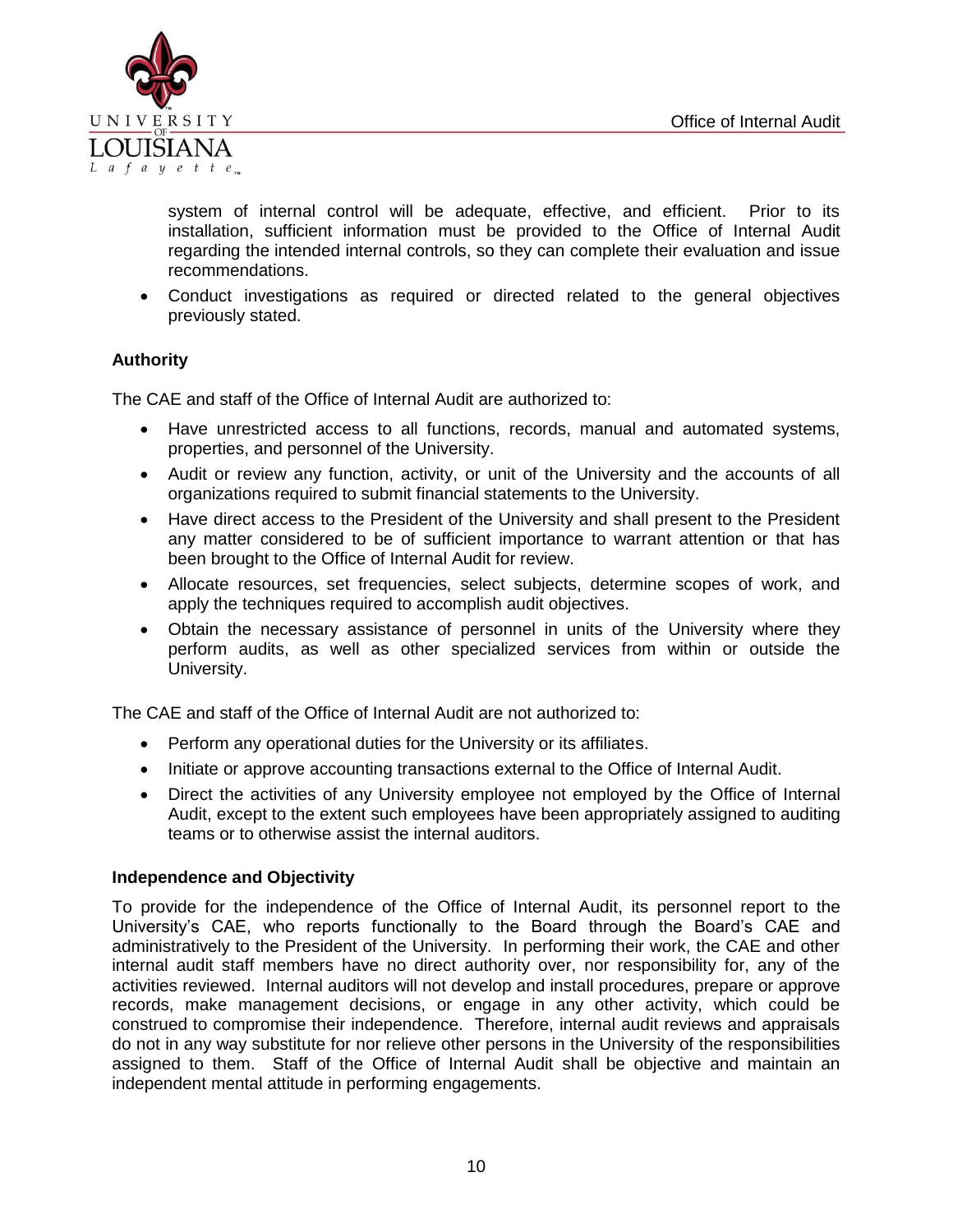system of internal control will be adequate, effective, and efficient. Prior to its installation, sufficient information must be provided to the Office of Internal Audit regarding the intended internal controls, so they can complete their evaluation and issue recommendations.

- Conduct investigations as required or directed related to the general objectives previously stated.

**Authority**

The CAE and staff of the Office of Internal Audit are authorized to:

- Have unrestricted access to all functions, records, manual and automated systems, properties, and personnel of the University.
- Audit or review any function, activity, or unit of the University and the accounts of all organizations required to submit financial statements to the University.
- Have direct access to the President of the University and shall present to the President any matter considered to be of sufficient importance to warrant attention or that has been brought to the Office of Internal Audit for review.
- Allocate resources, set frequencies, select subjects, determine scopes of work, and apply the techniques required to accomplish audit objectives.
- Obtain the necessary assistance of personnel in units of the University where they perform audits, as well as other specialized services from within or outside the University.

The CAE and staff of the Office of Internal Audit are not authorized to:

- Perform any operational duties for the University or its affiliates.
- Initiate or approve accounting transactions external to the Office of Internal Audit.
- Direct the activities of any University employee not employed by the Office of Internal Audit, except to the extent such employees have been appropriately assigned to auditing teams or to otherwise assist the internal auditors.

**Independence and Objectivity**

To provide for the independence of the Office of Internal Audit, its personnel report to the University's CAE, who reports functionally to the Board through the Board's CAE and administratively to the President of the University. In performing their work, the CAE and other internal audit staff members have no direct authority over, nor responsibility for, any of the activities reviewed. Internal auditors will not develop and install procedures, prepare or approve records, make management decisions, or engage in any other activity, which could be construed to compromise their independence. Therefore, internal audit reviews and appraisals do not in any way substitute for nor relieve other persons in the University of the responsibilities assigned to them. Staff of the Office of Internal Audit shall be objective and maintain an independent mental attitude in performing engagements.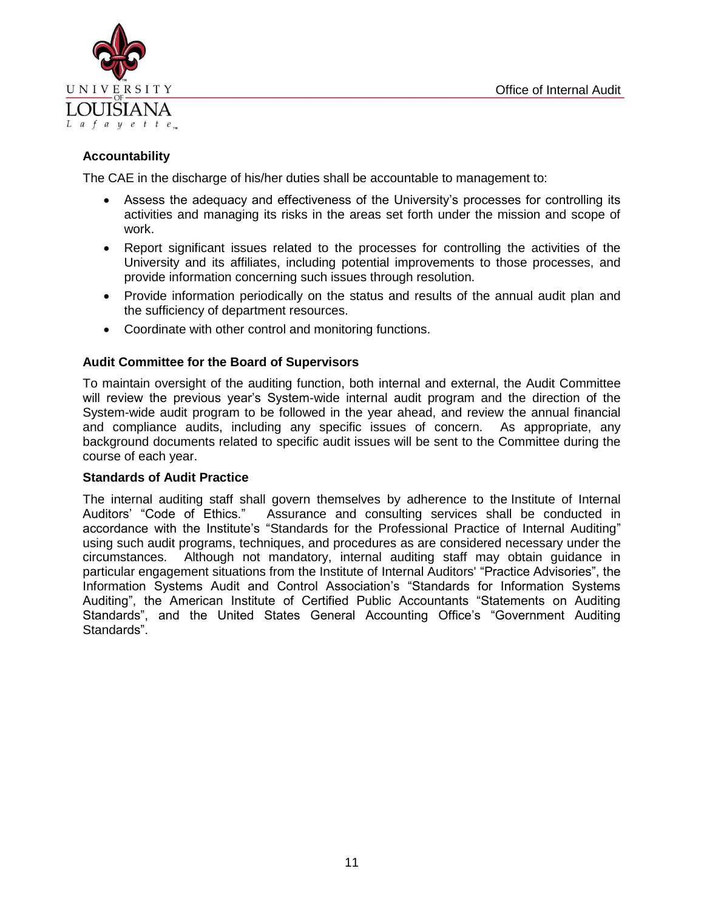### Accountability

The CAE in the discharge of his/her duties shall be accountable to management to:

- Assess the adequacy and effectiveness of the University's processes for controlling its activities and managing its risks in the areas set forth under the mission and scope of work.
- Report significant issues related to the processes for controlling the activities of the University and its affiliates, including potential improvements to those processes, and provide information concerning such issues through resolution.
- Provide information periodically on the status and results of the annual audit plan and the sufficiency of department resources.
- Coordinate with other control and monitoring functions.

### Audit Committee for the Board of Supervisors

To maintain oversight of the auditing function, both internal and external, the Audit Committee will review the previous year's System-wide internal audit program and the direction of the System-wide audit program to be followed in the year ahead, and review the annual financial and compliance audits, including any specific issues of concern. As appropriate, any background documents related to specific audit issues will be sent to the Committee during the course of each year.

### Standards of Audit Practice

The internal auditing staff shall govern themselves by adherence to the Institute of Internal Auditors' "Code of Ethics." Assurance and consulting services shall be conducted in accordance with the Institute's "Standards for the Professional Practice of Internal Auditing" using such audit programs, techniques, and procedures as are considered necessary under the circumstances. Although not mandatory, internal auditing staff may obtain guidance in particular engagement situations from the Institute of Internal Auditors' "Practice Advisories", the Information Systems Audit and Control Association's "Standards for Information Systems Auditing", the American Institute of Certified Public Accountants "Statements on Auditing Standards", and the United States General Accounting Office's "Government Auditing Standards".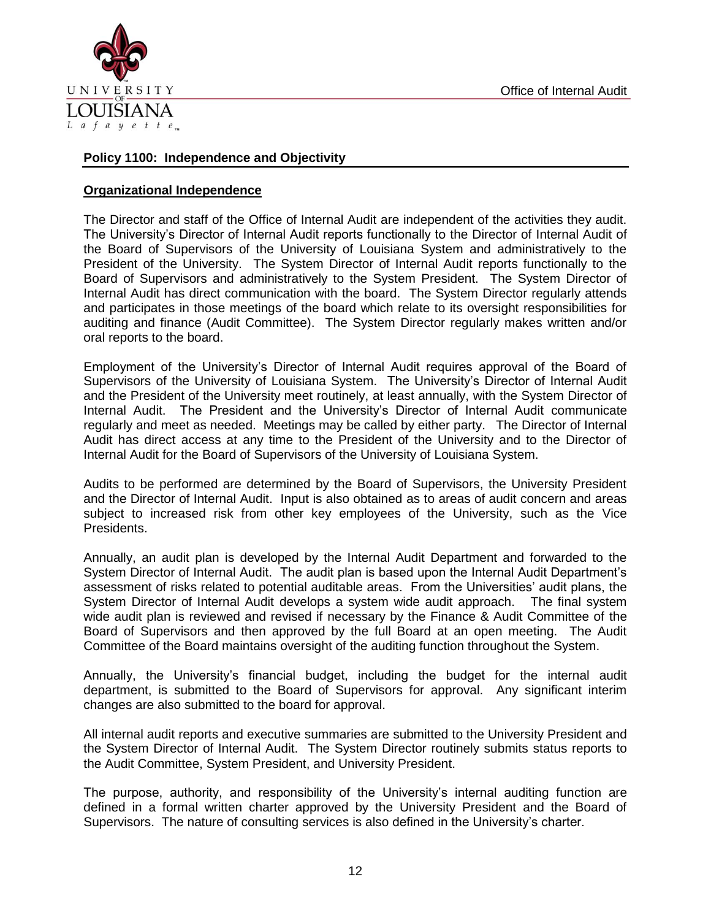## Policy 1100: Independence and Objectivity

### Organizational Independence

The Director and staff of the Office of Internal Audit are independent of the activities they audit. The University's Director of Internal Audit reports functionally to the Director of Internal Audit of the Board of Supervisors of the University of Louisiana System and administratively to the President of the University. The System Director of Internal Audit reports functionally to the Board of Supervisors and administratively to the System President. The System Director of Internal Audit has direct communication with the board. The System Director regularly attends and participates in those meetings of the board which relate to its oversight responsibilities for auditing and finance (Audit Committee). The System Director regularly makes written and/or oral reports to the board.

Employment of the University's Director of Internal Audit requires approval of the Board of Supervisors of the University of Louisiana System. The University's Director of Internal Audit and the President of the University meet routinely, at least annually, with the System Director of Internal Audit. The President and the University's Director of Internal Audit communicate regularly and meet as needed. Meetings may be called by either party. The Director of Internal Audit has direct access at any time to the President of the University and to the Director of Internal Audit for the Board of Supervisors of the University of Louisiana System.

Audits to be performed are determined by the Board of Supervisors, the University President and the Director of Internal Audit. Input is also obtained as to areas of audit concern and areas subject to increased risk from other key employees of the University, such as the Vice Presidents.

Annually, an audit plan is developed by the Internal Audit Department and forwarded to the System Director of Internal Audit. The audit plan is based upon the Internal Audit Department's assessment of risks related to potential auditable areas. From the Universities' audit plans, the System Director of Internal Audit develops a system wide audit approach. The final system wide audit plan is reviewed and revised if necessary by the Finance & Audit Committee of the Board of Supervisors and then approved by the full Board at an open meeting. The Audit Committee of the Board maintains oversight of the auditing function throughout the System.

Annually, the University's financial budget, including the budget for the internal audit department, is submitted to the Board of Supervisors for approval. Any significant interim changes are also submitted to the board for approval.

All internal audit reports and executive summaries are submitted to the University President and the System Director of Internal Audit. The System Director routinely submits status reports to the Audit Committee, System President, and University President.

The purpose, authority, and responsibility of the University's internal auditing function are defined in a formal written charter approved by the University President and the Board of Supervisors. The nature of consulting services is also defined in the University's charter.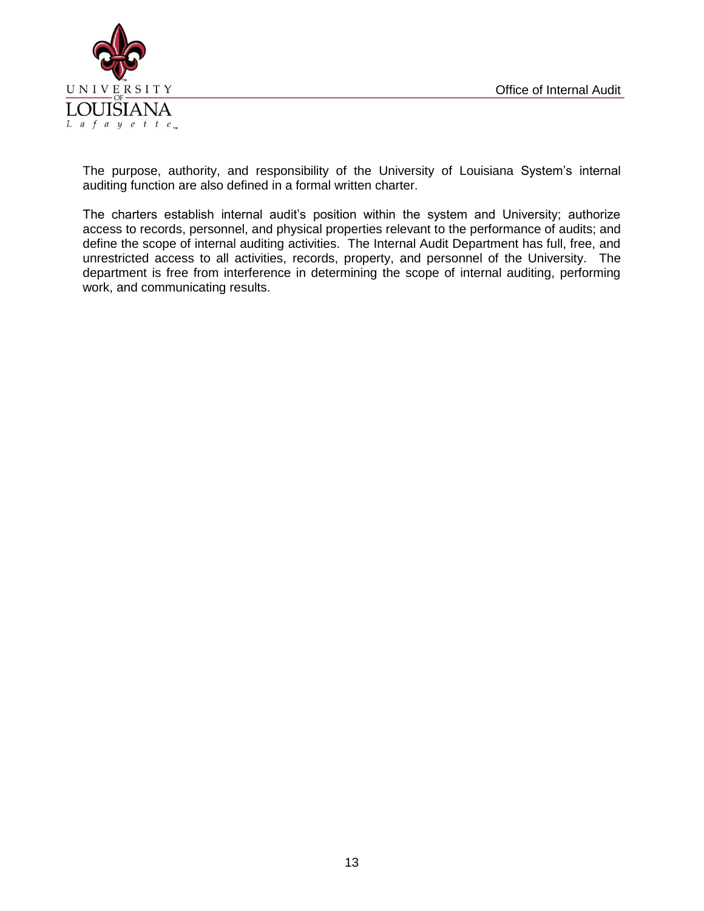The purpose, authority, and responsibility of the University of Louisiana System's internal auditing function are also defined in a formal written charter.

The charters establish internal audit's position within the system and University; authorize access to records, personnel, and physical properties relevant to the performance of audits; and define the scope of internal auditing activities. The Internal Audit Department has full, free, and unrestricted access to all activities, records, property, and personnel of the University. The department is free from interference in determining the scope of internal auditing, performing work, and communicating results.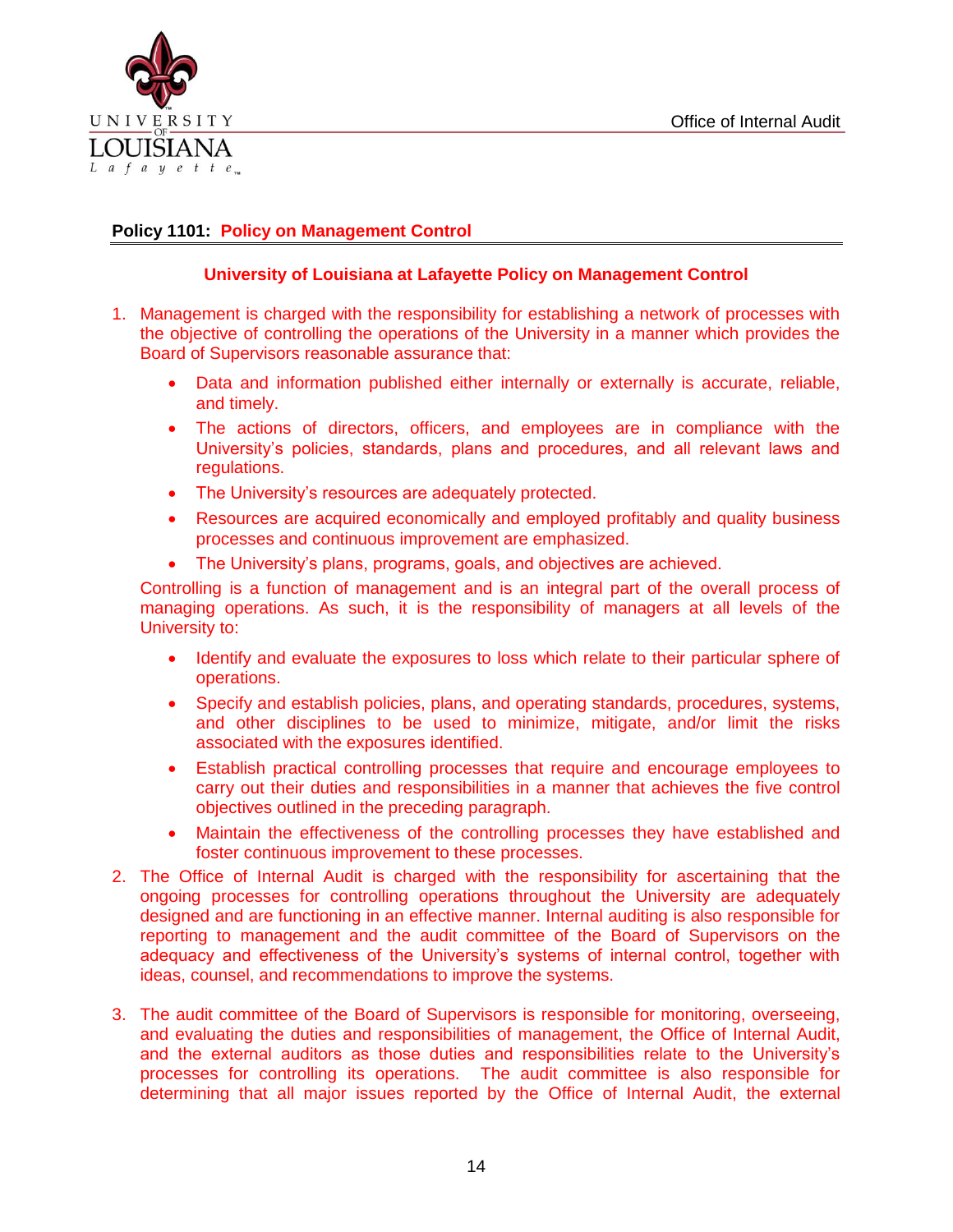## Policy 1101: Policy on Management Control

### University of Louisiana at Lafayette Policy on Management Control

1. Management is charged with the responsibility for establishing a network of processes with the objective of controlling the operations of the University in a manner which provides the Board of Supervisors reasonable assurance that:

   - Data and information published either internally or externally is accurate, reliable, and timely.
   - The actions of directors, officers, and employees are in compliance with the University's policies, standards, plans and procedures, and all relevant laws and regulations.
   - The University's resources are adequately protected.
   - Resources are acquired economically and employed profitably and quality business processes and continuous improvement are emphasized.
   - The University's plans, programs, goals, and objectives are achieved.

   Controlling is a function of management and is an integral part of the overall process of managing operations. As such, it is the responsibility of managers at all levels of the University to:

   - Identify and evaluate the exposures to loss which relate to their particular sphere of operations.
   - Specify and establish policies, plans, and operating standards, procedures, systems, and other disciplines to be used to minimize, mitigate, and/or limit the risks associated with the exposures identified.
   - Establish practical controlling processes that require and encourage employees to carry out their duties and responsibilities in a manner that achieves the five control objectives outlined in the preceding paragraph.
   - Maintain the effectiveness of the controlling processes they have established and foster continuous improvement to these processes.

2. The Office of Internal Audit is charged with the responsibility for ascertaining that the ongoing processes for controlling operations throughout the University are adequately designed and are functioning in an effective manner. Internal auditing is also responsible for reporting to management and the audit committee of the Board of Supervisors on the adequacy and effectiveness of the University's systems of internal control, together with ideas, counsel, and recommendations to improve the systems.

3. The audit committee of the Board of Supervisors is responsible for monitoring, overseeing, and evaluating the duties and responsibilities of management, the Office of Internal Audit, and the external auditors as those duties and responsibilities relate to the University's processes for controlling its operations. The audit committee is also responsible for determining that all major issues reported by the Office of Internal Audit, the external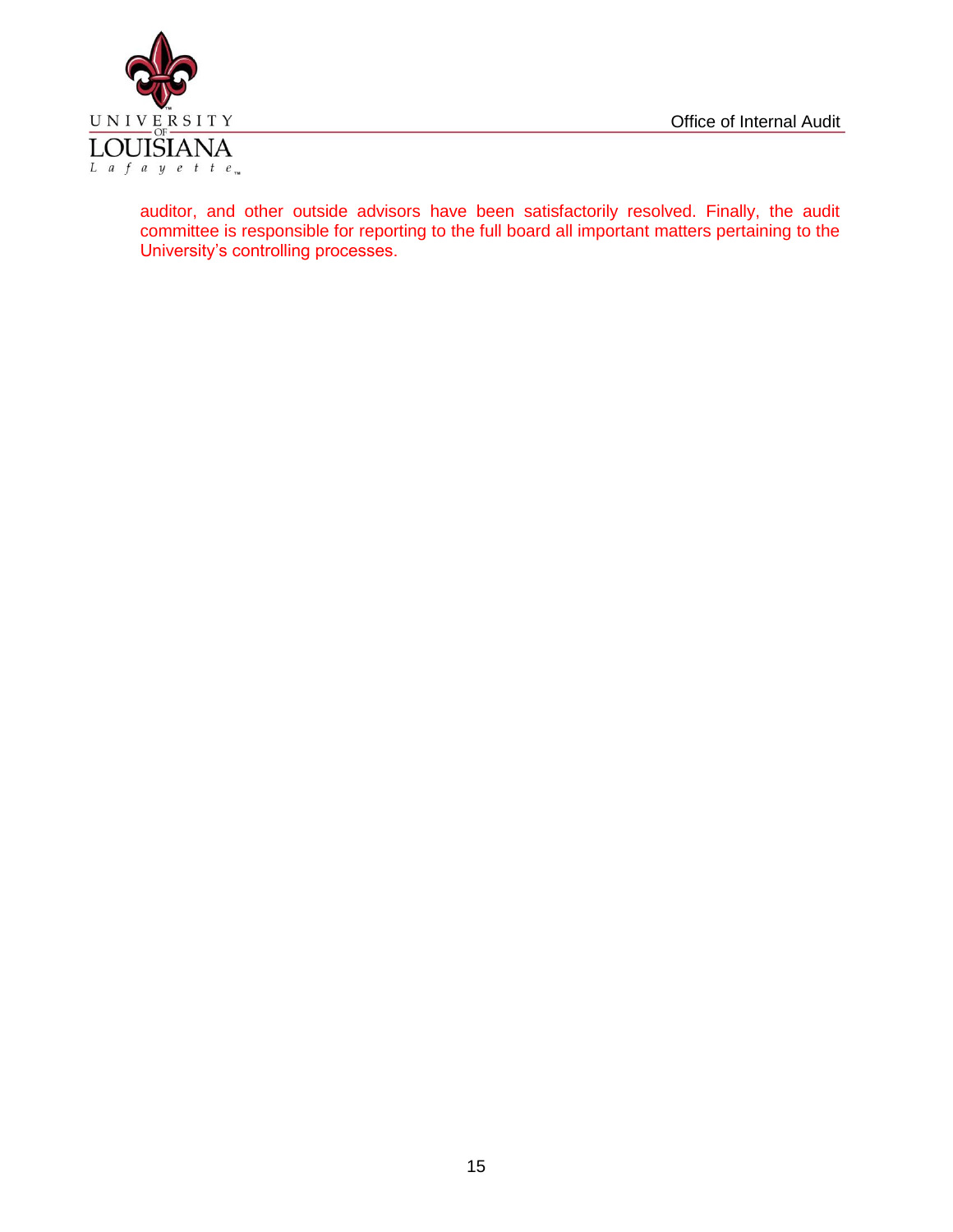auditor, and other outside advisors have been satisfactorily resolved. Finally, the audit committee is responsible for reporting to the full board all important matters pertaining to the University's controlling processes.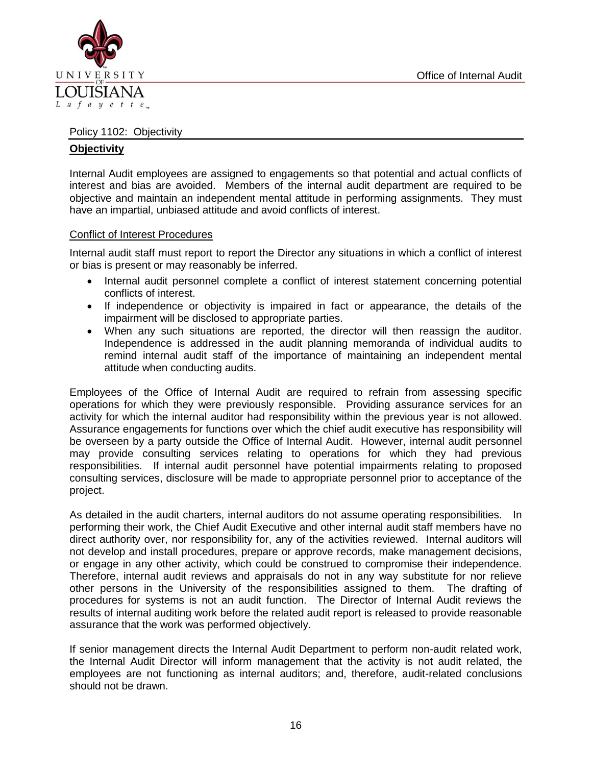Policy 1102: Objectivity

## **Objectivity**

Internal Audit employees are assigned to engagements so that potential and actual conflicts of interest and bias are avoided. Members of the internal audit department are required to be objective and maintain an independent mental attitude in performing assignments. They must have an impartial, unbiased attitude and avoid conflicts of interest.

### Conflict of Interest Procedures

Internal audit staff must report to report the Director any situations in which a conflict of interest or bias is present or may reasonably be inferred.

- Internal audit personnel complete a conflict of interest statement concerning potential conflicts of interest.
- If independence or objectivity is impaired in fact or appearance, the details of the impairment will be disclosed to appropriate parties.
- When any such situations are reported, the director will then reassign the auditor. Independence is addressed in the audit planning memoranda of individual audits to remind internal audit staff of the importance of maintaining an independent mental attitude when conducting audits.

Employees of the Office of Internal Audit are required to refrain from assessing specific operations for which they were previously responsible. Providing assurance services for an activity for which the internal auditor had responsibility within the previous year is not allowed. Assurance engagements for functions over which the chief audit executive has responsibility will be overseen by a party outside the Office of Internal Audit. However, internal audit personnel may provide consulting services relating to operations for which they had previous responsibilities. If internal audit personnel have potential impairments relating to proposed consulting services, disclosure will be made to appropriate personnel prior to acceptance of the project.

As detailed in the audit charters, internal auditors do not assume operating responsibilities. In performing their work, the Chief Audit Executive and other internal audit staff members have no direct authority over, nor responsibility for, any of the activities reviewed. Internal auditors will not develop and install procedures, prepare or approve records, make management decisions, or engage in any other activity, which could be construed to compromise their independence. Therefore, internal audit reviews and appraisals do not in any way substitute for nor relieve other persons in the University of the responsibilities assigned to them. The drafting of procedures for systems is not an audit function. The Director of Internal Audit reviews the results of internal auditing work before the related audit report is released to provide reasonable assurance that the work was performed objectively.

If senior management directs the Internal Audit Department to perform non-audit related work, the Internal Audit Director will inform management that the activity is not audit related, the employees are not functioning as internal auditors; and, therefore, audit-related conclusions should not be drawn.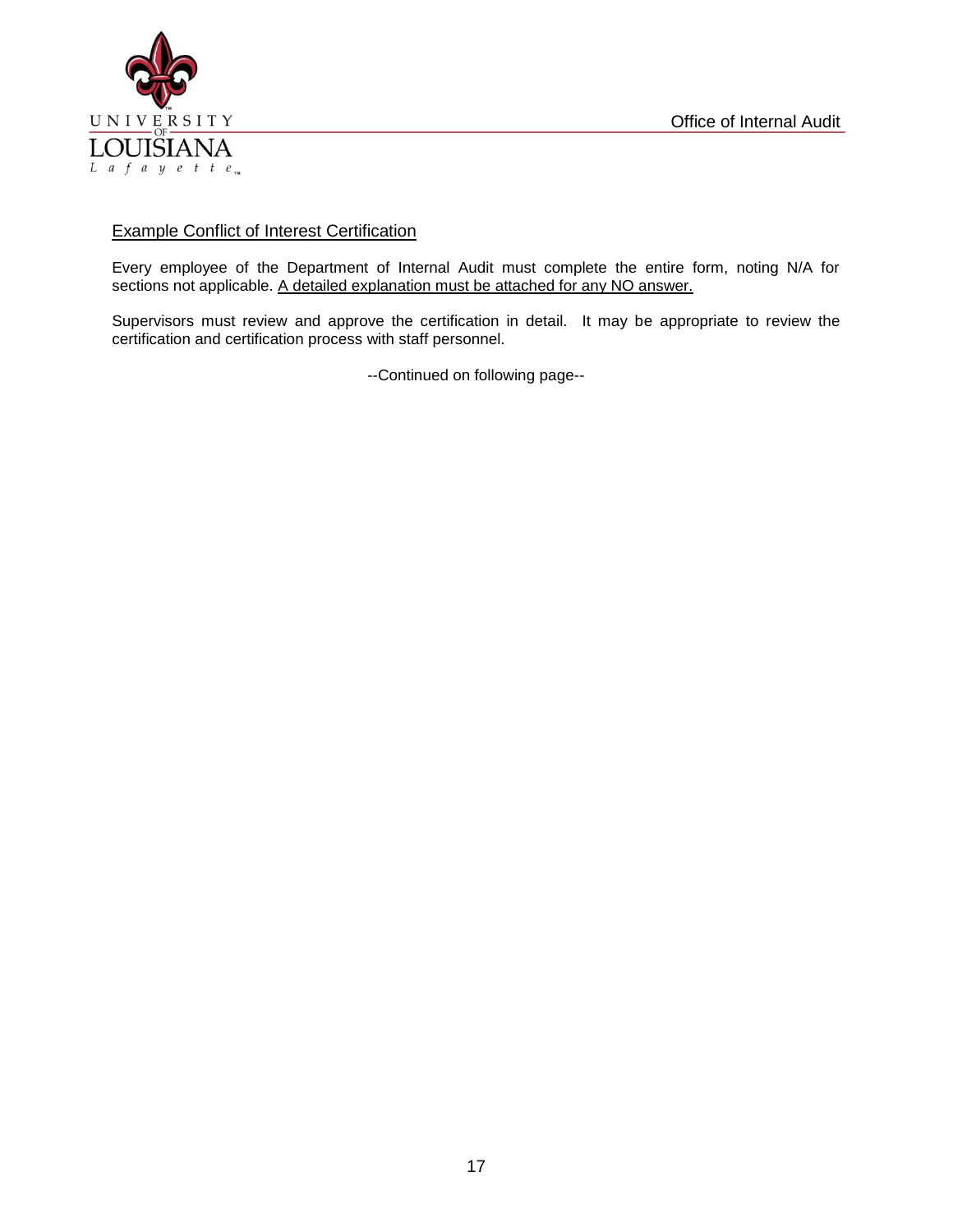## Example Conflict of Interest Certification

Every employee of the Department of Internal Audit must complete the entire form, noting N/A for sections not applicable. A detailed explanation must be attached for any NO answer.

Supervisors must review and approve the certification in detail. It may be appropriate to review the certification and certification process with staff personnel.

--Continued on following page--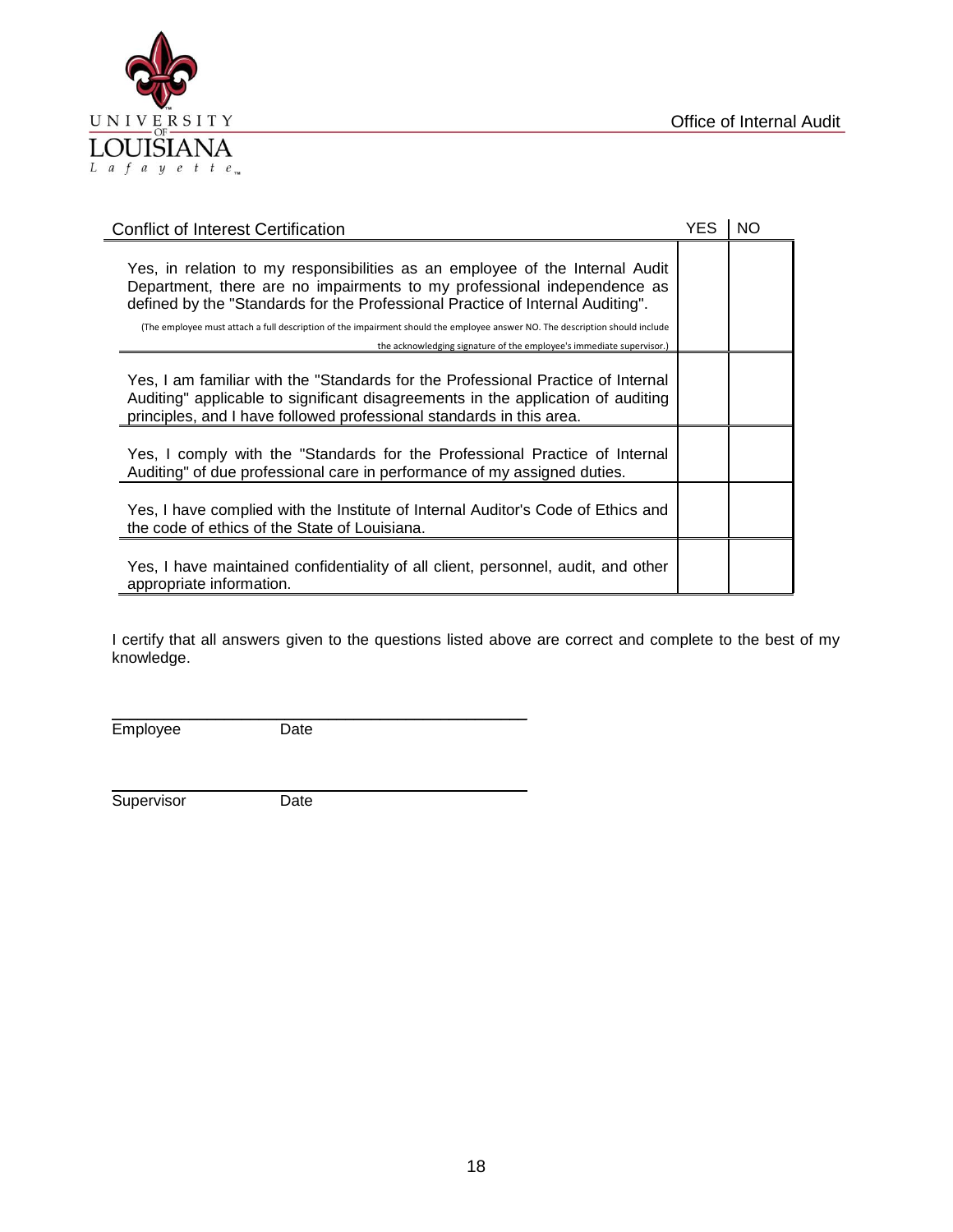Office of Internal Audit

| Conflict of Interest Certification | YES | NO |
| --- | --- | --- |
| Yes, in relation to my responsibilities as an employee of the Internal Audit Department, there are no impairments to my professional independence as defined by the "Standards for the Professional Practice of Internal Auditing". (The employee must attach a full description of the impairment should the employee answer NO. The description should include the acknowledging signature of the employee's immediate supervisor.) | | |
| Yes, I am familiar with the "Standards for the Professional Practice of Internal Auditing" applicable to significant disagreements in the application of auditing principles, and I have followed professional standards in this area. | | |
| Yes, I comply with the "Standards for the Professional Practice of Internal Auditing" of due professional care in performance of my assigned duties. | | |
| Yes, I have complied with the Institute of Internal Auditor's Code of Ethics and the code of ethics of the State of Louisiana. | | |
| Yes, I have maintained confidentiality of all client, personnel, audit, and other appropriate information. | | |

I certify that all answers given to the questions listed above are correct and complete to the best of my knowledge.

Employee Date

Supervisor Date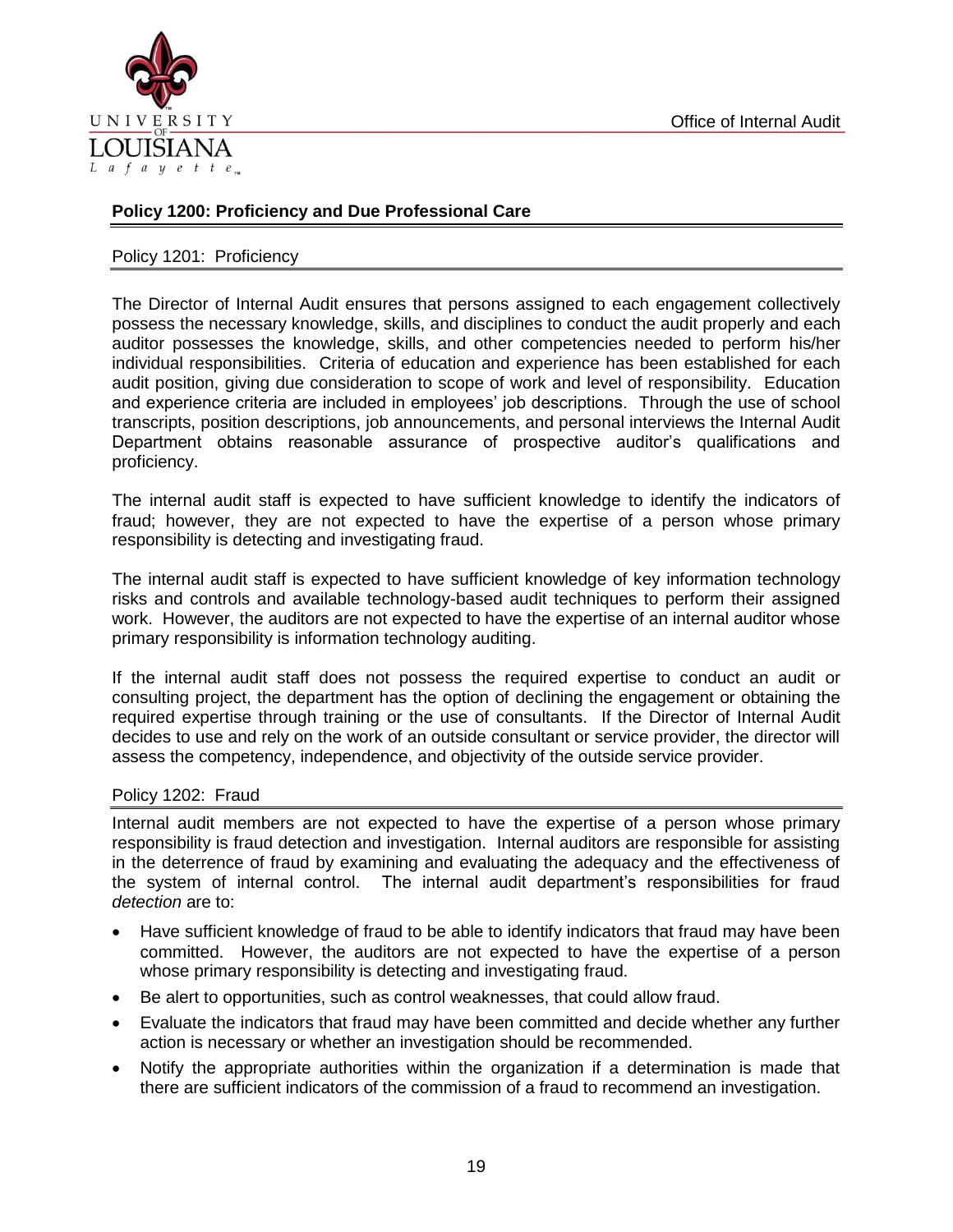## Policy 1200: Proficiency and Due Professional Care

### Policy 1201: Proficiency

The Director of Internal Audit ensures that persons assigned to each engagement collectively possess the necessary knowledge, skills, and disciplines to conduct the audit properly and each auditor possesses the knowledge, skills, and other competencies needed to perform his/her individual responsibilities. Criteria of education and experience has been established for each audit position, giving due consideration to scope of work and level of responsibility. Education and experience criteria are included in employees' job descriptions. Through the use of school transcripts, position descriptions, job announcements, and personal interviews the Internal Audit Department obtains reasonable assurance of prospective auditor's qualifications and proficiency.

The internal audit staff is expected to have sufficient knowledge to identify the indicators of fraud; however, they are not expected to have the expertise of a person whose primary responsibility is detecting and investigating fraud.

The internal audit staff is expected to have sufficient knowledge of key information technology risks and controls and available technology-based audit techniques to perform their assigned work. However, the auditors are not expected to have the expertise of an internal auditor whose primary responsibility is information technology auditing.

If the internal audit staff does not possess the required expertise to conduct an audit or consulting project, the department has the option of declining the engagement or obtaining the required expertise through training or the use of consultants. If the Director of Internal Audit decides to use and rely on the work of an outside consultant or service provider, the director will assess the competency, independence, and objectivity of the outside service provider.

### Policy 1202: Fraud

Internal audit members are not expected to have the expertise of a person whose primary responsibility is fraud detection and investigation. Internal auditors are responsible for assisting in the deterrence of fraud by examining and evaluating the adequacy and the effectiveness of the system of internal control. The internal audit department's responsibilities for fraud *detection* are to:

- Have sufficient knowledge of fraud to be able to identify indicators that fraud may have been committed. However, the auditors are not expected to have the expertise of a person whose primary responsibility is detecting and investigating fraud.
- Be alert to opportunities, such as control weaknesses, that could allow fraud.
- Evaluate the indicators that fraud may have been committed and decide whether any further action is necessary or whether an investigation should be recommended.
- Notify the appropriate authorities within the organization if a determination is made that there are sufficient indicators of the commission of a fraud to recommend an investigation.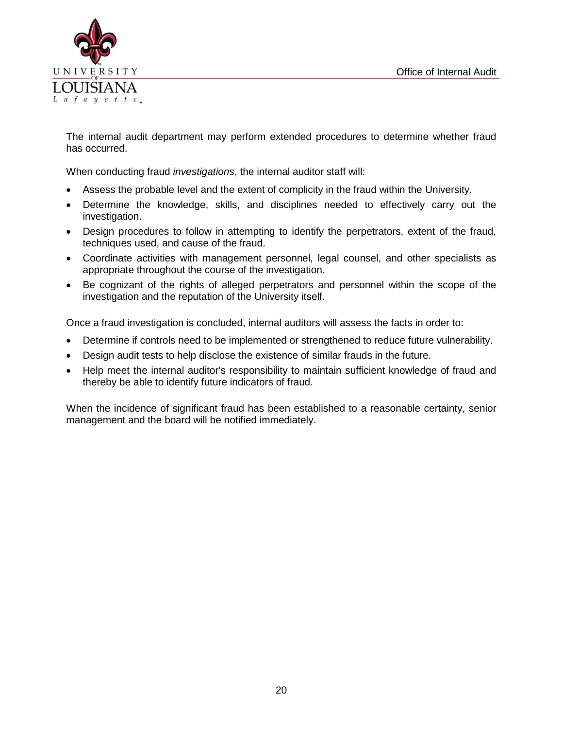The internal audit department may perform extended procedures to determine whether fraud has occurred.

When conducting fraud *investigations*, the internal auditor staff will:

- Assess the probable level and the extent of complicity in the fraud within the University.
- Determine the knowledge, skills, and disciplines needed to effectively carry out the investigation.
- Design procedures to follow in attempting to identify the perpetrators, extent of the fraud, techniques used, and cause of the fraud.
- Coordinate activities with management personnel, legal counsel, and other specialists as appropriate throughout the course of the investigation.
- Be cognizant of the rights of alleged perpetrators and personnel within the scope of the investigation and the reputation of the University itself.

Once a fraud investigation is concluded, internal auditors will assess the facts in order to:

- Determine if controls need to be implemented or strengthened to reduce future vulnerability.
- Design audit tests to help disclose the existence of similar frauds in the future.
- Help meet the internal auditor's responsibility to maintain sufficient knowledge of fraud and thereby be able to identify future indicators of fraud.

When the incidence of significant fraud has been established to a reasonable certainty, senior management and the board will be notified immediately.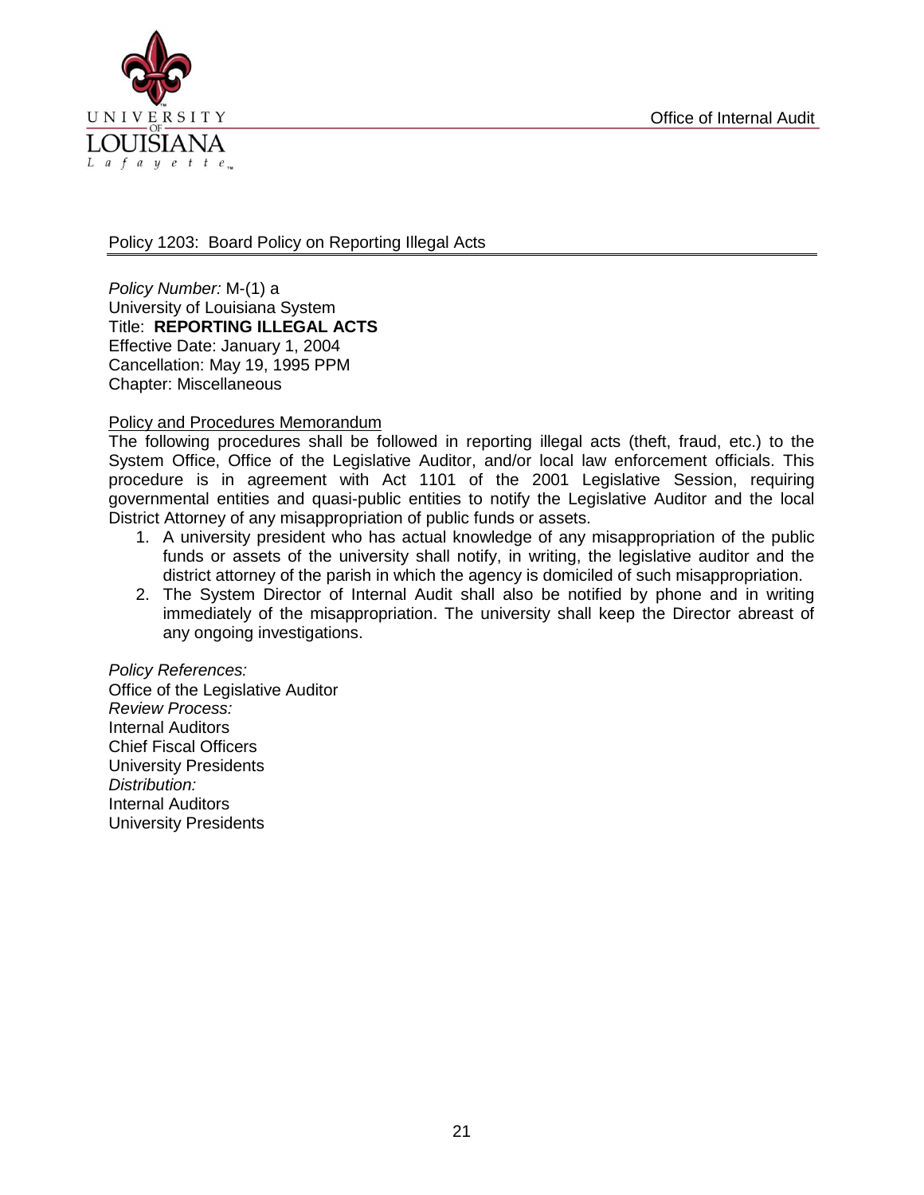## Policy 1203: Board Policy on Reporting Illegal Acts

*Policy Number:* M-(1) a
University of Louisiana System
Title: **REPORTING ILLEGAL ACTS**
Effective Date: January 1, 2004
Cancellation: May 19, 1995 PPM
Chapter: Miscellaneous

Policy and Procedures Memorandum

The following procedures shall be followed in reporting illegal acts (theft, fraud, etc.) to the System Office, Office of the Legislative Auditor, and/or local law enforcement officials. This procedure is in agreement with Act 1101 of the 2001 Legislative Session, requiring governmental entities and quasi-public entities to notify the Legislative Auditor and the local District Attorney of any misappropriation of public funds or assets.

1. A university president who has actual knowledge of any misappropriation of the public funds or assets of the university shall notify, in writing, the legislative auditor and the district attorney of the parish in which the agency is domiciled of such misappropriation.
2. The System Director of Internal Audit shall also be notified by phone and in writing immediately of the misappropriation. The university shall keep the Director abreast of any ongoing investigations.

*Policy References:*
Office of the Legislative Auditor
*Review Process:*
Internal Auditors
Chief Fiscal Officers
University Presidents
*Distribution:*
Internal Auditors
University Presidents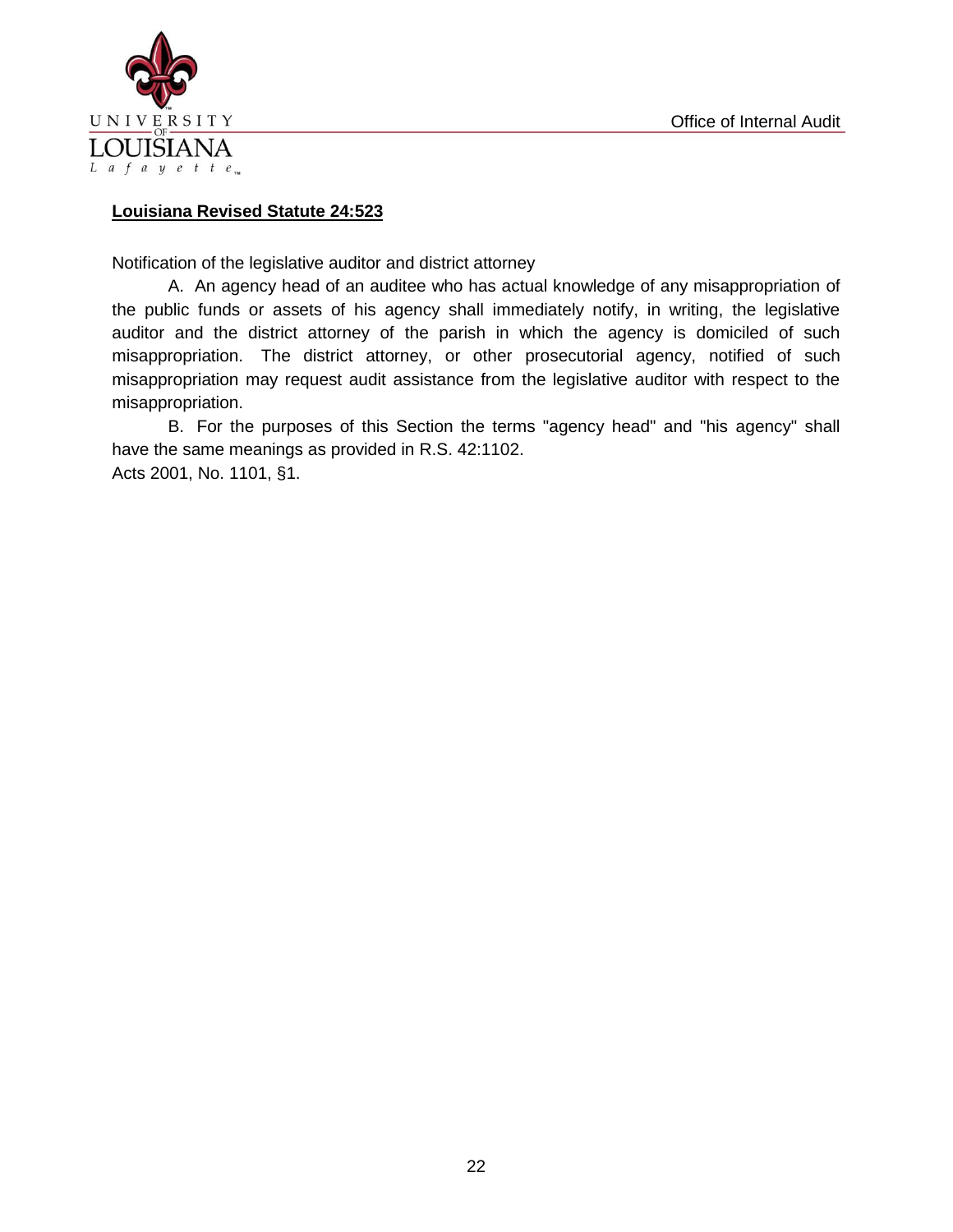**Louisiana Revised Statute 24:523**

Notification of the legislative auditor and district attorney

A. An agency head of an auditee who has actual knowledge of any misappropriation of the public funds or assets of his agency shall immediately notify, in writing, the legislative auditor and the district attorney of the parish in which the agency is domiciled of such misappropriation. The district attorney, or other prosecutorial agency, notified of such misappropriation may request audit assistance from the legislative auditor with respect to the misappropriation.

B. For the purposes of this Section the terms "agency head" and "his agency" shall have the same meanings as provided in R.S. 42:1102.

Acts 2001, No. 1101, §1.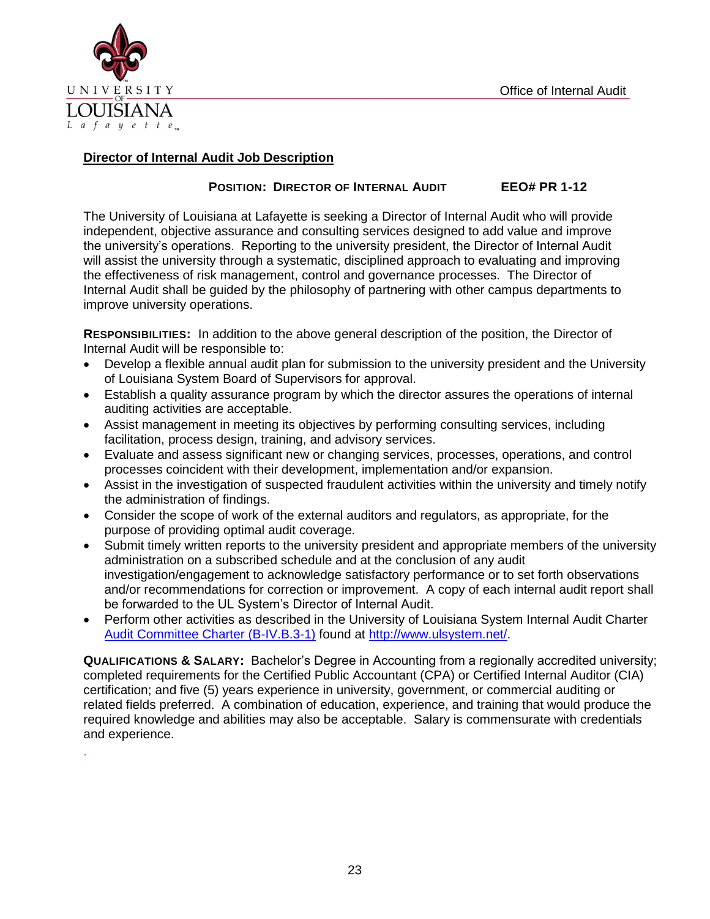Office of Internal Audit

## Director of Internal Audit Job Description

**POSITION: DIRECTOR OF INTERNAL AUDIT** **EEO# PR 1-12**

The University of Louisiana at Lafayette is seeking a Director of Internal Audit who will provide independent, objective assurance and consulting services designed to add value and improve the university's operations. Reporting to the university president, the Director of Internal Audit will assist the university through a systematic, disciplined approach to evaluating and improving the effectiveness of risk management, control and governance processes. The Director of Internal Audit shall be guided by the philosophy of partnering with other campus departments to improve university operations.

**RESPONSIBILITIES:** In addition to the above general description of the position, the Director of Internal Audit will be responsible to:

- Develop a flexible annual audit plan for submission to the university president and the University of Louisiana System Board of Supervisors for approval.
- Establish a quality assurance program by which the director assures the operations of internal auditing activities are acceptable.
- Assist management in meeting its objectives by performing consulting services, including facilitation, process design, training, and advisory services.
- Evaluate and assess significant new or changing services, processes, operations, and control processes coincident with their development, implementation and/or expansion.
- Assist in the investigation of suspected fraudulent activities within the university and timely notify the administration of findings.
- Consider the scope of work of the external auditors and regulators, as appropriate, for the purpose of providing optimal audit coverage.
- Submit timely written reports to the university president and appropriate members of the university administration on a subscribed schedule and at the conclusion of any audit investigation/engagement to acknowledge satisfactory performance or to set forth observations and/or recommendations for correction or improvement. A copy of each internal audit report shall be forwarded to the UL System's Director of Internal Audit.
- Perform other activities as described in the University of Louisiana System Internal Audit Charter [Audit Committee Charter (B-IV.B.3-1)](http://www.ulsystem.net/) found at [http://www.ulsystem.net/](http://www.ulsystem.net/).

**QUALIFICATIONS & SALARY:** Bachelor's Degree in Accounting from a regionally accredited university; completed requirements for the Certified Public Accountant (CPA) or Certified Internal Auditor (CIA) certification; and five (5) years experience in university, government, or commercial auditing or related fields preferred. A combination of education, experience, and training that would produce the required knowledge and abilities may also be acceptable. Salary is commensurate with credentials and experience.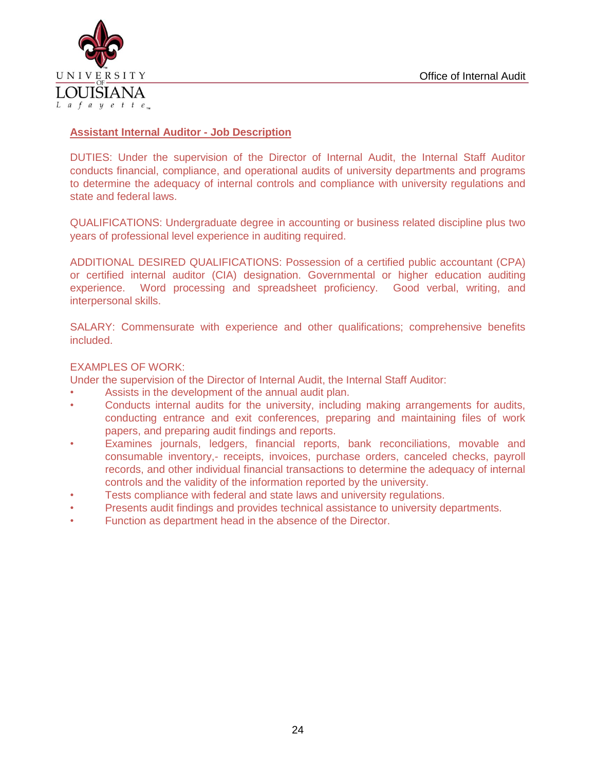## Assistant Internal Auditor - Job Description

DUTIES: Under the supervision of the Director of Internal Audit, the Internal Staff Auditor conducts financial, compliance, and operational audits of university departments and programs to determine the adequacy of internal controls and compliance with university regulations and state and federal laws.

QUALIFICATIONS: Undergraduate degree in accounting or business related discipline plus two years of professional level experience in auditing required.

ADDITIONAL DESIRED QUALIFICATIONS: Possession of a certified public accountant (CPA) or certified internal auditor (CIA) designation. Governmental or higher education auditing experience. Word processing and spreadsheet proficiency. Good verbal, writing, and interpersonal skills.

SALARY: Commensurate with experience and other qualifications; comprehensive benefits included.

EXAMPLES OF WORK:
Under the supervision of the Director of Internal Audit, the Internal Staff Auditor:

- Assists in the development of the annual audit plan.
- Conducts internal audits for the university, including making arrangements for audits, conducting entrance and exit conferences, preparing and maintaining files of work papers, and preparing audit findings and reports.
- Examines journals, ledgers, financial reports, bank reconciliations, movable and consumable inventory,- receipts, invoices, purchase orders, canceled checks, payroll records, and other individual financial transactions to determine the adequacy of internal controls and the validity of the information reported by the university.
- Tests compliance with federal and state laws and university regulations.
- Presents audit findings and provides technical assistance to university departments.
- Function as department head in the absence of the Director.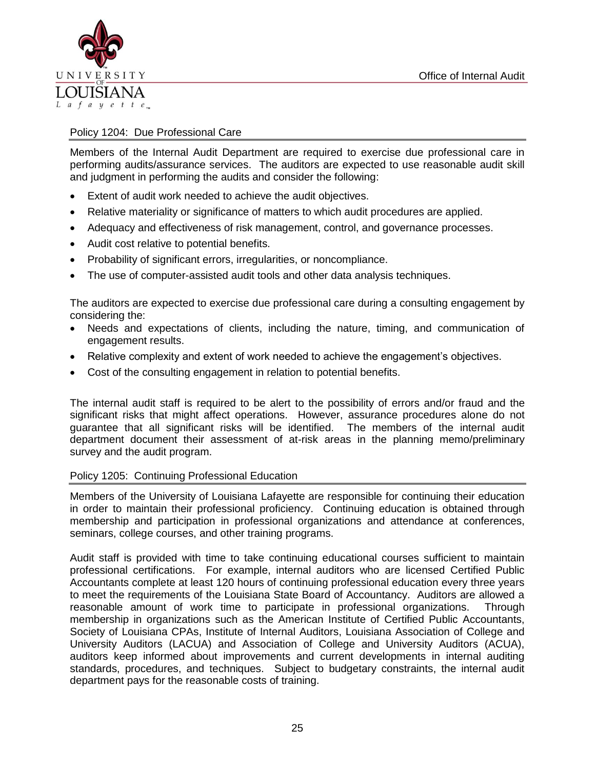## Policy 1204: Due Professional Care

Members of the Internal Audit Department are required to exercise due professional care in performing audits/assurance services. The auditors are expected to use reasonable audit skill and judgment in performing the audits and consider the following:

- Extent of audit work needed to achieve the audit objectives.
- Relative materiality or significance of matters to which audit procedures are applied.
- Adequacy and effectiveness of risk management, control, and governance processes.
- Audit cost relative to potential benefits.
- Probability of significant errors, irregularities, or noncompliance.
- The use of computer-assisted audit tools and other data analysis techniques.

The auditors are expected to exercise due professional care during a consulting engagement by considering the:

- Needs and expectations of clients, including the nature, timing, and communication of engagement results.
- Relative complexity and extent of work needed to achieve the engagement's objectives.
- Cost of the consulting engagement in relation to potential benefits.

The internal audit staff is required to be alert to the possibility of errors and/or fraud and the significant risks that might affect operations. However, assurance procedures alone do not guarantee that all significant risks will be identified. The members of the internal audit department document their assessment of at-risk areas in the planning memo/preliminary survey and the audit program.

## Policy 1205: Continuing Professional Education

Members of the University of Louisiana Lafayette are responsible for continuing their education in order to maintain their professional proficiency. Continuing education is obtained through membership and participation in professional organizations and attendance at conferences, seminars, college courses, and other training programs.

Audit staff is provided with time to take continuing educational courses sufficient to maintain professional certifications. For example, internal auditors who are licensed Certified Public Accountants complete at least 120 hours of continuing professional education every three years to meet the requirements of the Louisiana State Board of Accountancy. Auditors are allowed a reasonable amount of work time to participate in professional organizations. Through membership in organizations such as the American Institute of Certified Public Accountants, Society of Louisiana CPAs, Institute of Internal Auditors, Louisiana Association of College and University Auditors (LACUA) and Association of College and University Auditors (ACUA), auditors keep informed about improvements and current developments in internal auditing standards, procedures, and techniques. Subject to budgetary constraints, the internal audit department pays for the reasonable costs of training.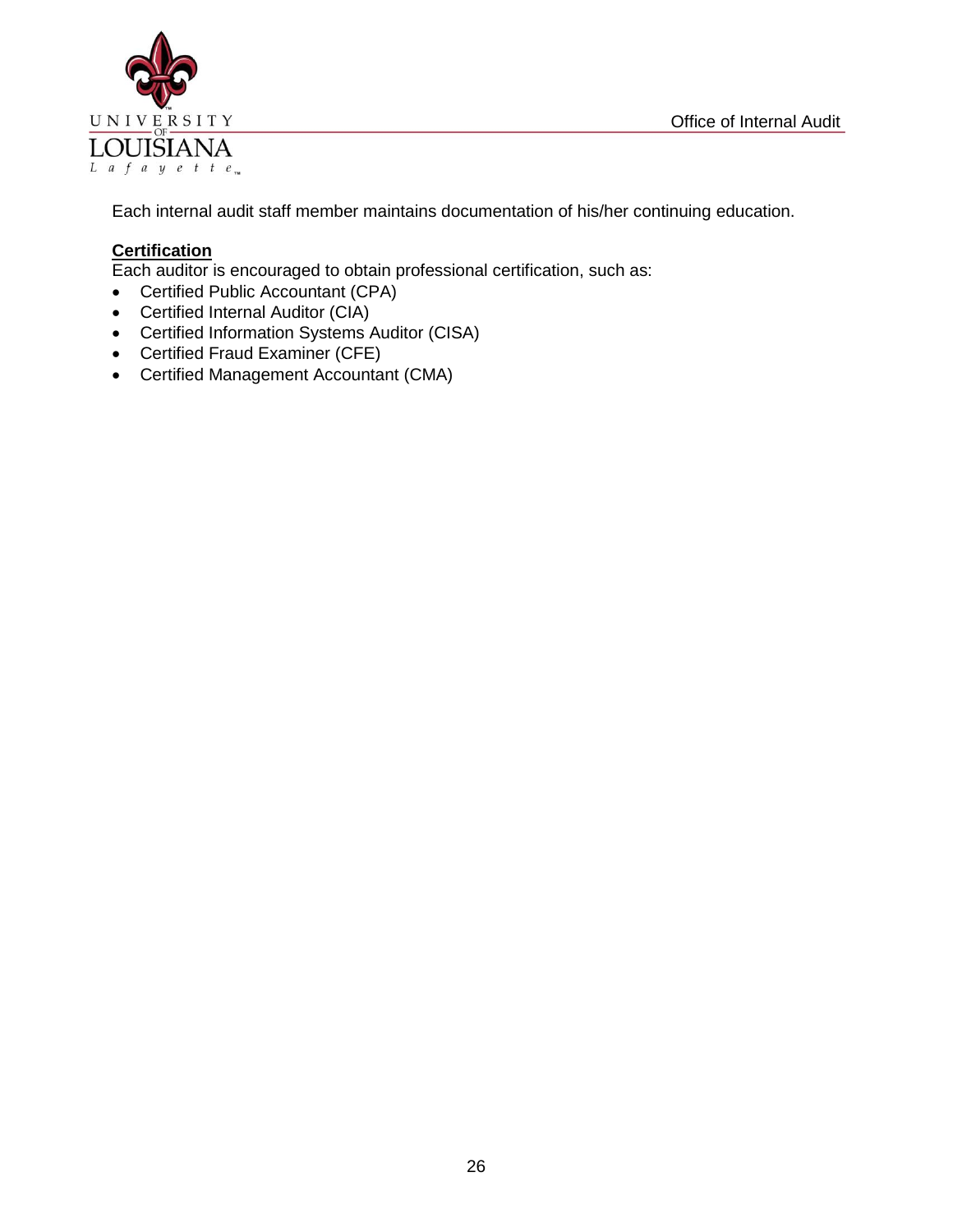Each internal audit staff member maintains documentation of his/her continuing education.

**Certification**

Each auditor is encouraged to obtain professional certification, such as:

- Certified Public Accountant (CPA)
- Certified Internal Auditor (CIA)
- Certified Information Systems Auditor (CISA)
- Certified Fraud Examiner (CFE)
- Certified Management Accountant (CMA)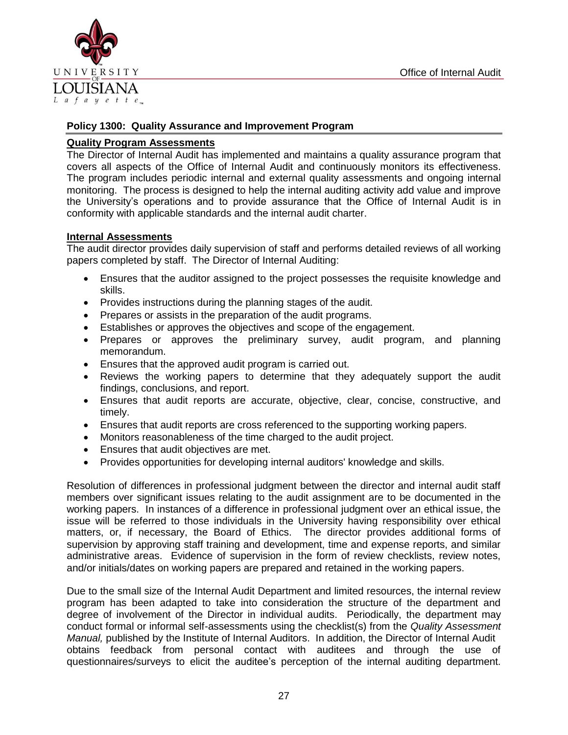## Policy 1300: Quality Assurance and Improvement Program

### Quality Program Assessments

The Director of Internal Audit has implemented and maintains a quality assurance program that covers all aspects of the Office of Internal Audit and continuously monitors its effectiveness. The program includes periodic internal and external quality assessments and ongoing internal monitoring. The process is designed to help the internal auditing activity add value and improve the University's operations and to provide assurance that the Office of Internal Audit is in conformity with applicable standards and the internal audit charter.

### Internal Assessments

The audit director provides daily supervision of staff and performs detailed reviews of all working papers completed by staff. The Director of Internal Auditing:

- Ensures that the auditor assigned to the project possesses the requisite knowledge and skills.
- Provides instructions during the planning stages of the audit.
- Prepares or assists in the preparation of the audit programs.
- Establishes or approves the objectives and scope of the engagement.
- Prepares or approves the preliminary survey, audit program, and planning memorandum.
- Ensures that the approved audit program is carried out.
- Reviews the working papers to determine that they adequately support the audit findings, conclusions, and report.
- Ensures that audit reports are accurate, objective, clear, concise, constructive, and timely.
- Ensures that audit reports are cross referenced to the supporting working papers.
- Monitors reasonableness of the time charged to the audit project.
- Ensures that audit objectives are met.
- Provides opportunities for developing internal auditors' knowledge and skills.

Resolution of differences in professional judgment between the director and internal audit staff members over significant issues relating to the audit assignment are to be documented in the working papers. In instances of a difference in professional judgment over an ethical issue, the issue will be referred to those individuals in the University having responsibility over ethical matters, or, if necessary, the Board of Ethics. The director provides additional forms of supervision by approving staff training and development, time and expense reports, and similar administrative areas. Evidence of supervision in the form of review checklists, review notes, and/or initials/dates on working papers are prepared and retained in the working papers.

Due to the small size of the Internal Audit Department and limited resources, the internal review program has been adapted to take into consideration the structure of the department and degree of involvement of the Director in individual audits. Periodically, the department may conduct formal or informal self-assessments using the checklist(s) from the *Quality Assessment Manual,* published by the Institute of Internal Auditors. In addition, the Director of Internal Audit obtains feedback from personal contact with auditees and through the use of questionnaires/surveys to elicit the auditee's perception of the internal auditing department.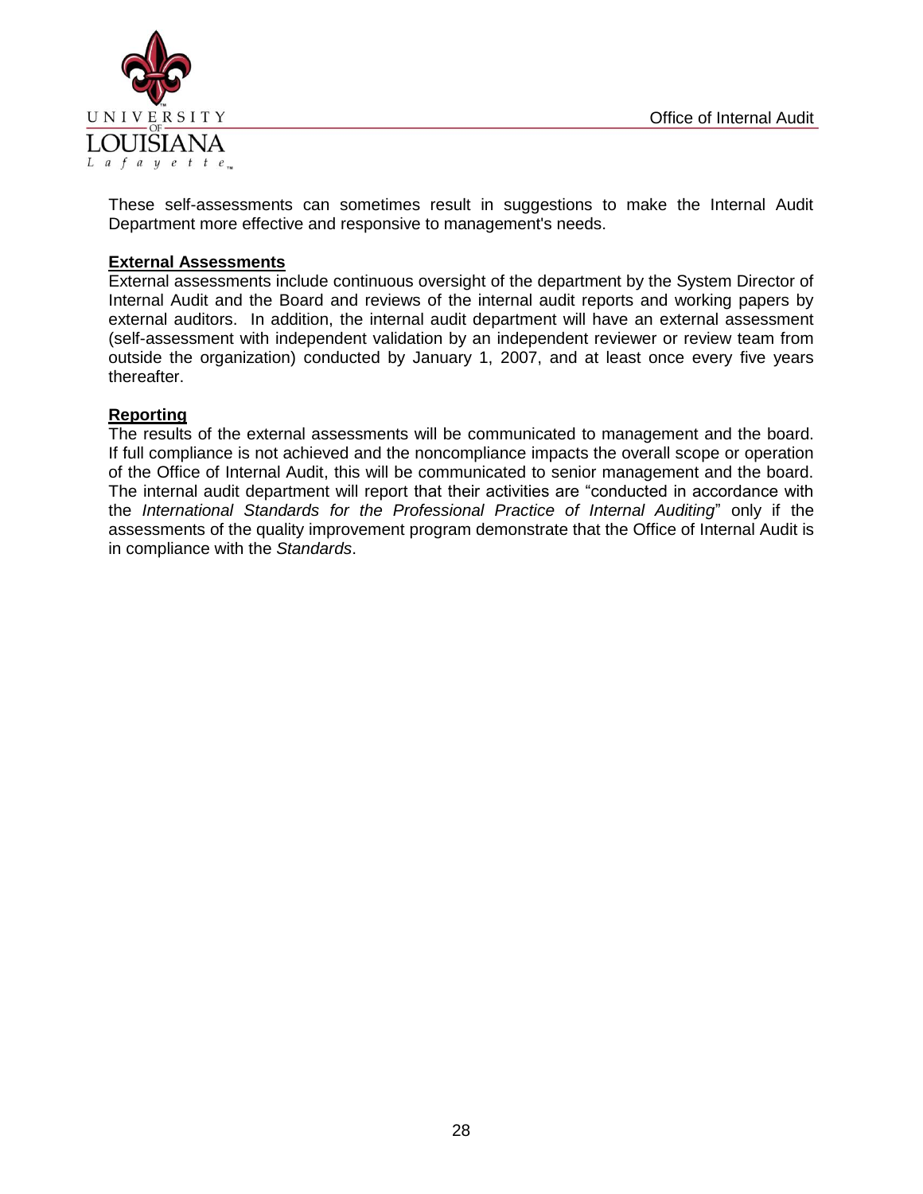These self-assessments can sometimes result in suggestions to make the Internal Audit Department more effective and responsive to management's needs.

**External Assessments**

External assessments include continuous oversight of the department by the System Director of Internal Audit and the Board and reviews of the internal audit reports and working papers by external auditors. In addition, the internal audit department will have an external assessment (self-assessment with independent validation by an independent reviewer or review team from outside the organization) conducted by January 1, 2007, and at least once every five years thereafter.

**Reporting**

The results of the external assessments will be communicated to management and the board. If full compliance is not achieved and the noncompliance impacts the overall scope or operation of the Office of Internal Audit, this will be communicated to senior management and the board. The internal audit department will report that their activities are "conducted in accordance with the *International Standards for the Professional Practice of Internal Auditing*" only if the assessments of the quality improvement program demonstrate that the Office of Internal Audit is in compliance with the *Standards*.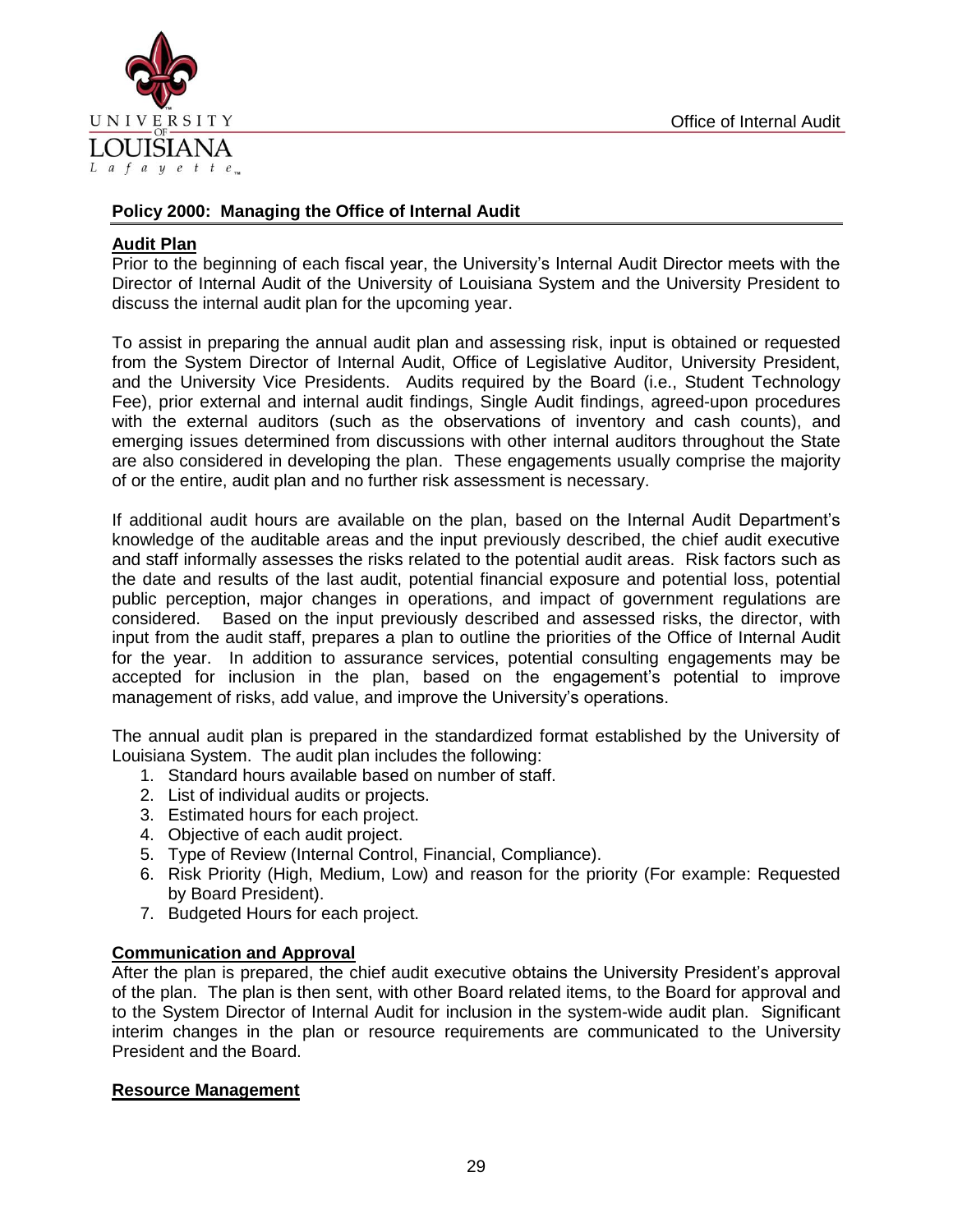## Policy 2000: Managing the Office of Internal Audit

### Audit Plan

Prior to the beginning of each fiscal year, the University's Internal Audit Director meets with the Director of Internal Audit of the University of Louisiana System and the University President to discuss the internal audit plan for the upcoming year.

To assist in preparing the annual audit plan and assessing risk, input is obtained or requested from the System Director of Internal Audit, Office of Legislative Auditor, University President, and the University Vice Presidents. Audits required by the Board (i.e., Student Technology Fee), prior external and internal audit findings, Single Audit findings, agreed-upon procedures with the external auditors (such as the observations of inventory and cash counts), and emerging issues determined from discussions with other internal auditors throughout the State are also considered in developing the plan. These engagements usually comprise the majority of or the entire, audit plan and no further risk assessment is necessary.

If additional audit hours are available on the plan, based on the Internal Audit Department's knowledge of the auditable areas and the input previously described, the chief audit executive and staff informally assesses the risks related to the potential audit areas. Risk factors such as the date and results of the last audit, potential financial exposure and potential loss, potential public perception, major changes in operations, and impact of government regulations are considered. Based on the input previously described and assessed risks, the director, with input from the audit staff, prepares a plan to outline the priorities of the Office of Internal Audit for the year. In addition to assurance services, potential consulting engagements may be accepted for inclusion in the plan, based on the engagement's potential to improve management of risks, add value, and improve the University's operations.

The annual audit plan is prepared in the standardized format established by the University of Louisiana System. The audit plan includes the following:

1. Standard hours available based on number of staff.
2. List of individual audits or projects.
3. Estimated hours for each project.
4. Objective of each audit project.
5. Type of Review (Internal Control, Financial, Compliance).
6. Risk Priority (High, Medium, Low) and reason for the priority (For example: Requested by Board President).
7. Budgeted Hours for each project.

### Communication and Approval

After the plan is prepared, the chief audit executive obtains the University President's approval of the plan. The plan is then sent, with other Board related items, to the Board for approval and to the System Director of Internal Audit for inclusion in the system-wide audit plan. Significant interim changes in the plan or resource requirements are communicated to the University President and the Board.

### Resource Management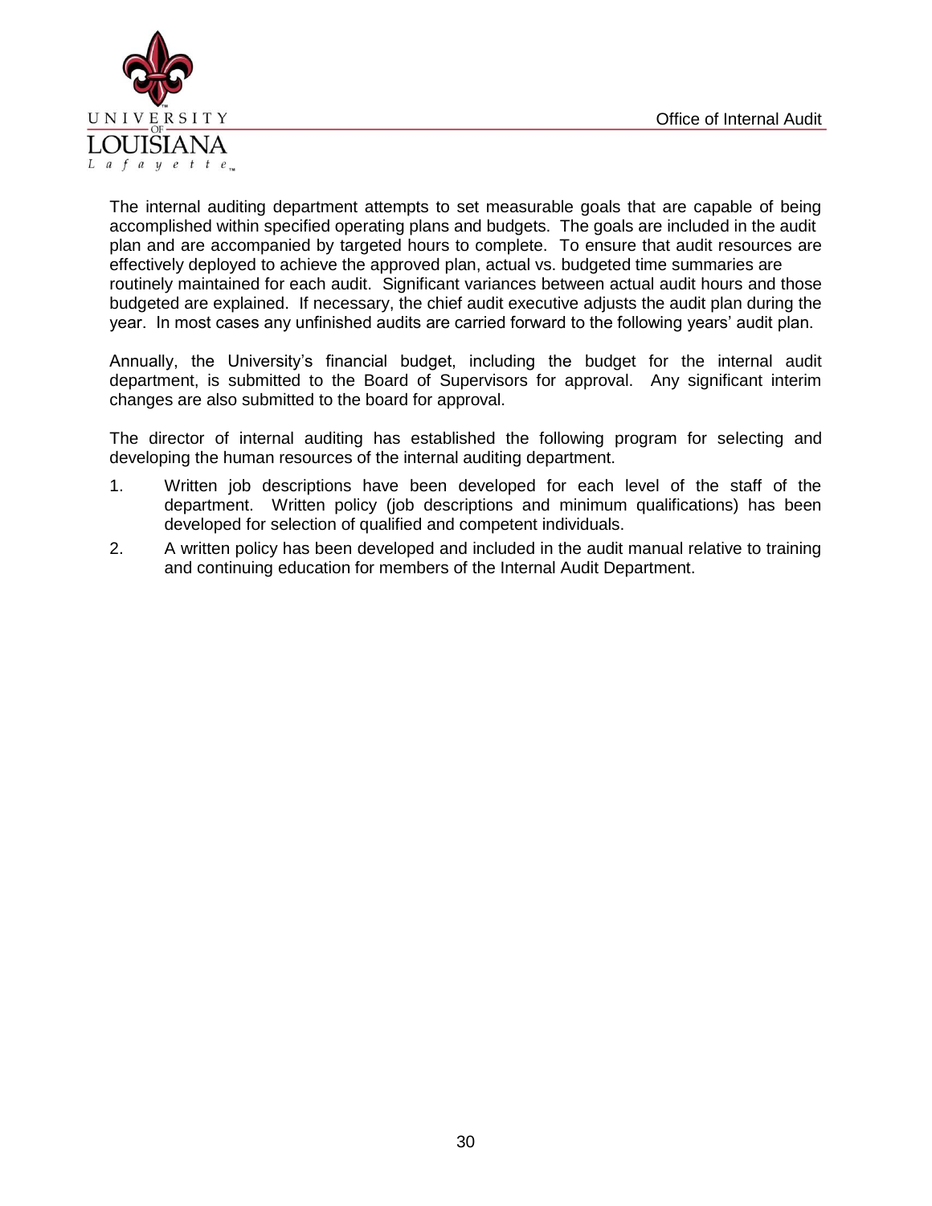The internal auditing department attempts to set measurable goals that are capable of being accomplished within specified operating plans and budgets. The goals are included in the audit plan and are accompanied by targeted hours to complete. To ensure that audit resources are effectively deployed to achieve the approved plan, actual vs. budgeted time summaries are routinely maintained for each audit. Significant variances between actual audit hours and those budgeted are explained. If necessary, the chief audit executive adjusts the audit plan during the year. In most cases any unfinished audits are carried forward to the following years' audit plan.

Annually, the University's financial budget, including the budget for the internal audit department, is submitted to the Board of Supervisors for approval. Any significant interim changes are also submitted to the board for approval.

The director of internal auditing has established the following program for selecting and developing the human resources of the internal auditing department.

1. Written job descriptions have been developed for each level of the staff of the department. Written policy (job descriptions and minimum qualifications) has been developed for selection of qualified and competent individuals.
2. A written policy has been developed and included in the audit manual relative to training and continuing education for members of the Internal Audit Department.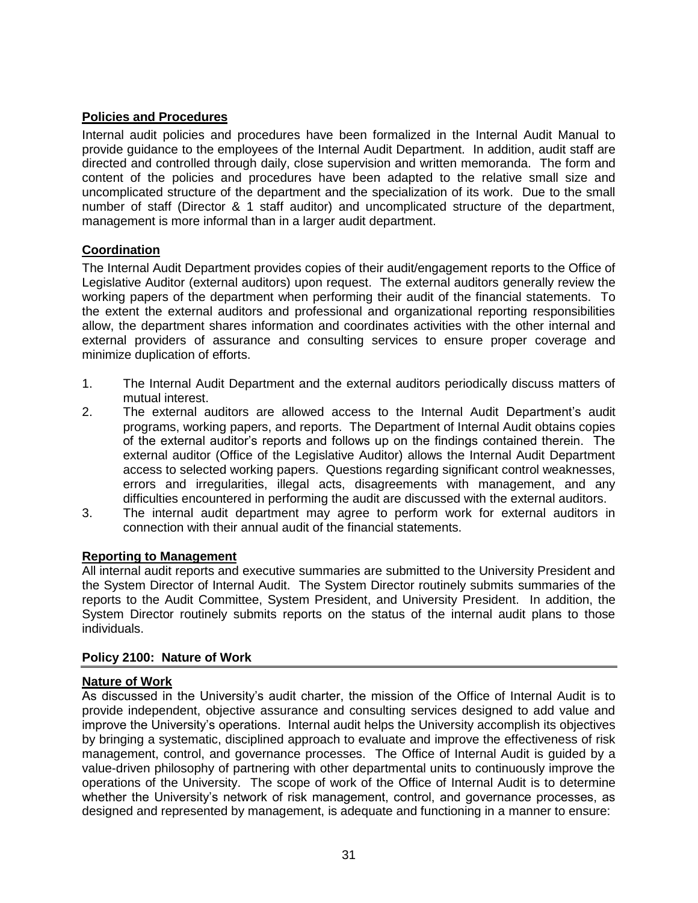**Policies and Procedures**

Internal audit policies and procedures have been formalized in the Internal Audit Manual to provide guidance to the employees of the Internal Audit Department. In addition, audit staff are directed and controlled through daily, close supervision and written memoranda. The form and content of the policies and procedures have been adapted to the relative small size and uncomplicated structure of the department and the specialization of its work. Due to the small number of staff (Director & 1 staff auditor) and uncomplicated structure of the department, management is more informal than in a larger audit department.

**Coordination**

The Internal Audit Department provides copies of their audit/engagement reports to the Office of Legislative Auditor (external auditors) upon request. The external auditors generally review the working papers of the department when performing their audit of the financial statements. To the extent the external auditors and professional and organizational reporting responsibilities allow, the department shares information and coordinates activities with the other internal and external providers of assurance and consulting services to ensure proper coverage and minimize duplication of efforts.

1. The Internal Audit Department and the external auditors periodically discuss matters of mutual interest.
2. The external auditors are allowed access to the Internal Audit Department's audit programs, working papers, and reports. The Department of Internal Audit obtains copies of the external auditor's reports and follows up on the findings contained therein. The external auditor (Office of the Legislative Auditor) allows the Internal Audit Department access to selected working papers. Questions regarding significant control weaknesses, errors and irregularities, illegal acts, disagreements with management, and any difficulties encountered in performing the audit are discussed with the external auditors.
3. The internal audit department may agree to perform work for external auditors in connection with their annual audit of the financial statements.

**Reporting to Management**

All internal audit reports and executive summaries are submitted to the University President and the System Director of Internal Audit. The System Director routinely submits summaries of the reports to the Audit Committee, System President, and University President. In addition, the System Director routinely submits reports on the status of the internal audit plans to those individuals.

## Policy 2100: Nature of Work

**Nature of Work**

As discussed in the University's audit charter, the mission of the Office of Internal Audit is to provide independent, objective assurance and consulting services designed to add value and improve the University's operations. Internal audit helps the University accomplish its objectives by bringing a systematic, disciplined approach to evaluate and improve the effectiveness of risk management, control, and governance processes. The Office of Internal Audit is guided by a value-driven philosophy of partnering with other departmental units to continuously improve the operations of the University. The scope of work of the Office of Internal Audit is to determine whether the University's network of risk management, control, and governance processes, as designed and represented by management, is adequate and functioning in a manner to ensure: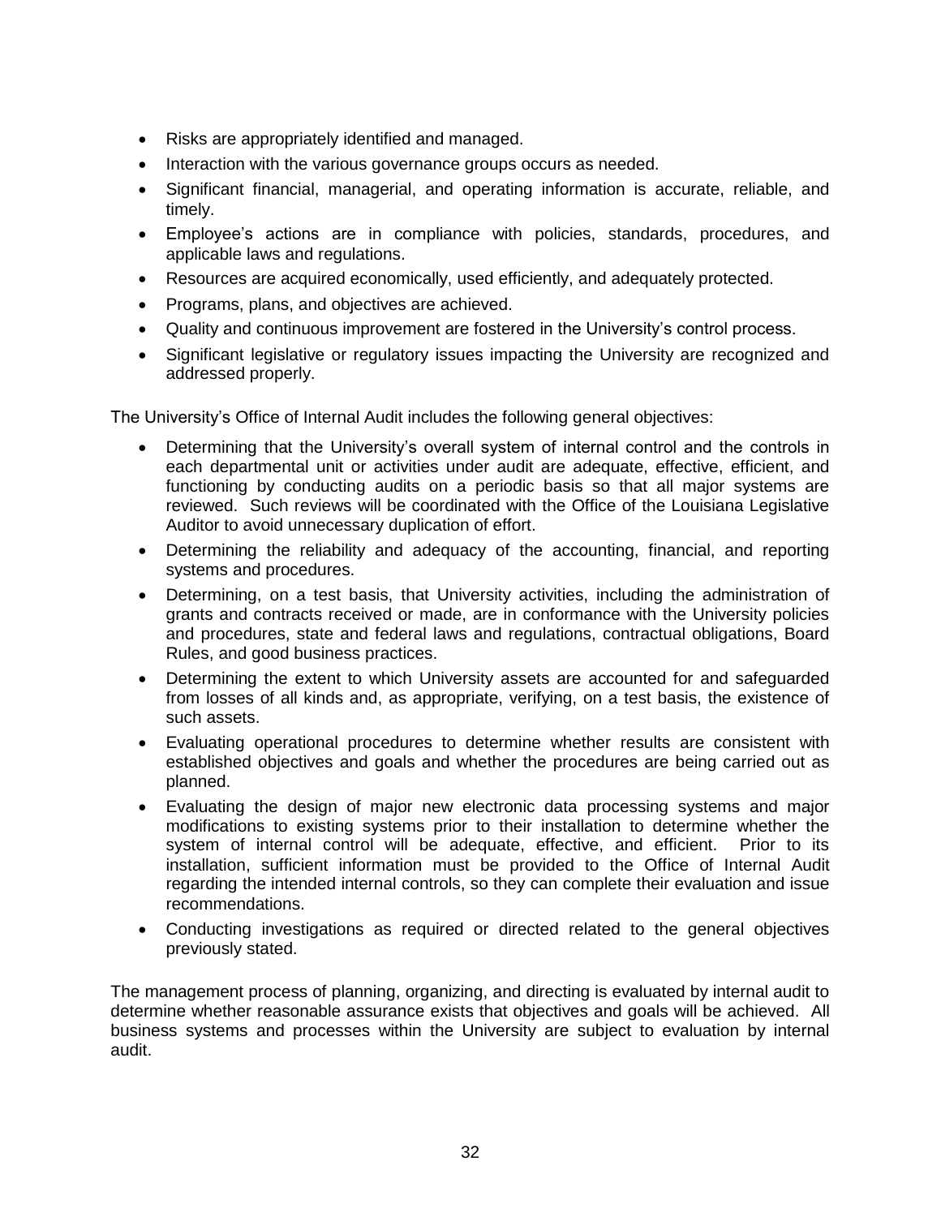- Risks are appropriately identified and managed.
- Interaction with the various governance groups occurs as needed.
- Significant financial, managerial, and operating information is accurate, reliable, and timely.
- Employee's actions are in compliance with policies, standards, procedures, and applicable laws and regulations.
- Resources are acquired economically, used efficiently, and adequately protected.
- Programs, plans, and objectives are achieved.
- Quality and continuous improvement are fostered in the University's control process.
- Significant legislative or regulatory issues impacting the University are recognized and addressed properly.

The University's Office of Internal Audit includes the following general objectives:

- Determining that the University's overall system of internal control and the controls in each departmental unit or activities under audit are adequate, effective, efficient, and functioning by conducting audits on a periodic basis so that all major systems are reviewed. Such reviews will be coordinated with the Office of the Louisiana Legislative Auditor to avoid unnecessary duplication of effort.
- Determining the reliability and adequacy of the accounting, financial, and reporting systems and procedures.
- Determining, on a test basis, that University activities, including the administration of grants and contracts received or made, are in conformance with the University policies and procedures, state and federal laws and regulations, contractual obligations, Board Rules, and good business practices.
- Determining the extent to which University assets are accounted for and safeguarded from losses of all kinds and, as appropriate, verifying, on a test basis, the existence of such assets.
- Evaluating operational procedures to determine whether results are consistent with established objectives and goals and whether the procedures are being carried out as planned.
- Evaluating the design of major new electronic data processing systems and major modifications to existing systems prior to their installation to determine whether the system of internal control will be adequate, effective, and efficient. Prior to its installation, sufficient information must be provided to the Office of Internal Audit regarding the intended internal controls, so they can complete their evaluation and issue recommendations.
- Conducting investigations as required or directed related to the general objectives previously stated.

The management process of planning, organizing, and directing is evaluated by internal audit to determine whether reasonable assurance exists that objectives and goals will be achieved. All business systems and processes within the University are subject to evaluation by internal audit.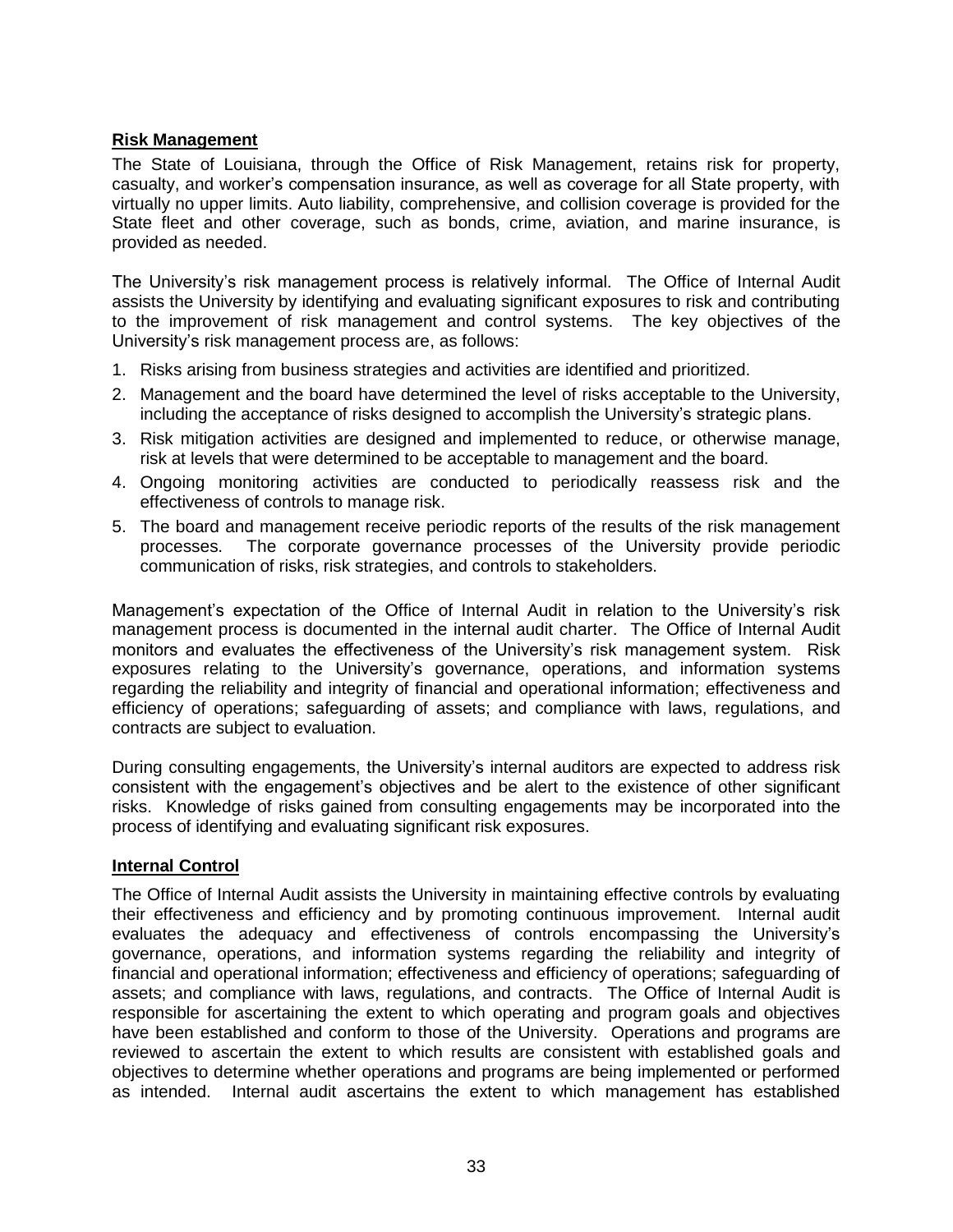## Risk Management

The State of Louisiana, through the Office of Risk Management, retains risk for property, casualty, and worker's compensation insurance, as well as coverage for all State property, with virtually no upper limits. Auto liability, comprehensive, and collision coverage is provided for the State fleet and other coverage, such as bonds, crime, aviation, and marine insurance, is provided as needed.

The University's risk management process is relatively informal. The Office of Internal Audit assists the University by identifying and evaluating significant exposures to risk and contributing to the improvement of risk management and control systems. The key objectives of the University's risk management process are, as follows:

1. Risks arising from business strategies and activities are identified and prioritized.
2. Management and the board have determined the level of risks acceptable to the University, including the acceptance of risks designed to accomplish the University's strategic plans.
3. Risk mitigation activities are designed and implemented to reduce, or otherwise manage, risk at levels that were determined to be acceptable to management and the board.
4. Ongoing monitoring activities are conducted to periodically reassess risk and the effectiveness of controls to manage risk.
5. The board and management receive periodic reports of the results of the risk management processes. The corporate governance processes of the University provide periodic communication of risks, risk strategies, and controls to stakeholders.

Management's expectation of the Office of Internal Audit in relation to the University's risk management process is documented in the internal audit charter. The Office of Internal Audit monitors and evaluates the effectiveness of the University's risk management system. Risk exposures relating to the University's governance, operations, and information systems regarding the reliability and integrity of financial and operational information; effectiveness and efficiency of operations; safeguarding of assets; and compliance with laws, regulations, and contracts are subject to evaluation.

During consulting engagements, the University's internal auditors are expected to address risk consistent with the engagement's objectives and be alert to the existence of other significant risks. Knowledge of risks gained from consulting engagements may be incorporated into the process of identifying and evaluating significant risk exposures.

## Internal Control

The Office of Internal Audit assists the University in maintaining effective controls by evaluating their effectiveness and efficiency and by promoting continuous improvement. Internal audit evaluates the adequacy and effectiveness of controls encompassing the University's governance, operations, and information systems regarding the reliability and integrity of financial and operational information; effectiveness and efficiency of operations; safeguarding of assets; and compliance with laws, regulations, and contracts. The Office of Internal Audit is responsible for ascertaining the extent to which operating and program goals and objectives have been established and conform to those of the University. Operations and programs are reviewed to ascertain the extent to which results are consistent with established goals and objectives to determine whether operations and programs are being implemented or performed as intended. Internal audit ascertains the extent to which management has established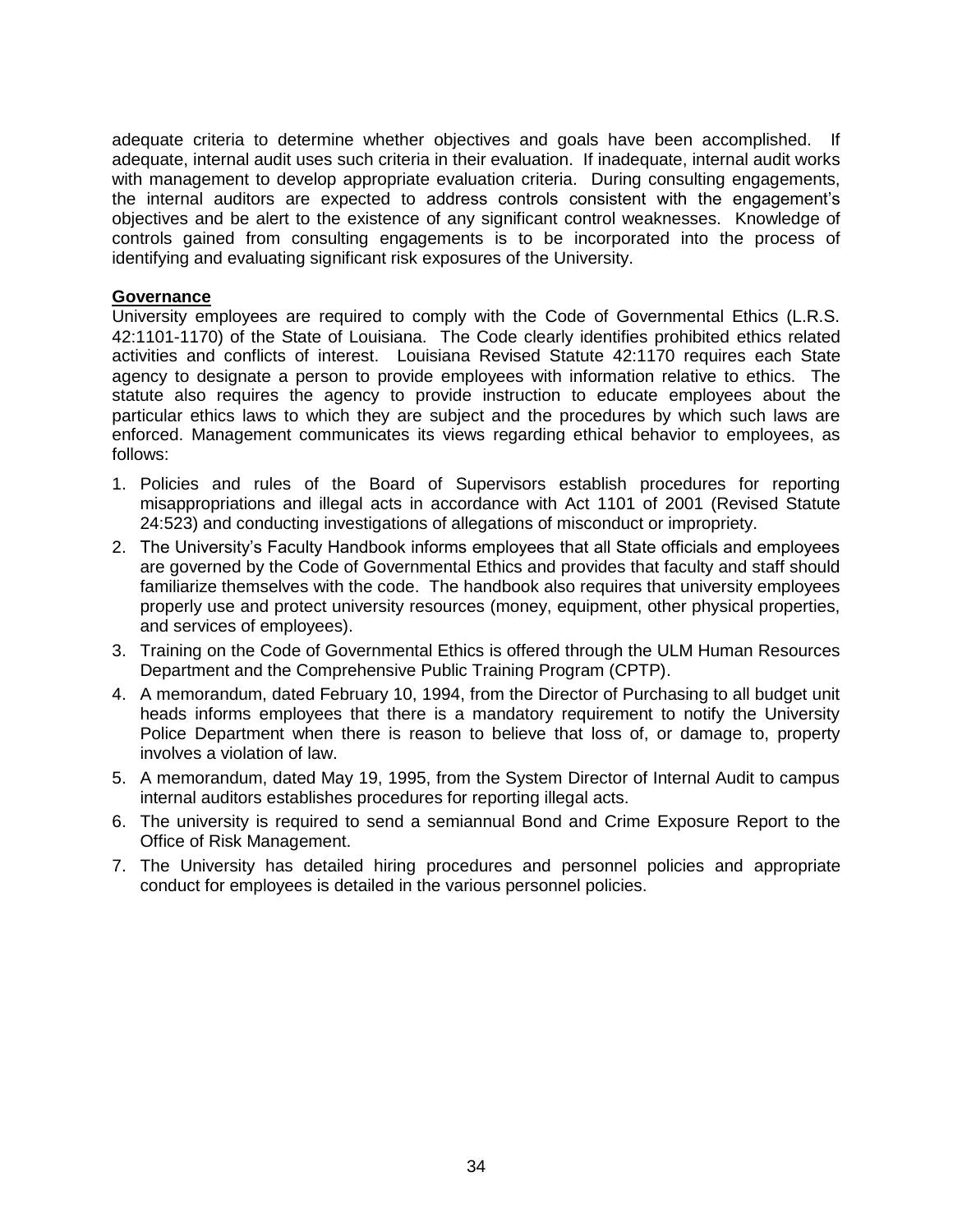adequate criteria to determine whether objectives and goals have been accomplished. If adequate, internal audit uses such criteria in their evaluation. If inadequate, internal audit works with management to develop appropriate evaluation criteria. During consulting engagements, the internal auditors are expected to address controls consistent with the engagement's objectives and be alert to the existence of any significant control weaknesses. Knowledge of controls gained from consulting engagements is to be incorporated into the process of identifying and evaluating significant risk exposures of the University.

**Governance**

University employees are required to comply with the Code of Governmental Ethics (L.R.S. 42:1101-1170) of the State of Louisiana. The Code clearly identifies prohibited ethics related activities and conflicts of interest. Louisiana Revised Statute 42:1170 requires each State agency to designate a person to provide employees with information relative to ethics. The statute also requires the agency to provide instruction to educate employees about the particular ethics laws to which they are subject and the procedures by which such laws are enforced. Management communicates its views regarding ethical behavior to employees, as follows:

1. Policies and rules of the Board of Supervisors establish procedures for reporting misappropriations and illegal acts in accordance with Act 1101 of 2001 (Revised Statute 24:523) and conducting investigations of allegations of misconduct or impropriety.
2. The University's Faculty Handbook informs employees that all State officials and employees are governed by the Code of Governmental Ethics and provides that faculty and staff should familiarize themselves with the code. The handbook also requires that university employees properly use and protect university resources (money, equipment, other physical properties, and services of employees).
3. Training on the Code of Governmental Ethics is offered through the ULM Human Resources Department and the Comprehensive Public Training Program (CPTP).
4. A memorandum, dated February 10, 1994, from the Director of Purchasing to all budget unit heads informs employees that there is a mandatory requirement to notify the University Police Department when there is reason to believe that loss of, or damage to, property involves a violation of law.
5. A memorandum, dated May 19, 1995, from the System Director of Internal Audit to campus internal auditors establishes procedures for reporting illegal acts.
6. The university is required to send a semiannual Bond and Crime Exposure Report to the Office of Risk Management.
7. The University has detailed hiring procedures and personnel policies and appropriate conduct for employees is detailed in the various personnel policies.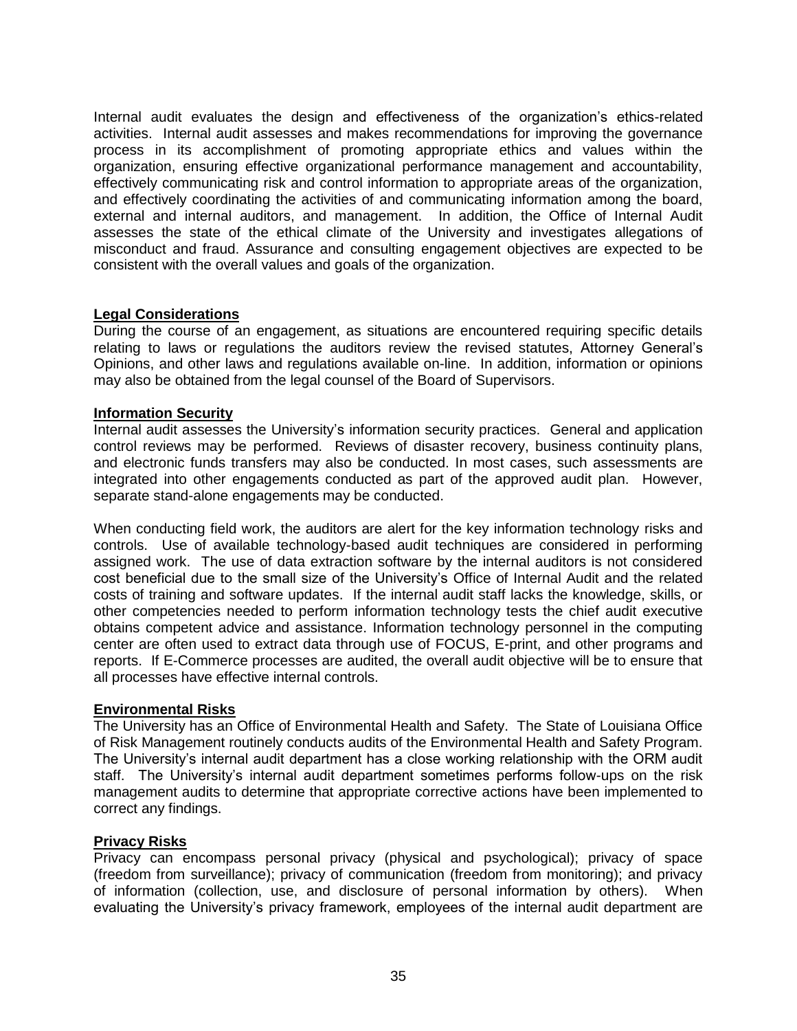Internal audit evaluates the design and effectiveness of the organization's ethics-related activities. Internal audit assesses and makes recommendations for improving the governance process in its accomplishment of promoting appropriate ethics and values within the organization, ensuring effective organizational performance management and accountability, effectively communicating risk and control information to appropriate areas of the organization, and effectively coordinating the activities of and communicating information among the board, external and internal auditors, and management. In addition, the Office of Internal Audit assesses the state of the ethical climate of the University and investigates allegations of misconduct and fraud. Assurance and consulting engagement objectives are expected to be consistent with the overall values and goals of the organization.

**Legal Considerations**

During the course of an engagement, as situations are encountered requiring specific details relating to laws or regulations the auditors review the revised statutes, Attorney General's Opinions, and other laws and regulations available on-line. In addition, information or opinions may also be obtained from the legal counsel of the Board of Supervisors.

**Information Security**

Internal audit assesses the University's information security practices. General and application control reviews may be performed. Reviews of disaster recovery, business continuity plans, and electronic funds transfers may also be conducted. In most cases, such assessments are integrated into other engagements conducted as part of the approved audit plan. However, separate stand-alone engagements may be conducted.

When conducting field work, the auditors are alert for the key information technology risks and controls. Use of available technology-based audit techniques are considered in performing assigned work. The use of data extraction software by the internal auditors is not considered cost beneficial due to the small size of the University's Office of Internal Audit and the related costs of training and software updates. If the internal audit staff lacks the knowledge, skills, or other competencies needed to perform information technology tests the chief audit executive obtains competent advice and assistance. Information technology personnel in the computing center are often used to extract data through use of FOCUS, E-print, and other programs and reports. If E-Commerce processes are audited, the overall audit objective will be to ensure that all processes have effective internal controls.

**Environmental Risks**

The University has an Office of Environmental Health and Safety. The State of Louisiana Office of Risk Management routinely conducts audits of the Environmental Health and Safety Program. The University's internal audit department has a close working relationship with the ORM audit staff. The University's internal audit department sometimes performs follow-ups on the risk management audits to determine that appropriate corrective actions have been implemented to correct any findings.

**Privacy Risks**

Privacy can encompass personal privacy (physical and psychological); privacy of space (freedom from surveillance); privacy of communication (freedom from monitoring); and privacy of information (collection, use, and disclosure of personal information by others). When evaluating the University's privacy framework, employees of the internal audit department are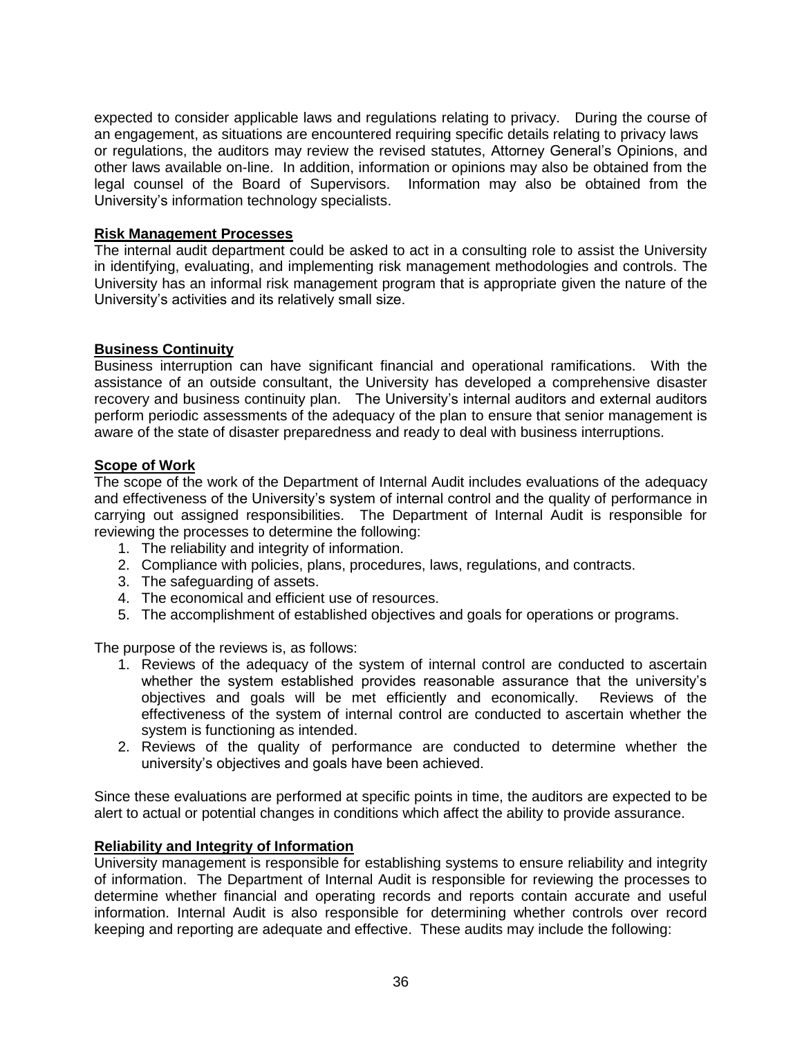expected to consider applicable laws and regulations relating to privacy. During the course of an engagement, as situations are encountered requiring specific details relating to privacy laws or regulations, the auditors may review the revised statutes, Attorney General's Opinions, and other laws available on-line. In addition, information or opinions may also be obtained from the legal counsel of the Board of Supervisors. Information may also be obtained from the University's information technology specialists.

**Risk Management Processes**

The internal audit department could be asked to act in a consulting role to assist the University in identifying, evaluating, and implementing risk management methodologies and controls. The University has an informal risk management program that is appropriate given the nature of the University's activities and its relatively small size.

**Business Continuity**

Business interruption can have significant financial and operational ramifications. With the assistance of an outside consultant, the University has developed a comprehensive disaster recovery and business continuity plan. The University's internal auditors and external auditors perform periodic assessments of the adequacy of the plan to ensure that senior management is aware of the state of disaster preparedness and ready to deal with business interruptions.

**Scope of Work**

The scope of the work of the Department of Internal Audit includes evaluations of the adequacy and effectiveness of the University's system of internal control and the quality of performance in carrying out assigned responsibilities. The Department of Internal Audit is responsible for reviewing the processes to determine the following:

1. The reliability and integrity of information.
2. Compliance with policies, plans, procedures, laws, regulations, and contracts.
3. The safeguarding of assets.
4. The economical and efficient use of resources.
5. The accomplishment of established objectives and goals for operations or programs.

The purpose of the reviews is, as follows:

1. Reviews of the adequacy of the system of internal control are conducted to ascertain whether the system established provides reasonable assurance that the university's objectives and goals will be met efficiently and economically. Reviews of the effectiveness of the system of internal control are conducted to ascertain whether the system is functioning as intended.
2. Reviews of the quality of performance are conducted to determine whether the university's objectives and goals have been achieved.

Since these evaluations are performed at specific points in time, the auditors are expected to be alert to actual or potential changes in conditions which affect the ability to provide assurance.

**Reliability and Integrity of Information**

University management is responsible for establishing systems to ensure reliability and integrity of information. The Department of Internal Audit is responsible for reviewing the processes to determine whether financial and operating records and reports contain accurate and useful information. Internal Audit is also responsible for determining whether controls over record keeping and reporting are adequate and effective. These audits may include the following: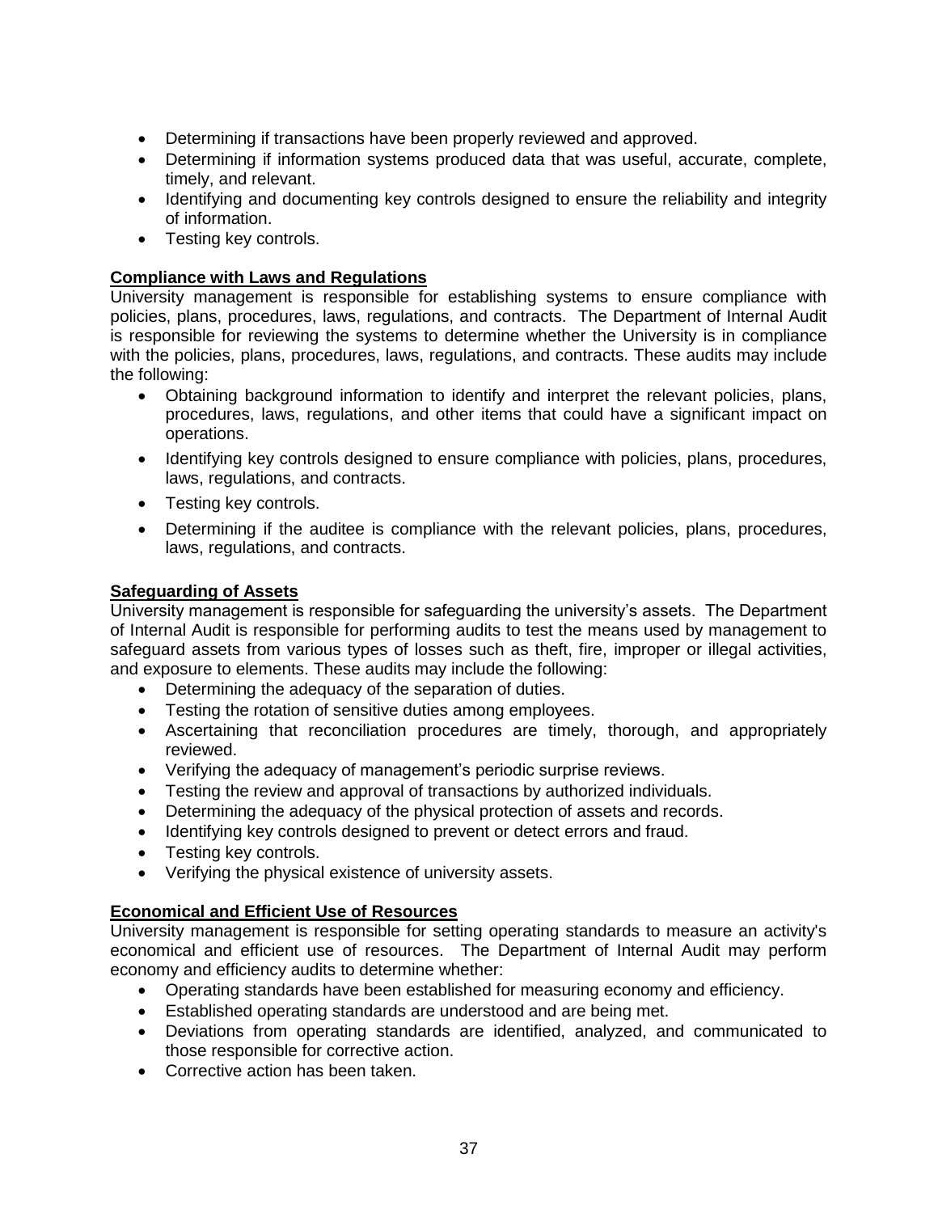- Determining if transactions have been properly reviewed and approved.
- Determining if information systems produced data that was useful, accurate, complete, timely, and relevant.
- Identifying and documenting key controls designed to ensure the reliability and integrity of information.
- Testing key controls.

**Compliance with Laws and Regulations**

University management is responsible for establishing systems to ensure compliance with policies, plans, procedures, laws, regulations, and contracts. The Department of Internal Audit is responsible for reviewing the systems to determine whether the University is in compliance with the policies, plans, procedures, laws, regulations, and contracts. These audits may include the following:

- Obtaining background information to identify and interpret the relevant policies, plans, procedures, laws, regulations, and other items that could have a significant impact on operations.
- Identifying key controls designed to ensure compliance with policies, plans, procedures, laws, regulations, and contracts.
- Testing key controls.
- Determining if the auditee is compliance with the relevant policies, plans, procedures, laws, regulations, and contracts.

**Safeguarding of Assets**

University management is responsible for safeguarding the university's assets. The Department of Internal Audit is responsible for performing audits to test the means used by management to safeguard assets from various types of losses such as theft, fire, improper or illegal activities, and exposure to elements. These audits may include the following:

- Determining the adequacy of the separation of duties.
- Testing the rotation of sensitive duties among employees.
- Ascertaining that reconciliation procedures are timely, thorough, and appropriately reviewed.
- Verifying the adequacy of management's periodic surprise reviews.
- Testing the review and approval of transactions by authorized individuals.
- Determining the adequacy of the physical protection of assets and records.
- Identifying key controls designed to prevent or detect errors and fraud.
- Testing key controls.
- Verifying the physical existence of university assets.

**Economical and Efficient Use of Resources**

University management is responsible for setting operating standards to measure an activity's economical and efficient use of resources. The Department of Internal Audit may perform economy and efficiency audits to determine whether:

- Operating standards have been established for measuring economy and efficiency.
- Established operating standards are understood and are being met.
- Deviations from operating standards are identified, analyzed, and communicated to those responsible for corrective action.
- Corrective action has been taken.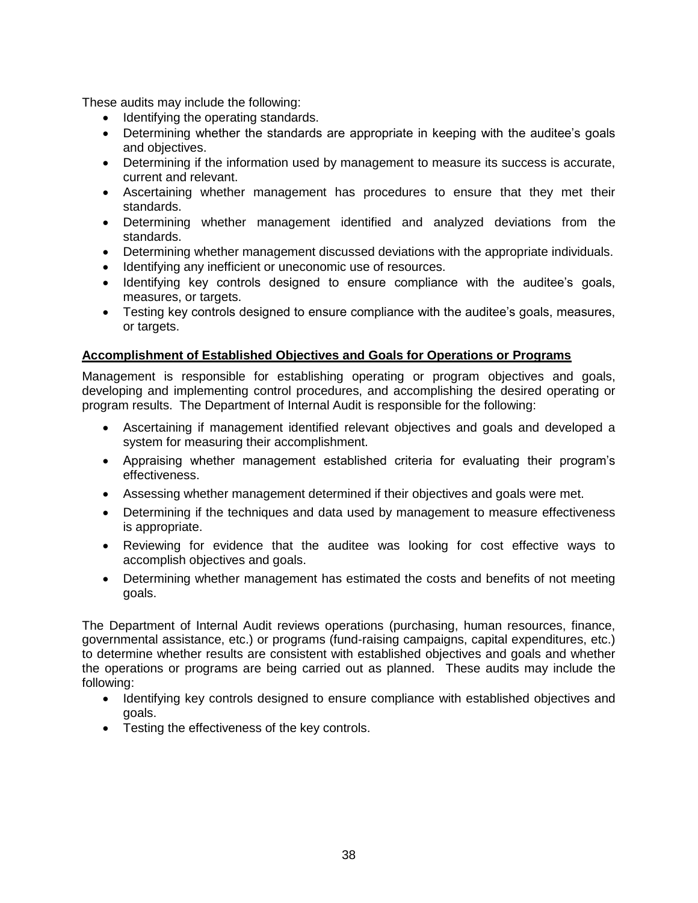These audits may include the following:

- Identifying the operating standards.
- Determining whether the standards are appropriate in keeping with the auditee's goals and objectives.
- Determining if the information used by management to measure its success is accurate, current and relevant.
- Ascertaining whether management has procedures to ensure that they met their standards.
- Determining whether management identified and analyzed deviations from the standards.
- Determining whether management discussed deviations with the appropriate individuals.
- Identifying any inefficient or uneconomic use of resources.
- Identifying key controls designed to ensure compliance with the auditee's goals, measures, or targets.
- Testing key controls designed to ensure compliance with the auditee's goals, measures, or targets.

**Accomplishment of Established Objectives and Goals for Operations or Programs**

Management is responsible for establishing operating or program objectives and goals, developing and implementing control procedures, and accomplishing the desired operating or program results. The Department of Internal Audit is responsible for the following:

- Ascertaining if management identified relevant objectives and goals and developed a system for measuring their accomplishment.
- Appraising whether management established criteria for evaluating their program's effectiveness.
- Assessing whether management determined if their objectives and goals were met.
- Determining if the techniques and data used by management to measure effectiveness is appropriate.
- Reviewing for evidence that the auditee was looking for cost effective ways to accomplish objectives and goals.
- Determining whether management has estimated the costs and benefits of not meeting goals.

The Department of Internal Audit reviews operations (purchasing, human resources, finance, governmental assistance, etc.) or programs (fund-raising campaigns, capital expenditures, etc.) to determine whether results are consistent with established objectives and goals and whether the operations or programs are being carried out as planned. These audits may include the following:

- Identifying key controls designed to ensure compliance with established objectives and goals.
- Testing the effectiveness of the key controls.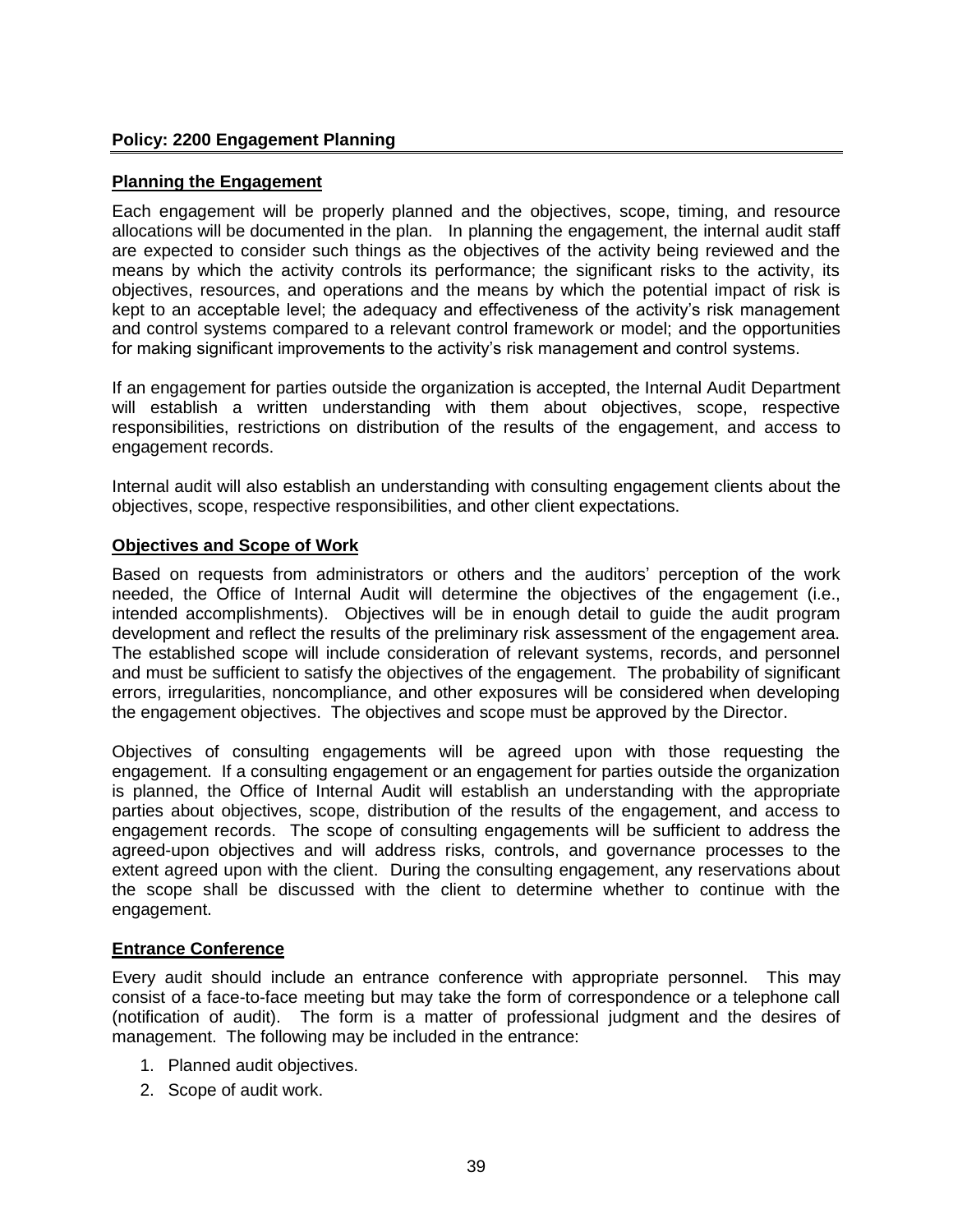## Policy: 2200 Engagement Planning

### Planning the Engagement

Each engagement will be properly planned and the objectives, scope, timing, and resource allocations will be documented in the plan. In planning the engagement, the internal audit staff are expected to consider such things as the objectives of the activity being reviewed and the means by which the activity controls its performance; the significant risks to the activity, its objectives, resources, and operations and the means by which the potential impact of risk is kept to an acceptable level; the adequacy and effectiveness of the activity's risk management and control systems compared to a relevant control framework or model; and the opportunities for making significant improvements to the activity's risk management and control systems.

If an engagement for parties outside the organization is accepted, the Internal Audit Department will establish a written understanding with them about objectives, scope, respective responsibilities, restrictions on distribution of the results of the engagement, and access to engagement records.

Internal audit will also establish an understanding with consulting engagement clients about the objectives, scope, respective responsibilities, and other client expectations.

### Objectives and Scope of Work

Based on requests from administrators or others and the auditors' perception of the work needed, the Office of Internal Audit will determine the objectives of the engagement (i.e., intended accomplishments). Objectives will be in enough detail to guide the audit program development and reflect the results of the preliminary risk assessment of the engagement area. The established scope will include consideration of relevant systems, records, and personnel and must be sufficient to satisfy the objectives of the engagement. The probability of significant errors, irregularities, noncompliance, and other exposures will be considered when developing the engagement objectives. The objectives and scope must be approved by the Director.

Objectives of consulting engagements will be agreed upon with those requesting the engagement. If a consulting engagement or an engagement for parties outside the organization is planned, the Office of Internal Audit will establish an understanding with the appropriate parties about objectives, scope, distribution of the results of the engagement, and access to engagement records. The scope of consulting engagements will be sufficient to address the agreed-upon objectives and will address risks, controls, and governance processes to the extent agreed upon with the client. During the consulting engagement, any reservations about the scope shall be discussed with the client to determine whether to continue with the engagement.

### Entrance Conference

Every audit should include an entrance conference with appropriate personnel. This may consist of a face-to-face meeting but may take the form of correspondence or a telephone call (notification of audit). The form is a matter of professional judgment and the desires of management. The following may be included in the entrance:

1. Planned audit objectives.
2. Scope of audit work.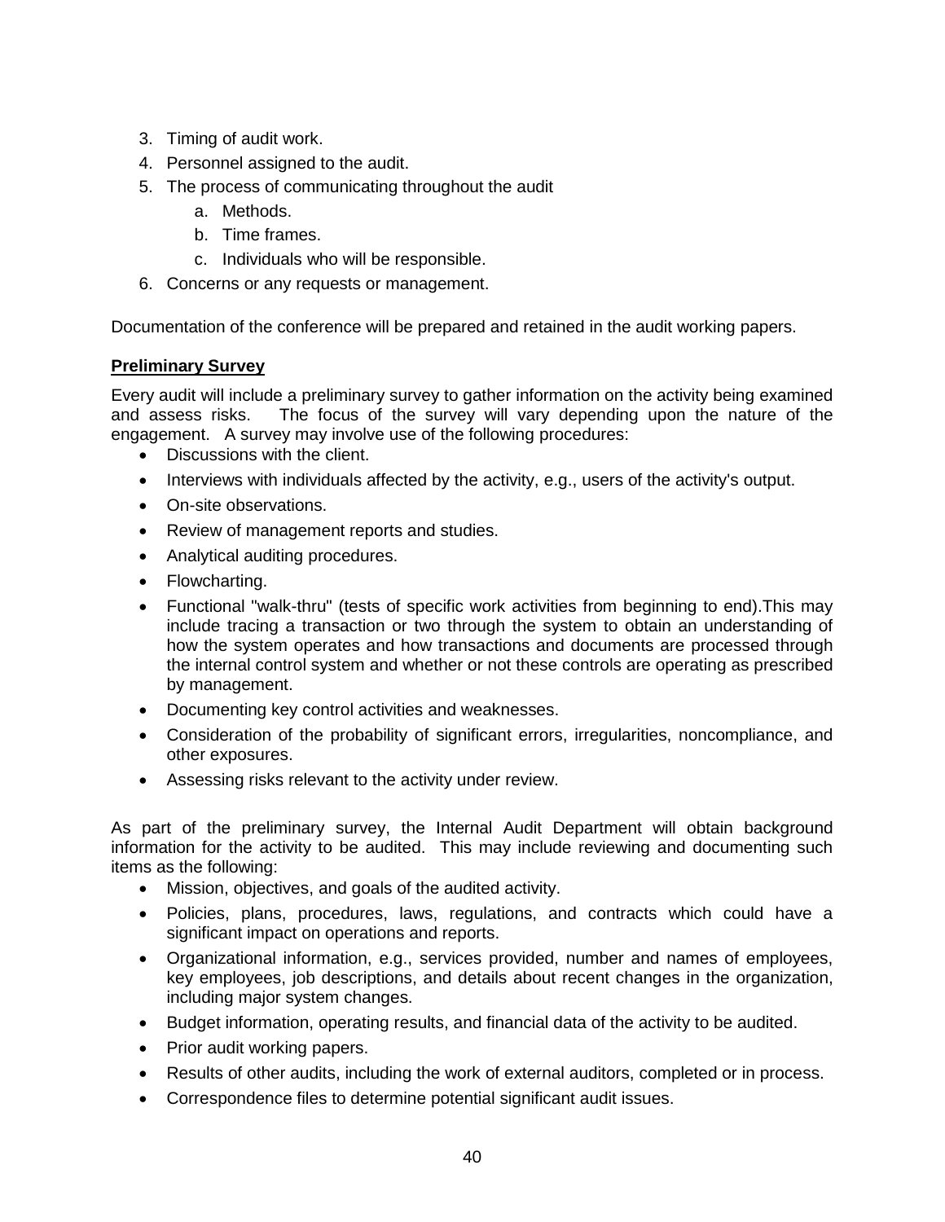3. Timing of audit work.
4. Personnel assigned to the audit.
5. The process of communicating throughout the audit
    a. Methods.
    b. Time frames.
    c. Individuals who will be responsible.
6. Concerns or any requests or management.

Documentation of the conference will be prepared and retained in the audit working papers.

**Preliminary Survey**

Every audit will include a preliminary survey to gather information on the activity being examined and assess risks. The focus of the survey will vary depending upon the nature of the engagement. A survey may involve use of the following procedures:

- Discussions with the client.
- Interviews with individuals affected by the activity, e.g., users of the activity's output.
- On-site observations.
- Review of management reports and studies.
- Analytical auditing procedures.
- Flowcharting.
- Functional "walk-thru" (tests of specific work activities from beginning to end).This may include tracing a transaction or two through the system to obtain an understanding of how the system operates and how transactions and documents are processed through the internal control system and whether or not these controls are operating as prescribed by management.
- Documenting key control activities and weaknesses.
- Consideration of the probability of significant errors, irregularities, noncompliance, and other exposures.
- Assessing risks relevant to the activity under review.

As part of the preliminary survey, the Internal Audit Department will obtain background information for the activity to be audited. This may include reviewing and documenting such items as the following:

- Mission, objectives, and goals of the audited activity.
- Policies, plans, procedures, laws, regulations, and contracts which could have a significant impact on operations and reports.
- Organizational information, e.g., services provided, number and names of employees, key employees, job descriptions, and details about recent changes in the organization, including major system changes.
- Budget information, operating results, and financial data of the activity to be audited.
- Prior audit working papers.
- Results of other audits, including the work of external auditors, completed or in process.
- Correspondence files to determine potential significant audit issues.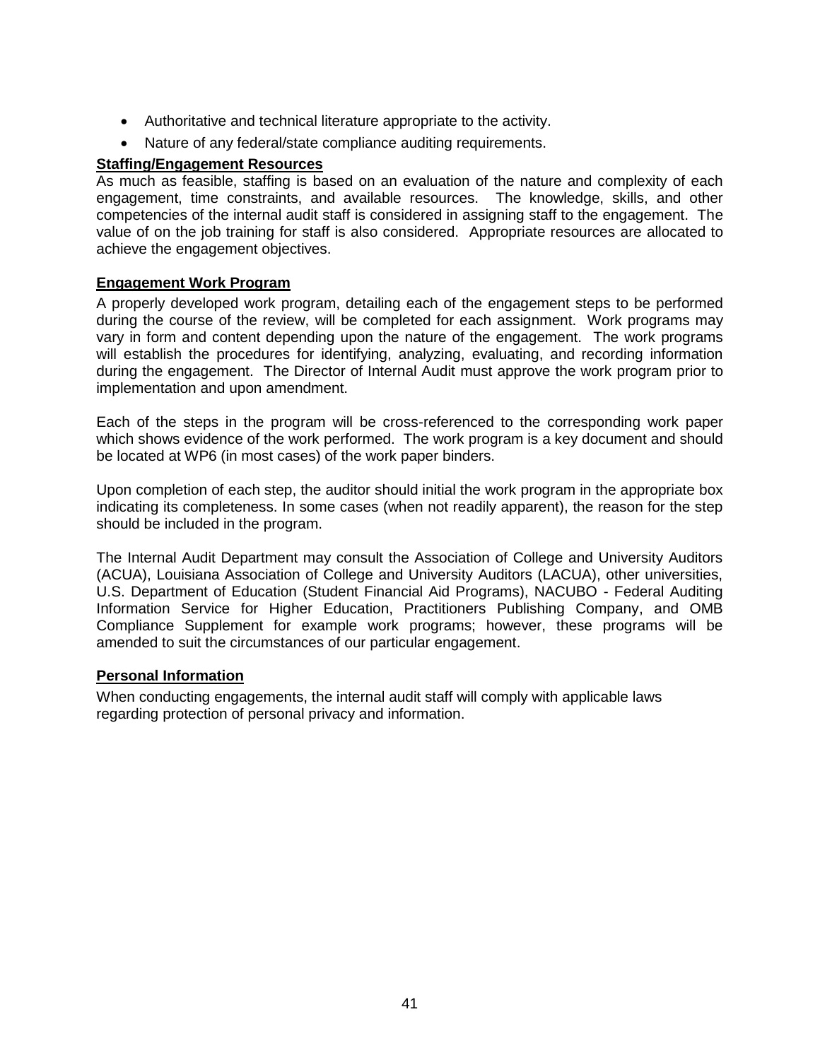- Authoritative and technical literature appropriate to the activity.
- Nature of any federal/state compliance auditing requirements.

**Staffing/Engagement Resources**

As much as feasible, staffing is based on an evaluation of the nature and complexity of each engagement, time constraints, and available resources. The knowledge, skills, and other competencies of the internal audit staff is considered in assigning staff to the engagement. The value of on the job training for staff is also considered. Appropriate resources are allocated to achieve the engagement objectives.

**Engagement Work Program**

A properly developed work program, detailing each of the engagement steps to be performed during the course of the review, will be completed for each assignment. Work programs may vary in form and content depending upon the nature of the engagement. The work programs will establish the procedures for identifying, analyzing, evaluating, and recording information during the engagement. The Director of Internal Audit must approve the work program prior to implementation and upon amendment.

Each of the steps in the program will be cross-referenced to the corresponding work paper which shows evidence of the work performed. The work program is a key document and should be located at WP6 (in most cases) of the work paper binders.

Upon completion of each step, the auditor should initial the work program in the appropriate box indicating its completeness. In some cases (when not readily apparent), the reason for the step should be included in the program.

The Internal Audit Department may consult the Association of College and University Auditors (ACUA), Louisiana Association of College and University Auditors (LACUA), other universities, U.S. Department of Education (Student Financial Aid Programs), NACUBO - Federal Auditing Information Service for Higher Education, Practitioners Publishing Company, and OMB Compliance Supplement for example work programs; however, these programs will be amended to suit the circumstances of our particular engagement.

**Personal Information**

When conducting engagements, the internal audit staff will comply with applicable laws regarding protection of personal privacy and information.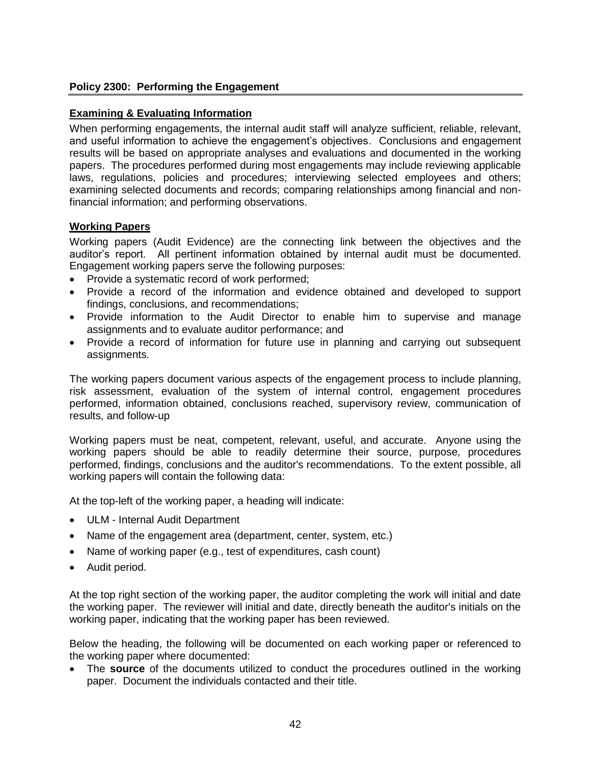## Policy 2300: Performing the Engagement

### Examining & Evaluating Information

When performing engagements, the internal audit staff will analyze sufficient, reliable, relevant, and useful information to achieve the engagement's objectives. Conclusions and engagement results will be based on appropriate analyses and evaluations and documented in the working papers. The procedures performed during most engagements may include reviewing applicable laws, regulations, policies and procedures; interviewing selected employees and others; examining selected documents and records; comparing relationships among financial and non-financial information; and performing observations.

### Working Papers

Working papers (Audit Evidence) are the connecting link between the objectives and the auditor's report. All pertinent information obtained by internal audit must be documented. Engagement working papers serve the following purposes:

- Provide a systematic record of work performed;
- Provide a record of the information and evidence obtained and developed to support findings, conclusions, and recommendations;
- Provide information to the Audit Director to enable him to supervise and manage assignments and to evaluate auditor performance; and
- Provide a record of information for future use in planning and carrying out subsequent assignments.

The working papers document various aspects of the engagement process to include planning, risk assessment, evaluation of the system of internal control, engagement procedures performed, information obtained, conclusions reached, supervisory review, communication of results, and follow-up

Working papers must be neat, competent, relevant, useful, and accurate. Anyone using the working papers should be able to readily determine their source, purpose, procedures performed, findings, conclusions and the auditor's recommendations. To the extent possible, all working papers will contain the following data:

At the top-left of the working paper, a heading will indicate:

- ULM - Internal Audit Department
- Name of the engagement area (department, center, system, etc.)
- Name of working paper (e.g., test of expenditures, cash count)
- Audit period.

At the top right section of the working paper, the auditor completing the work will initial and date the working paper. The reviewer will initial and date, directly beneath the auditor's initials on the working paper, indicating that the working paper has been reviewed.

Below the heading, the following will be documented on each working paper or referenced to the working paper where documented:

- The **source** of the documents utilized to conduct the procedures outlined in the working paper. Document the individuals contacted and their title.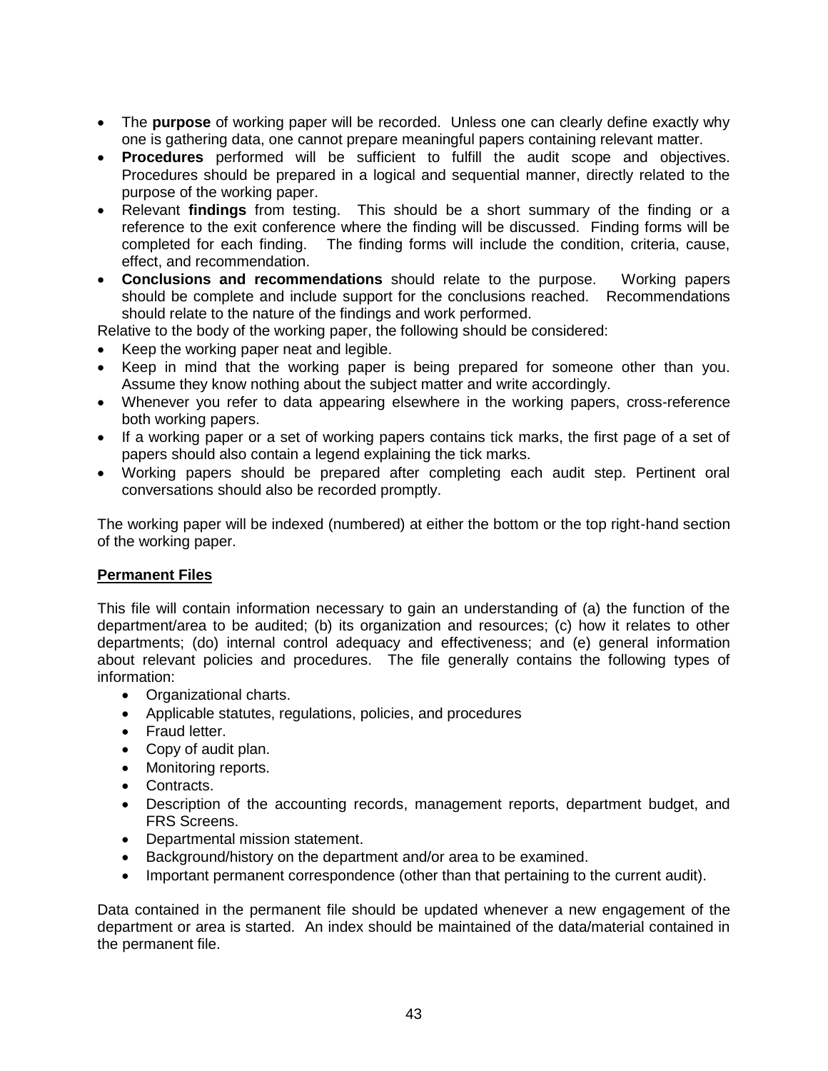- The **purpose** of working paper will be recorded. Unless one can clearly define exactly why one is gathering data, one cannot prepare meaningful papers containing relevant matter.
- **Procedures** performed will be sufficient to fulfill the audit scope and objectives. Procedures should be prepared in a logical and sequential manner, directly related to the purpose of the working paper.
- Relevant **findings** from testing. This should be a short summary of the finding or a reference to the exit conference where the finding will be discussed. Finding forms will be completed for each finding. The finding forms will include the condition, criteria, cause, effect, and recommendation.
- **Conclusions and recommendations** should relate to the purpose. Working papers should be complete and include support for the conclusions reached. Recommendations should relate to the nature of the findings and work performed.

Relative to the body of the working paper, the following should be considered:

- Keep the working paper neat and legible.
- Keep in mind that the working paper is being prepared for someone other than you. Assume they know nothing about the subject matter and write accordingly.
- Whenever you refer to data appearing elsewhere in the working papers, cross-reference both working papers.
- If a working paper or a set of working papers contains tick marks, the first page of a set of papers should also contain a legend explaining the tick marks.
- Working papers should be prepared after completing each audit step. Pertinent oral conversations should also be recorded promptly.

The working paper will be indexed (numbered) at either the bottom or the top right-hand section of the working paper.

**Permanent Files**

This file will contain information necessary to gain an understanding of (a) the function of the department/area to be audited; (b) its organization and resources; (c) how it relates to other departments; (do) internal control adequacy and effectiveness; and (e) general information about relevant policies and procedures. The file generally contains the following types of information:

- Organizational charts.
- Applicable statutes, regulations, policies, and procedures
- Fraud letter.
- Copy of audit plan.
- Monitoring reports.
- Contracts.
- Description of the accounting records, management reports, department budget, and FRS Screens.
- Departmental mission statement.
- Background/history on the department and/or area to be examined.
- Important permanent correspondence (other than that pertaining to the current audit).

Data contained in the permanent file should be updated whenever a new engagement of the department or area is started. An index should be maintained of the data/material contained in the permanent file.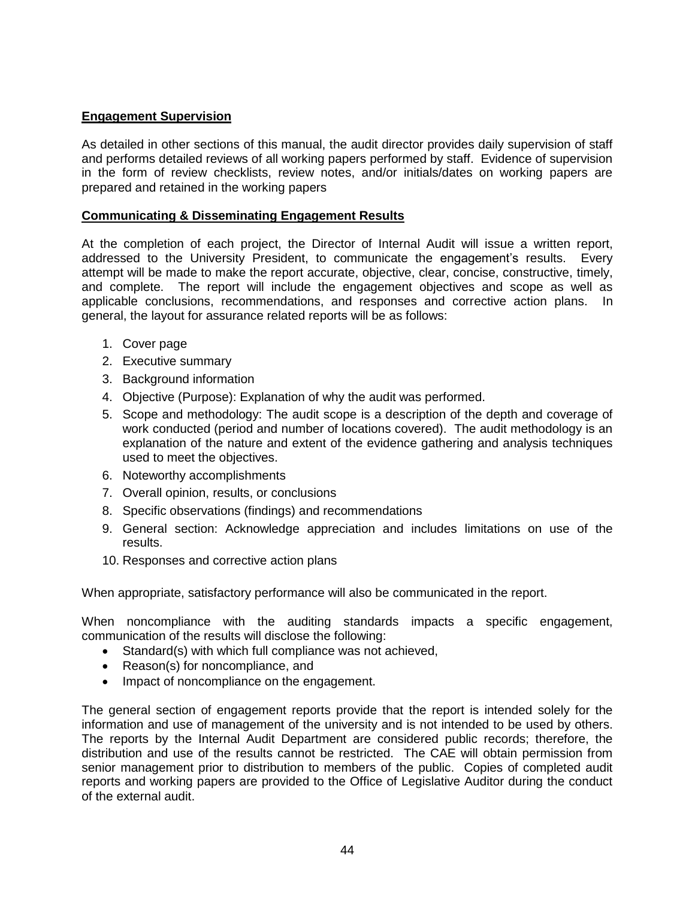## Engagement Supervision

As detailed in other sections of this manual, the audit director provides daily supervision of staff and performs detailed reviews of all working papers performed by staff. Evidence of supervision in the form of review checklists, review notes, and/or initials/dates on working papers are prepared and retained in the working papers

## Communicating & Disseminating Engagement Results

At the completion of each project, the Director of Internal Audit will issue a written report, addressed to the University President, to communicate the engagement's results. Every attempt will be made to make the report accurate, objective, clear, concise, constructive, timely, and complete. The report will include the engagement objectives and scope as well as applicable conclusions, recommendations, and responses and corrective action plans. In general, the layout for assurance related reports will be as follows:

1. Cover page
2. Executive summary
3. Background information
4. Objective (Purpose): Explanation of why the audit was performed.
5. Scope and methodology: The audit scope is a description of the depth and coverage of work conducted (period and number of locations covered). The audit methodology is an explanation of the nature and extent of the evidence gathering and analysis techniques used to meet the objectives.
6. Noteworthy accomplishments
7. Overall opinion, results, or conclusions
8. Specific observations (findings) and recommendations
9. General section: Acknowledge appreciation and includes limitations on use of the results.
10. Responses and corrective action plans

When appropriate, satisfactory performance will also be communicated in the report.

When noncompliance with the auditing standards impacts a specific engagement, communication of the results will disclose the following:

- Standard(s) with which full compliance was not achieved,
- Reason(s) for noncompliance, and
- Impact of noncompliance on the engagement.

The general section of engagement reports provide that the report is intended solely for the information and use of management of the university and is not intended to be used by others. The reports by the Internal Audit Department are considered public records; therefore, the distribution and use of the results cannot be restricted. The CAE will obtain permission from senior management prior to distribution to members of the public. Copies of completed audit reports and working papers are provided to the Office of Legislative Auditor during the conduct of the external audit.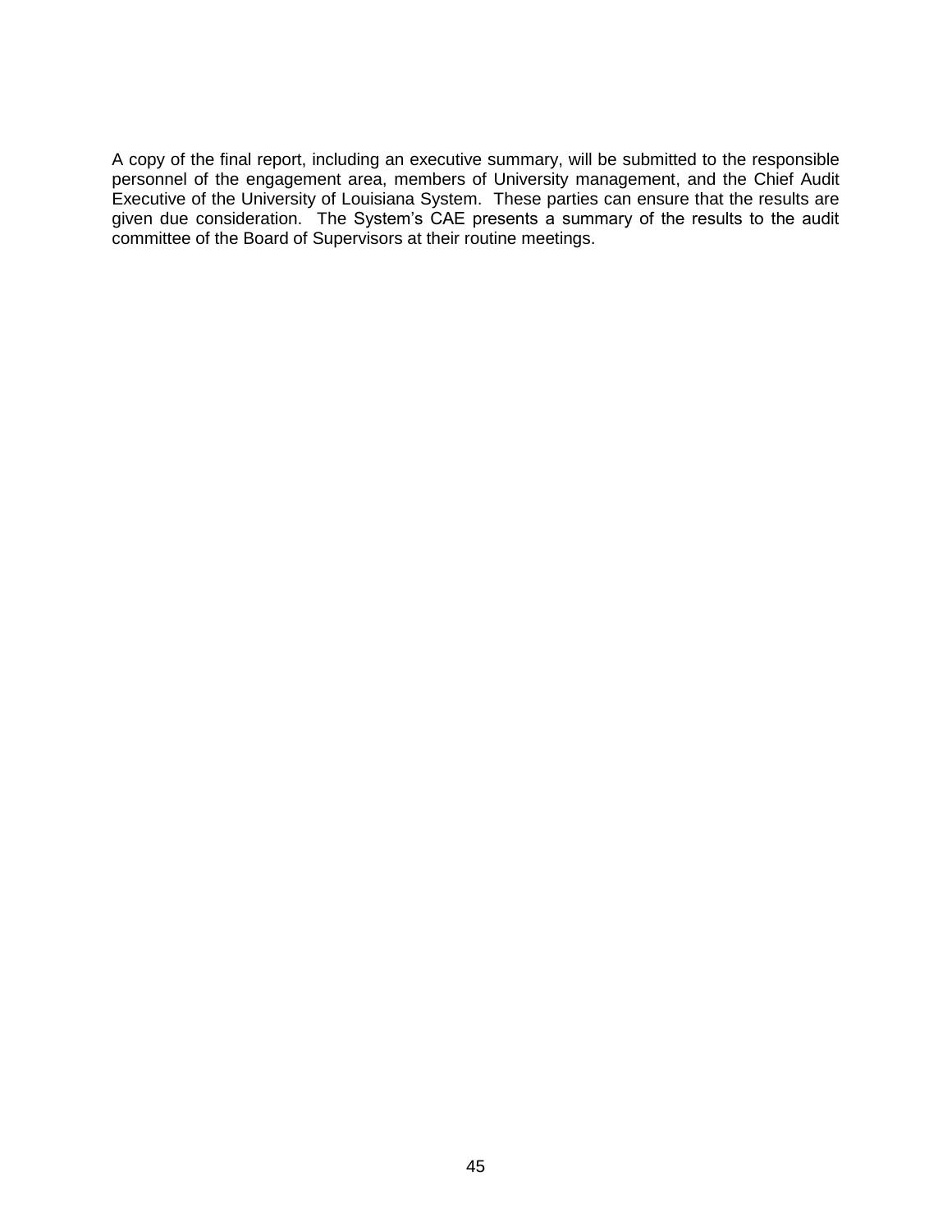A copy of the final report, including an executive summary, will be submitted to the responsible personnel of the engagement area, members of University management, and the Chief Audit Executive of the University of Louisiana System. These parties can ensure that the results are given due consideration. The System's CAE presents a summary of the results to the audit committee of the Board of Supervisors at their routine meetings.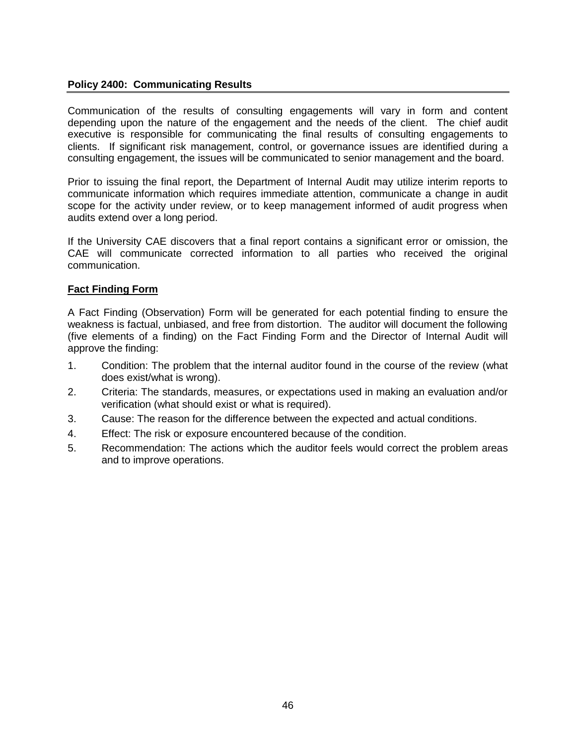**Policy 2400: Communicating Results**

Communication of the results of consulting engagements will vary in form and content depending upon the nature of the engagement and the needs of the client. The chief audit executive is responsible for communicating the final results of consulting engagements to clients. If significant risk management, control, or governance issues are identified during a consulting engagement, the issues will be communicated to senior management and the board.

Prior to issuing the final report, the Department of Internal Audit may utilize interim reports to communicate information which requires immediate attention, communicate a change in audit scope for the activity under review, or to keep management informed of audit progress when audits extend over a long period.

If the University CAE discovers that a final report contains a significant error or omission, the CAE will communicate corrected information to all parties who received the original communication.

**Fact Finding Form**

A Fact Finding (Observation) Form will be generated for each potential finding to ensure the weakness is factual, unbiased, and free from distortion. The auditor will document the following (five elements of a finding) on the Fact Finding Form and the Director of Internal Audit will approve the finding:

1. Condition: The problem that the internal auditor found in the course of the review (what does exist/what is wrong).
2. Criteria: The standards, measures, or expectations used in making an evaluation and/or verification (what should exist or what is required).
3. Cause: The reason for the difference between the expected and actual conditions.
4. Effect: The risk or exposure encountered because of the condition.
5. Recommendation: The actions which the auditor feels would correct the problem areas and to improve operations.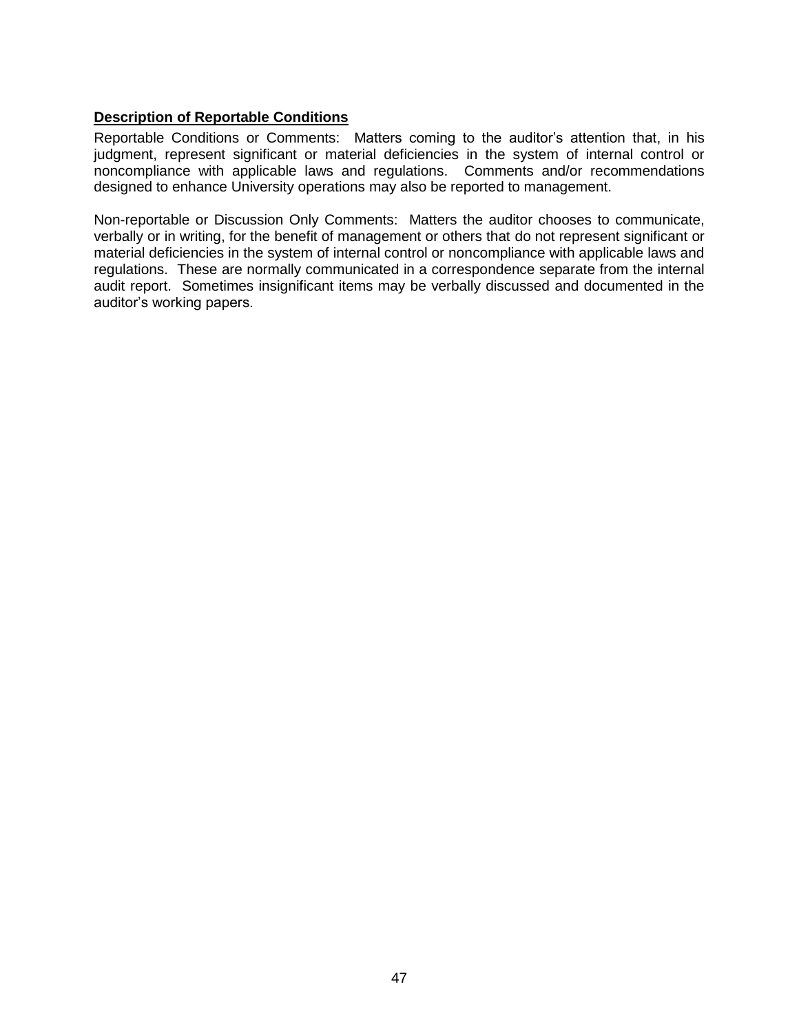**Description of Reportable Conditions**

Reportable Conditions or Comments: Matters coming to the auditor's attention that, in his judgment, represent significant or material deficiencies in the system of internal control or noncompliance with applicable laws and regulations. Comments and/or recommendations designed to enhance University operations may also be reported to management.

Non-reportable or Discussion Only Comments: Matters the auditor chooses to communicate, verbally or in writing, for the benefit of management or others that do not represent significant or material deficiencies in the system of internal control or noncompliance with applicable laws and regulations. These are normally communicated in a correspondence separate from the internal audit report. Sometimes insignificant items may be verbally discussed and documented in the auditor's working papers.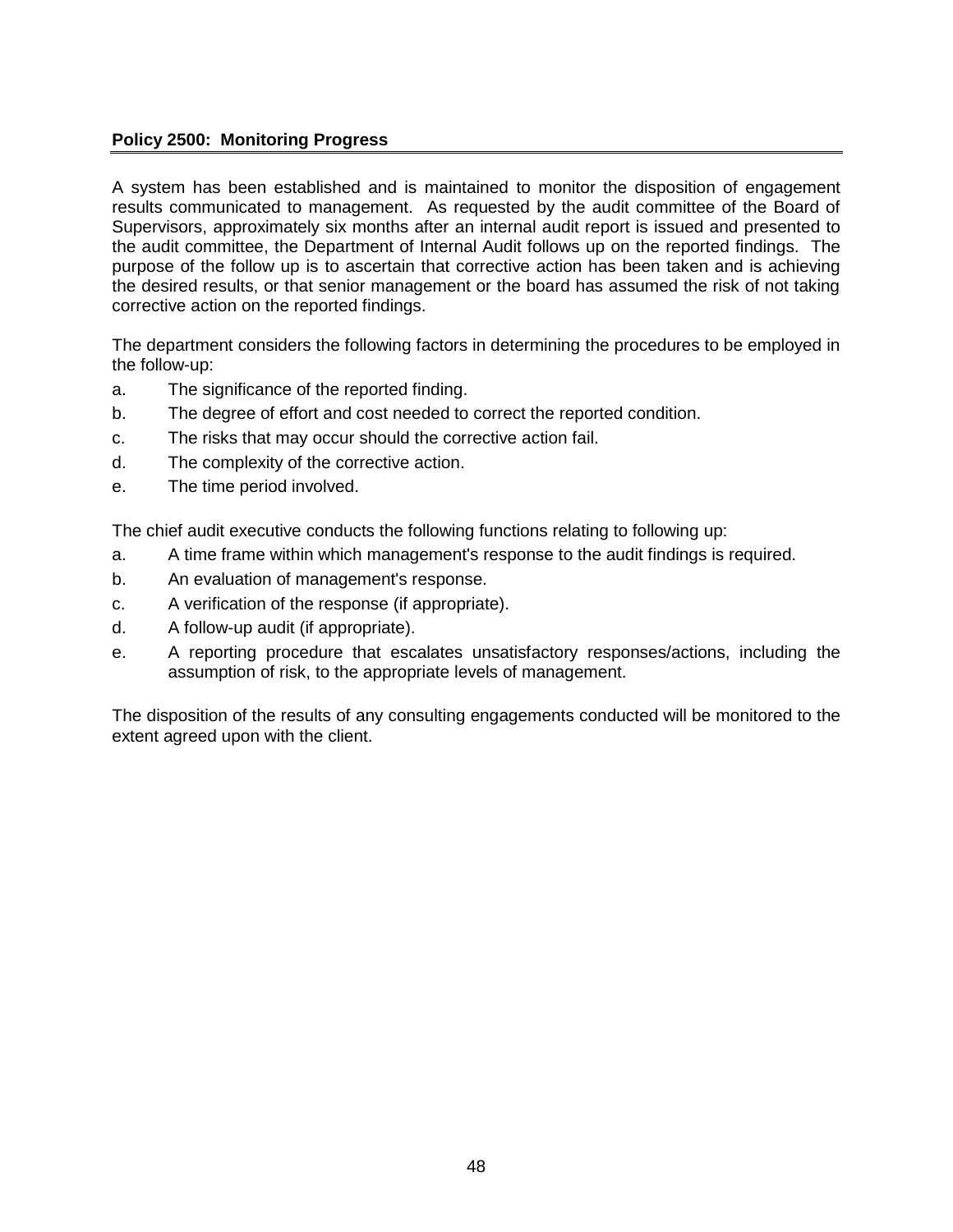## Policy 2500: Monitoring Progress

A system has been established and is maintained to monitor the disposition of engagement results communicated to management. As requested by the audit committee of the Board of Supervisors, approximately six months after an internal audit report is issued and presented to the audit committee, the Department of Internal Audit follows up on the reported findings. The purpose of the follow up is to ascertain that corrective action has been taken and is achieving the desired results, or that senior management or the board has assumed the risk of not taking corrective action on the reported findings.

The department considers the following factors in determining the procedures to be employed in the follow-up:

a. The significance of the reported finding.
b. The degree of effort and cost needed to correct the reported condition.
c. The risks that may occur should the corrective action fail.
d. The complexity of the corrective action.
e. The time period involved.

The chief audit executive conducts the following functions relating to following up:

a. A time frame within which management's response to the audit findings is required.
b. An evaluation of management's response.
c. A verification of the response (if appropriate).
d. A follow-up audit (if appropriate).
e. A reporting procedure that escalates unsatisfactory responses/actions, including the assumption of risk, to the appropriate levels of management.

The disposition of the results of any consulting engagements conducted will be monitored to the extent agreed upon with the client.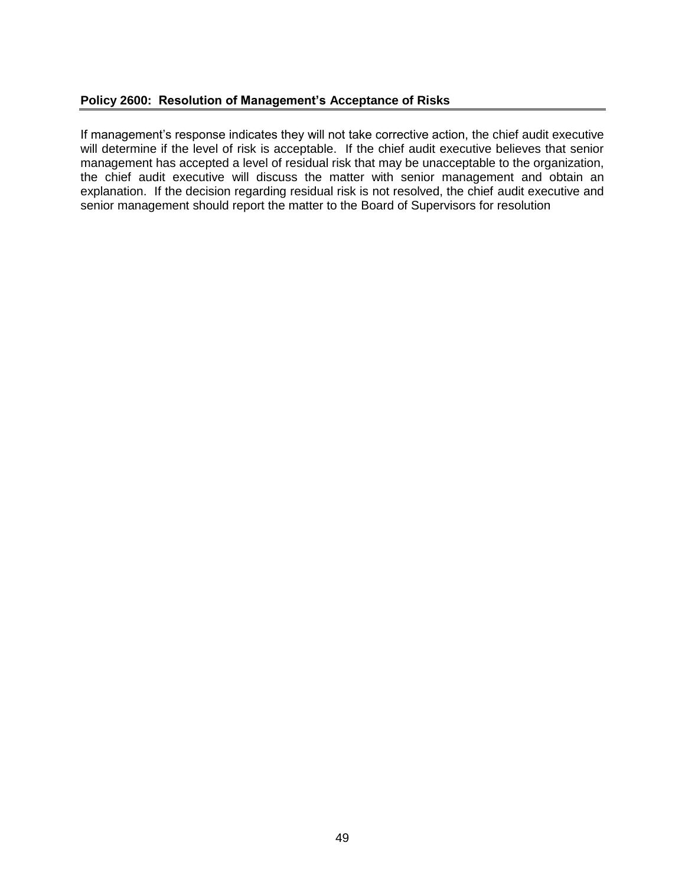## Policy 2600: Resolution of Management's Acceptance of Risks

If management's response indicates they will not take corrective action, the chief audit executive will determine if the level of risk is acceptable. If the chief audit executive believes that senior management has accepted a level of residual risk that may be unacceptable to the organization, the chief audit executive will discuss the matter with senior management and obtain an explanation. If the decision regarding residual risk is not resolved, the chief audit executive and senior management should report the matter to the Board of Supervisors for resolution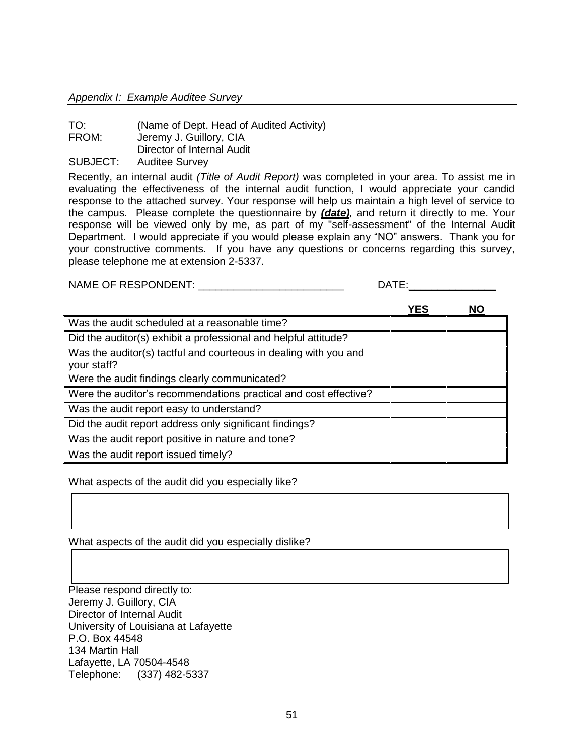*Appendix I: Example Auditee Survey*

TO: (Name of Dept. Head of Audited Activity)
FROM: Jeremy J. Guillory, CIA
Director of Internal Audit
SUBJECT: Auditee Survey

Recently, an internal audit *(Title of Audit Report)* was completed in your area. To assist me in evaluating the effectiveness of the internal audit function, I would appreciate your candid response to the attached survey. Your response will help us maintain a high level of service to the campus. Please complete the questionnaire by ***(date)***, and return it directly to me. Your response will be viewed only by me, as part of my "self-assessment" of the Internal Audit Department. I would appreciate if you would please explain any "NO" answers. Thank you for your constructive comments. If you have any questions or concerns regarding this survey, please telephone me at extension 2-5337.

NAME OF RESPONDENT: _________________________ DATE:_______________

| | **YES** | **NO** |
|---|---|---|
| Was the audit scheduled at a reasonable time? | | |
| Did the auditor(s) exhibit a professional and helpful attitude? | | |
| Was the auditor(s) tactful and courteous in dealing with you and your staff? | | |
| Were the audit findings clearly communicated? | | |
| Were the auditor's recommendations practical and cost effective? | | |
| Was the audit report easy to understand? | | |
| Did the audit report address only significant findings? | | |
| Was the audit report positive in nature and tone? | | |
| Was the audit report issued timely? | | |

What aspects of the audit did you especially like?

What aspects of the audit did you especially dislike?

Please respond directly to:
Jeremy J. Guillory, CIA
Director of Internal Audit
University of Louisiana at Lafayette
P.O. Box 44548
134 Martin Hall
Lafayette, LA 70504-4548
Telephone: (337) 482-5337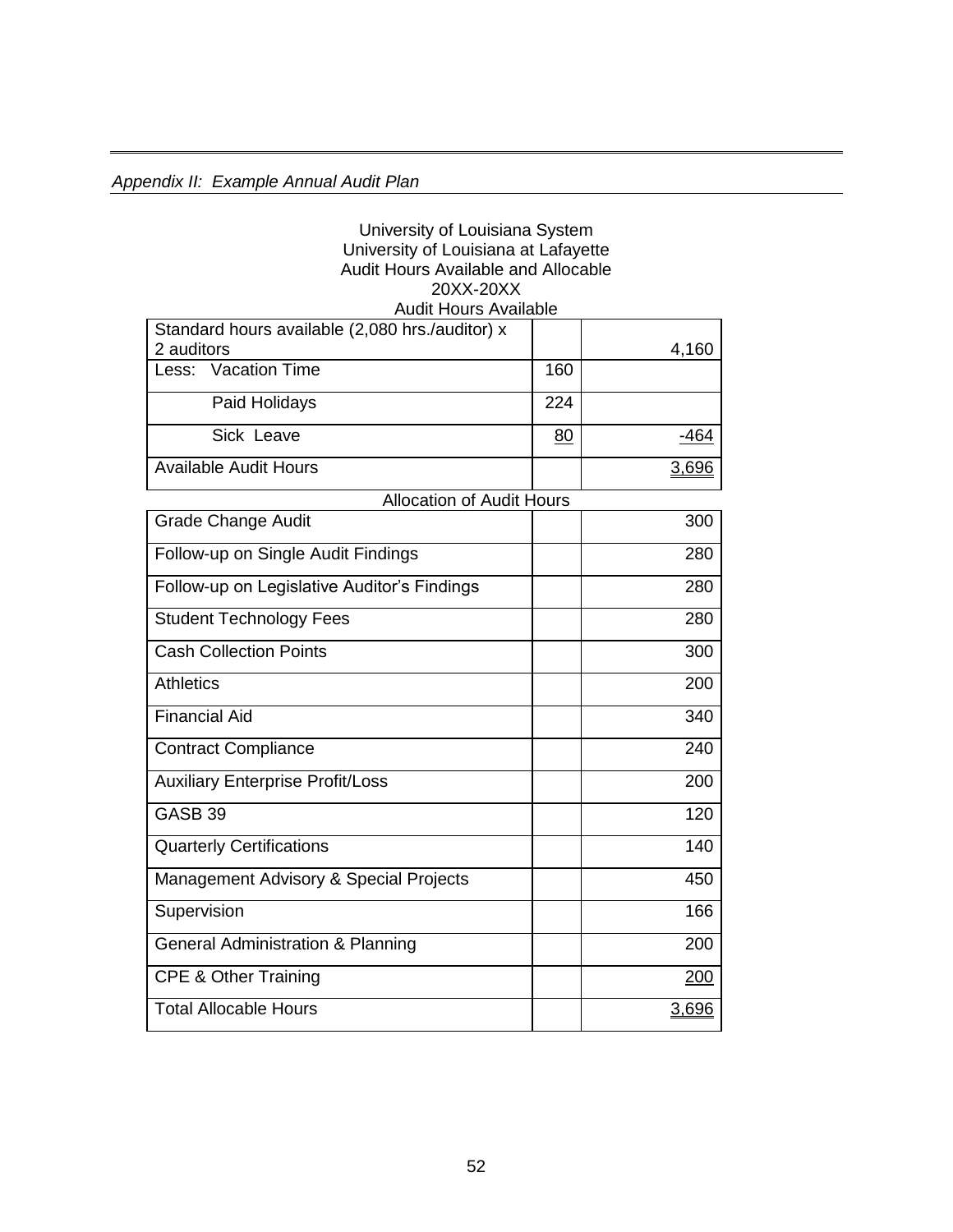*Appendix II: Example Annual Audit Plan*

University of Louisiana System
University of Louisiana at Lafayette
Audit Hours Available and Allocable
20XX-20XX

Audit Hours Available

| | | |
|---|---|---|
| Standard hours available (2,080 hrs./auditor) x 2 auditors | | 4,160 |
| Less: Vacation Time | 160 | |
| Paid Holidays | 224 | |
| Sick Leave | 80 | -464 |
| Available Audit Hours | | 3,696 |

Allocation of Audit Hours

| | | |
|---|---|---|
| Grade Change Audit | | 300 |
| Follow-up on Single Audit Findings | | 280 |
| Follow-up on Legislative Auditor's Findings | | 280 |
| Student Technology Fees | | 280 |
| Cash Collection Points | | 300 |
| Athletics | | 200 |
| Financial Aid | | 340 |
| Contract Compliance | | 240 |
| Auxiliary Enterprise Profit/Loss | | 200 |
| GASB 39 | | 120 |
| Quarterly Certifications | | 140 |
| Management Advisory & Special Projects | | 450 |
| Supervision | | 166 |
| General Administration & Planning | | 200 |
| CPE & Other Training | | 200 |
| Total Allocable Hours | | 3,696 |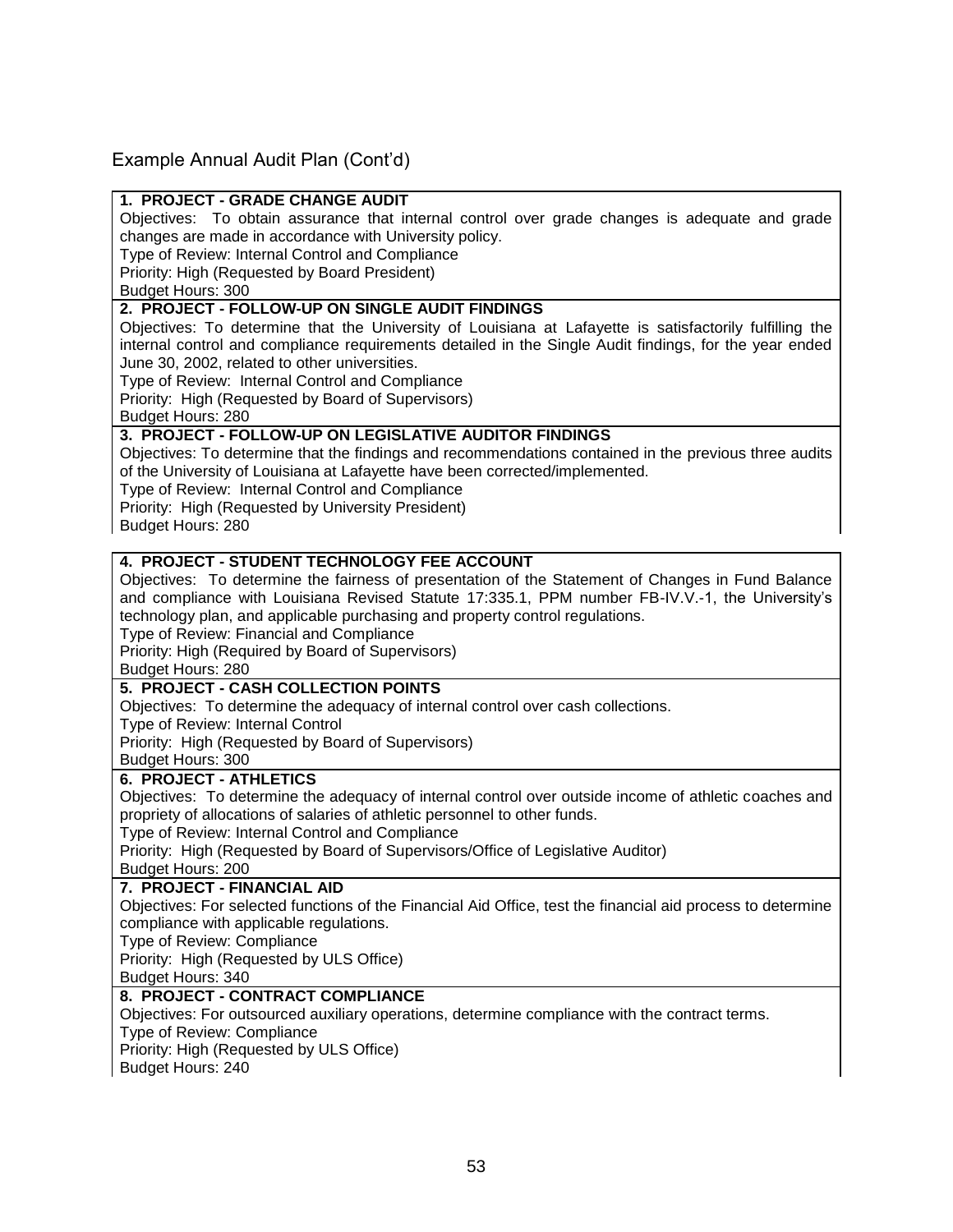Example Annual Audit Plan (Cont'd)

**1. PROJECT - GRADE CHANGE AUDIT**
Objectives: To obtain assurance that internal control over grade changes is adequate and grade changes are made in accordance with University policy.
Type of Review: Internal Control and Compliance
Priority: High (Requested by Board President)
Budget Hours: 300

**2. PROJECT - FOLLOW-UP ON SINGLE AUDIT FINDINGS**
Objectives: To determine that the University of Louisiana at Lafayette is satisfactorily fulfilling the internal control and compliance requirements detailed in the Single Audit findings, for the year ended June 30, 2002, related to other universities.
Type of Review: Internal Control and Compliance
Priority: High (Requested by Board of Supervisors)
Budget Hours: 280

**3. PROJECT - FOLLOW-UP ON LEGISLATIVE AUDITOR FINDINGS**
Objectives: To determine that the findings and recommendations contained in the previous three audits of the University of Louisiana at Lafayette have been corrected/implemented.
Type of Review: Internal Control and Compliance
Priority: High (Requested by University President)
Budget Hours: 280

**4. PROJECT - STUDENT TECHNOLOGY FEE ACCOUNT**
Objectives: To determine the fairness of presentation of the Statement of Changes in Fund Balance and compliance with Louisiana Revised Statute 17:335.1, PPM number FB-IV.V.-1, the University's technology plan, and applicable purchasing and property control regulations.
Type of Review: Financial and Compliance
Priority: High (Required by Board of Supervisors)
Budget Hours: 280

**5. PROJECT - CASH COLLECTION POINTS**
Objectives: To determine the adequacy of internal control over cash collections.
Type of Review: Internal Control
Priority: High (Requested by Board of Supervisors)
Budget Hours: 300

**6. PROJECT - ATHLETICS**
Objectives: To determine the adequacy of internal control over outside income of athletic coaches and propriety of allocations of salaries of athletic personnel to other funds.
Type of Review: Internal Control and Compliance
Priority: High (Requested by Board of Supervisors/Office of Legislative Auditor)
Budget Hours: 200

**7. PROJECT - FINANCIAL AID**
Objectives: For selected functions of the Financial Aid Office, test the financial aid process to determine compliance with applicable regulations.
Type of Review: Compliance
Priority: High (Requested by ULS Office)
Budget Hours: 340

**8. PROJECT - CONTRACT COMPLIANCE**
Objectives: For outsourced auxiliary operations, determine compliance with the contract terms.
Type of Review: Compliance
Priority: High (Requested by ULS Office)
Budget Hours: 240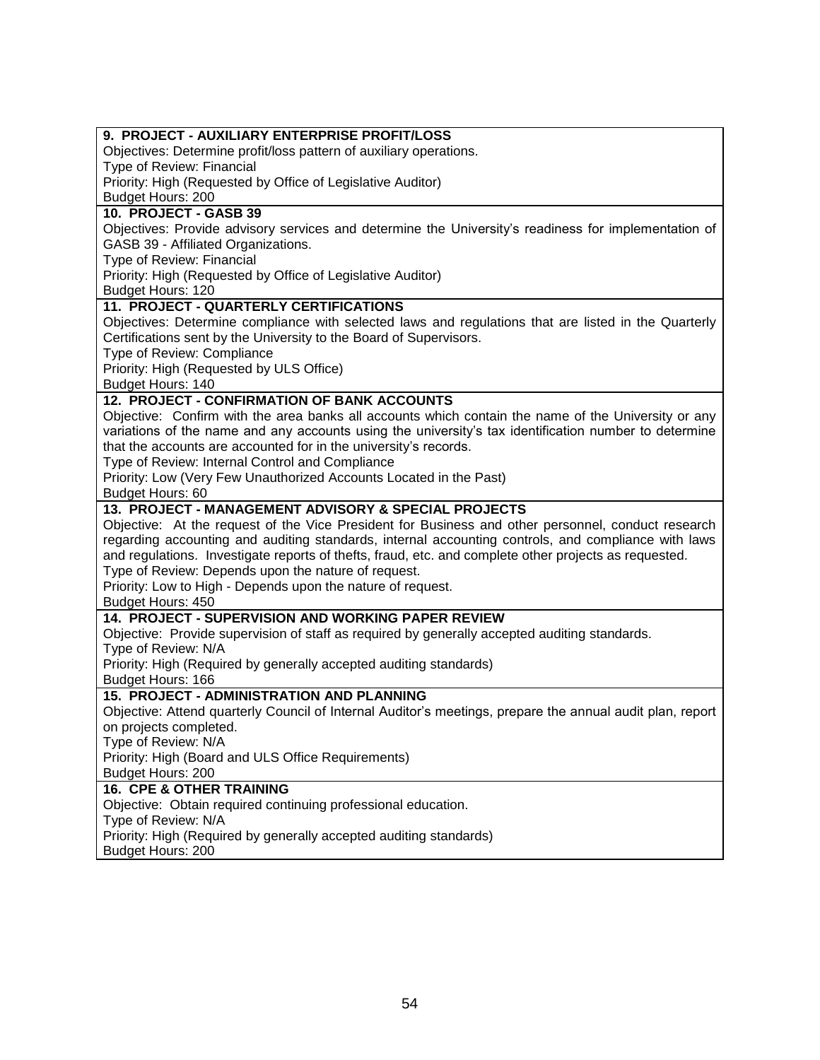**9. PROJECT - AUXILIARY ENTERPRISE PROFIT/LOSS**
Objectives: Determine profit/loss pattern of auxiliary operations.
Type of Review: Financial
Priority: High (Requested by Office of Legislative Auditor)
Budget Hours: 200

**10. PROJECT - GASB 39**
Objectives: Provide advisory services and determine the University's readiness for implementation of GASB 39 - Affiliated Organizations.
Type of Review: Financial
Priority: High (Requested by Office of Legislative Auditor)
Budget Hours: 120

**11. PROJECT - QUARTERLY CERTIFICATIONS**
Objectives: Determine compliance with selected laws and regulations that are listed in the Quarterly Certifications sent by the University to the Board of Supervisors.
Type of Review: Compliance
Priority: High (Requested by ULS Office)
Budget Hours: 140

**12. PROJECT - CONFIRMATION OF BANK ACCOUNTS**
Objective: Confirm with the area banks all accounts which contain the name of the University or any variations of the name and any accounts using the university's tax identification number to determine that the accounts are accounted for in the university's records.
Type of Review: Internal Control and Compliance
Priority: Low (Very Few Unauthorized Accounts Located in the Past)
Budget Hours: 60

**13. PROJECT - MANAGEMENT ADVISORY & SPECIAL PROJECTS**
Objective: At the request of the Vice President for Business and other personnel, conduct research regarding accounting and auditing standards, internal accounting controls, and compliance with laws and regulations. Investigate reports of thefts, fraud, etc. and complete other projects as requested.
Type of Review: Depends upon the nature of request.
Priority: Low to High - Depends upon the nature of request.
Budget Hours: 450

**14. PROJECT - SUPERVISION AND WORKING PAPER REVIEW**
Objective: Provide supervision of staff as required by generally accepted auditing standards.
Type of Review: N/A
Priority: High (Required by generally accepted auditing standards)
Budget Hours: 166

**15. PROJECT - ADMINISTRATION AND PLANNING**
Objective: Attend quarterly Council of Internal Auditor's meetings, prepare the annual audit plan, report on projects completed.
Type of Review: N/A
Priority: High (Board and ULS Office Requirements)
Budget Hours: 200

**16. CPE & OTHER TRAINING**
Objective: Obtain required continuing professional education.
Type of Review: N/A
Priority: High (Required by generally accepted auditing standards)
Budget Hours: 200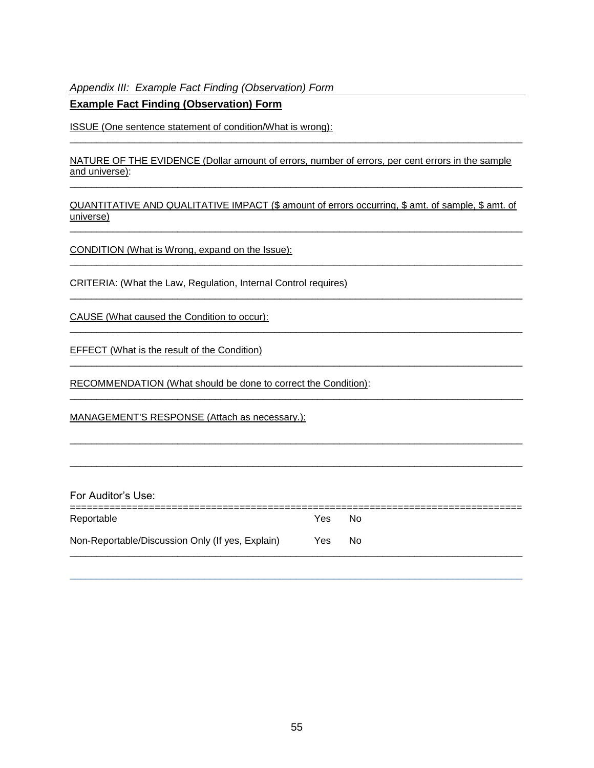*Appendix III: Example Fact Finding (Observation) Form*

**Example Fact Finding (Observation) Form**

ISSUE (One sentence statement of condition/What is wrong):

\_\_\_\_\_\_\_\_\_\_\_\_\_\_\_\_\_\_\_\_\_\_\_\_\_\_\_\_\_\_\_\_\_\_\_\_\_\_\_\_\_\_\_\_\_\_\_\_\_\_\_\_\_\_\_\_\_\_\_\_\_\_\_\_\_\_\_\_\_\_\_\_\_\_\_\_\_\_

NATURE OF THE EVIDENCE (Dollar amount of errors, number of errors, per cent errors in the sample and universe):

\_\_\_\_\_\_\_\_\_\_\_\_\_\_\_\_\_\_\_\_\_\_\_\_\_\_\_\_\_\_\_\_\_\_\_\_\_\_\_\_\_\_\_\_\_\_\_\_\_\_\_\_\_\_\_\_\_\_\_\_\_\_\_\_\_\_\_\_\_\_\_\_\_\_\_\_\_\_

QUANTITATIVE AND QUALITATIVE IMPACT ($ amount of errors occurring, $ amt. of sample, $ amt. of universe)

\_\_\_\_\_\_\_\_\_\_\_\_\_\_\_\_\_\_\_\_\_\_\_\_\_\_\_\_\_\_\_\_\_\_\_\_\_\_\_\_\_\_\_\_\_\_\_\_\_\_\_\_\_\_\_\_\_\_\_\_\_\_\_\_\_\_\_\_\_\_\_\_\_\_\_\_\_\_

CONDITION (What is Wrong, expand on the Issue):

\_\_\_\_\_\_\_\_\_\_\_\_\_\_\_\_\_\_\_\_\_\_\_\_\_\_\_\_\_\_\_\_\_\_\_\_\_\_\_\_\_\_\_\_\_\_\_\_\_\_\_\_\_\_\_\_\_\_\_\_\_\_\_\_\_\_\_\_\_\_\_\_\_\_\_\_\_\_

CRITERIA: (What the Law, Regulation, Internal Control requires)

\_\_\_\_\_\_\_\_\_\_\_\_\_\_\_\_\_\_\_\_\_\_\_\_\_\_\_\_\_\_\_\_\_\_\_\_\_\_\_\_\_\_\_\_\_\_\_\_\_\_\_\_\_\_\_\_\_\_\_\_\_\_\_\_\_\_\_\_\_\_\_\_\_\_\_\_\_\_

CAUSE (What caused the Condition to occur):

\_\_\_\_\_\_\_\_\_\_\_\_\_\_\_\_\_\_\_\_\_\_\_\_\_\_\_\_\_\_\_\_\_\_\_\_\_\_\_\_\_\_\_\_\_\_\_\_\_\_\_\_\_\_\_\_\_\_\_\_\_\_\_\_\_\_\_\_\_\_\_\_\_\_\_\_\_\_

EFFECT (What is the result of the Condition)

\_\_\_\_\_\_\_\_\_\_\_\_\_\_\_\_\_\_\_\_\_\_\_\_\_\_\_\_\_\_\_\_\_\_\_\_\_\_\_\_\_\_\_\_\_\_\_\_\_\_\_\_\_\_\_\_\_\_\_\_\_\_\_\_\_\_\_\_\_\_\_\_\_\_\_\_\_\_

RECOMMENDATION (What should be done to correct the Condition):

\_\_\_\_\_\_\_\_\_\_\_\_\_\_\_\_\_\_\_\_\_\_\_\_\_\_\_\_\_\_\_\_\_\_\_\_\_\_\_\_\_\_\_\_\_\_\_\_\_\_\_\_\_\_\_\_\_\_\_\_\_\_\_\_\_\_\_\_\_\_\_\_\_\_\_\_\_\_

MANAGEMENT'S RESPONSE (Attach as necessary.):

\_\_\_\_\_\_\_\_\_\_\_\_\_\_\_\_\_\_\_\_\_\_\_\_\_\_\_\_\_\_\_\_\_\_\_\_\_\_\_\_\_\_\_\_\_\_\_\_\_\_\_\_\_\_\_\_\_\_\_\_\_\_\_\_\_\_\_\_\_\_\_\_\_\_\_\_\_\_

\_\_\_\_\_\_\_\_\_\_\_\_\_\_\_\_\_\_\_\_\_\_\_\_\_\_\_\_\_\_\_\_\_\_\_\_\_\_\_\_\_\_\_\_\_\_\_\_\_\_\_\_\_\_\_\_\_\_\_\_\_\_\_\_\_\_\_\_\_\_\_\_\_\_\_\_\_\_

For Auditor's Use:

| | | |
|---|---|---|
| Reportable | Yes | No |
| Non-Reportable/Discussion Only (If yes, Explain) | Yes | No |

\_\_\_\_\_\_\_\_\_\_\_\_\_\_\_\_\_\_\_\_\_\_\_\_\_\_\_\_\_\_\_\_\_\_\_\_\_\_\_\_\_\_\_\_\_\_\_\_\_\_\_\_\_\_\_\_\_\_\_\_\_\_\_\_\_\_\_\_\_\_\_\_\_\_\_\_\_\_